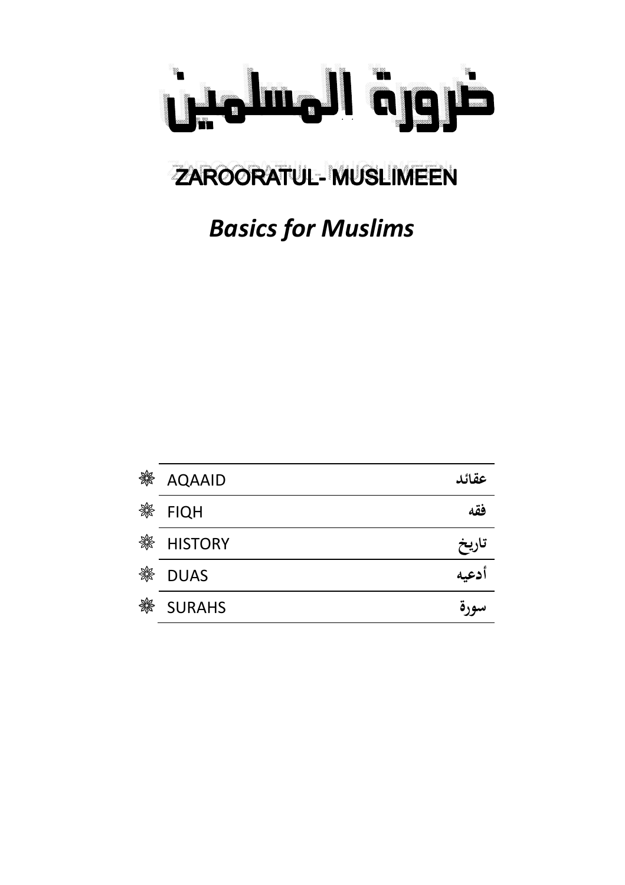# ضرورة المسلمين

## ZAROORATUL- MUSLIMEEN

## *Basics for Muslims*

| | | |
|---|---|---|
| ❋ | AQAAID | عقائد |
| ❋ | FIQH | فقه |
| ❋ | HISTORY | تاريخ |
| ❋ | DUAS | أدعيه |
| ❋ | SURAHS | سورة |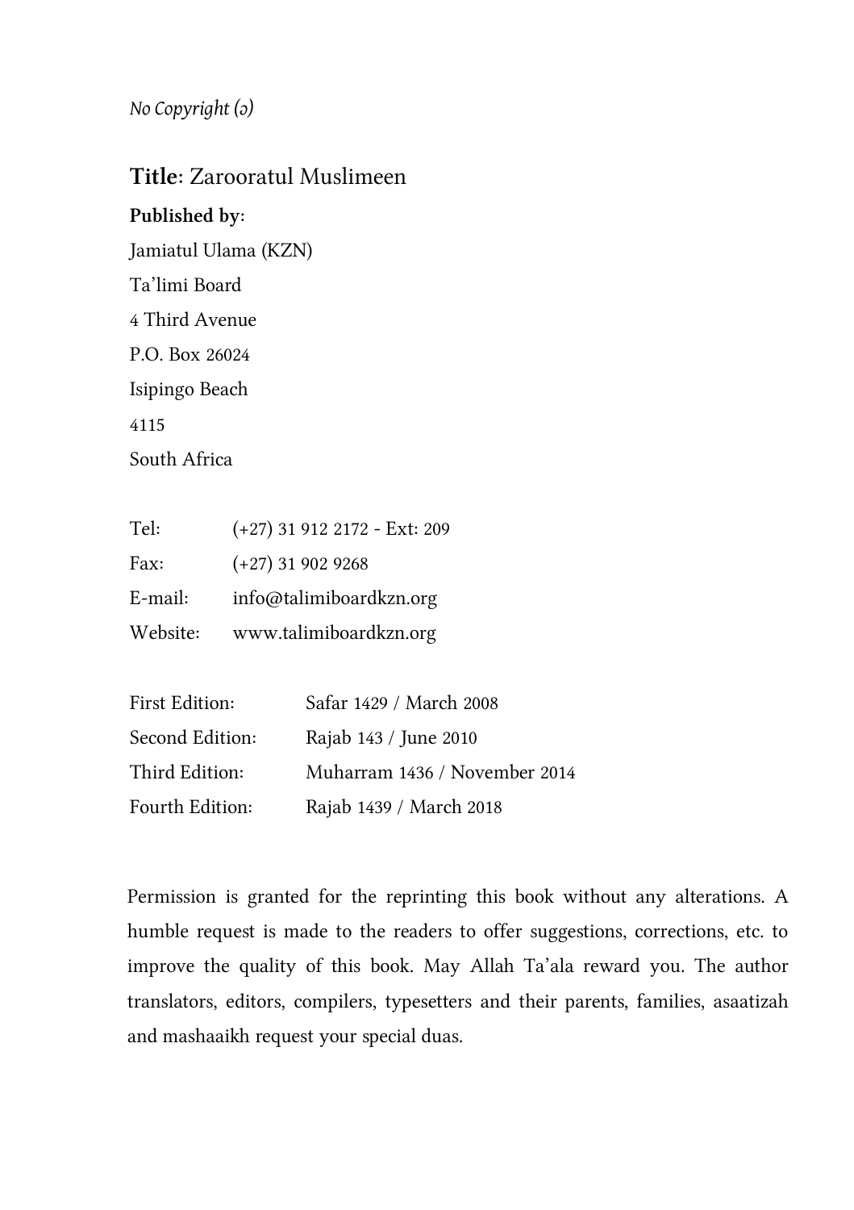*No Copyright (ɔ)*

**Title**: Zarooratul Muslimeen

**Published by**:

Jamiatul Ulama (KZN)

Ta'limi Board

4 Third Avenue

P.O. Box 26024

Isipingo Beach

4115

South Africa

| | |
|---|---|
| Tel: | (+27) 31 912 2172 - Ext: 209 |
| Fax: | (+27) 31 902 9268 |
| E-mail: | info@talimiboardkzn.org |
| Website: | www.talimiboardkzn.org |

| | |
|---|---|
| First Edition: | Safar 1429 / March 2008 |
| Second Edition: | Rajab 143 / June 2010 |
| Third Edition: | Muharram 1436 / November 2014 |
| Fourth Edition: | Rajab 1439 / March 2018 |

Permission is granted for the reprinting this book without any alterations. A humble request is made to the readers to offer suggestions, corrections, etc. to improve the quality of this book. May Allah Ta'ala reward you. The author translators, editors, compilers, typesetters and their parents, families, asaatizah and mashaaikh request your special duas.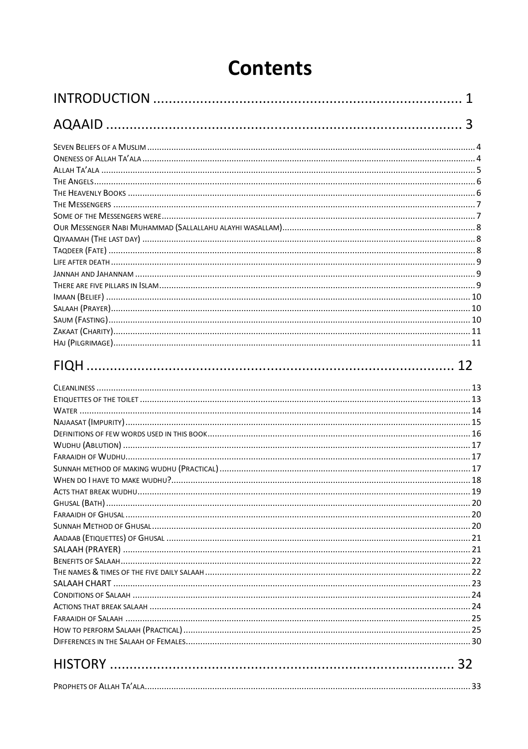# Contents

INTRODUCTION ..... 1

AQAAID ..... 3

- Seven Beliefs of a Muslim ..... 4
- Oneness of Allah Ta'ala ..... 4
- Allah Ta'ala ..... 5
- The Angels ..... 6
- The Heavenly Books ..... 6
- The Messengers ..... 7
- Some of the Messengers were ..... 7
- Our Messenger Nabi Muhammad (Sallallahu alayhi wasallam) ..... 8
- Qiyaamah (The last day) ..... 8
- Taqdeer (Fate) ..... 8
- Life after death ..... 9
- Jannah and Jahannam ..... 9
- There are five pillars in Islam ..... 9
- Imaan (Belief) ..... 10
- Salaah (Prayer) ..... 10
- Saum (Fasting) ..... 10
- Zakaat (Charity) ..... 11
- Haj (Pilgrimage) ..... 11

FIQH ..... 12

- Cleanliness ..... 13
- Etiquettes of the toilet ..... 13
- Water ..... 14
- Najaasat (Impurity) ..... 15
- Definitions of few words used in this book ..... 16
- Wudhu (Ablution) ..... 17
- Faraaidh of Wudhu ..... 17
- Sunnah method of making wudhu (Practical) ..... 17
- When do I have to make wudhu? ..... 18
- Acts that break wudhu ..... 19
- Ghusal (Bath) ..... 20
- Faraaidh of Ghusal ..... 20
- Sunnah Method of Ghusal ..... 20
- Aadaab (Etiquettes) of Ghusal ..... 21
- SALAAH (PRAYER) ..... 21
- Benefits of Salaah ..... 22
- The names & times of the five daily salaah ..... 22
- SALAAH CHART ..... 23
- Conditions of Salaah ..... 24
- Actions that break salaah ..... 24
- Faraaidh of Salaah ..... 25
- How to perform Salaah (Practical) ..... 25
- Differences in the Salaah of Females ..... 30

HISTORY ..... 32

- Prophets of Allah Ta'ala ..... 33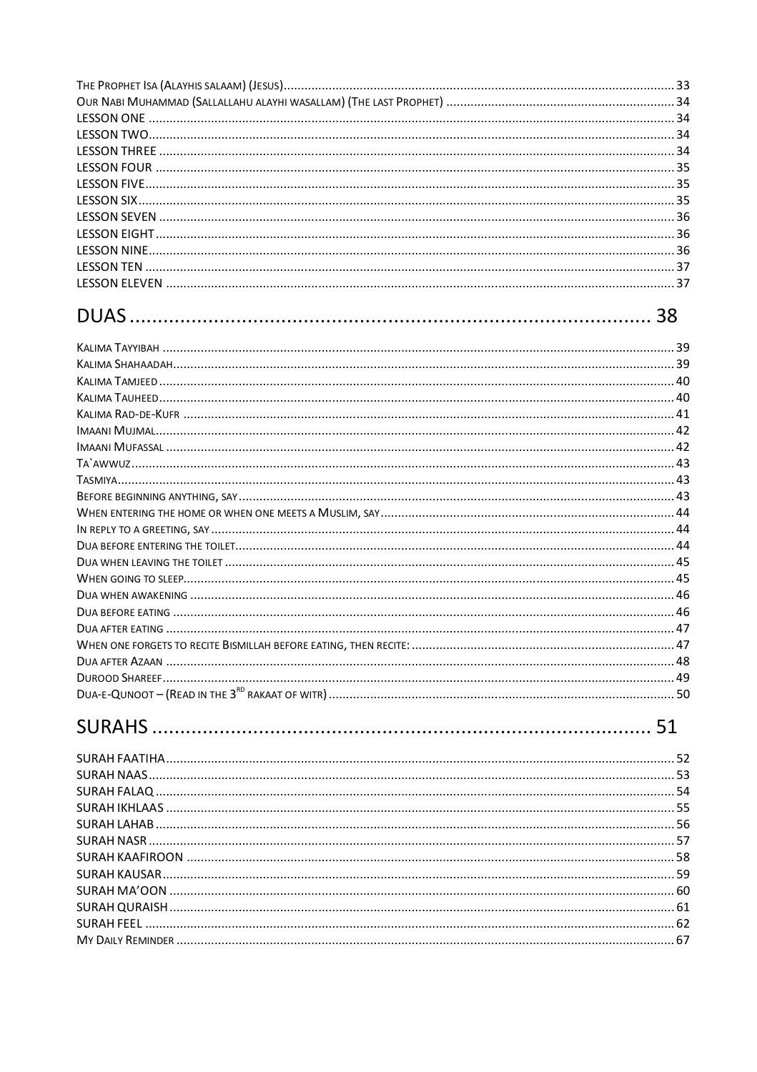The Prophet Isa (Alayhis salaam) (Jesus) ... 33
Our Nabi Muhammad (Sallallahu alayhi wasallam) (The last Prophet) ... 34
LESSON ONE ... 34
LESSON TWO ... 34
LESSON THREE ... 34
LESSON FOUR ... 35
LESSON FIVE ... 35
LESSON SIX ... 35
LESSON SEVEN ... 36
LESSON EIGHT ... 36
LESSON NINE ... 36
LESSON TEN ... 37
LESSON ELEVEN ... 37

# DUAS ... 38

Kalima Tayyibah ... 39
Kalima Shahaadah ... 39
Kalima Tamjeed ... 40
Kalima Tauheed ... 40
Kalima Rad-de-Kufr ... 41
Imaani Mujmal ... 42
Imaani Mufassal ... 42
Ta`awwuz ... 43
Tasmiya ... 43
Before beginning anything, say ... 43
When entering the home or when one meets a Muslim, say ... 44
In reply to a greeting, say ... 44
Dua before entering the toilet ... 44
Dua when leaving the toilet ... 45
When going to sleep ... 45
Dua when awakening ... 46
Dua before eating ... 46
Dua after eating ... 47
When one forgets to recite Bismillah before eating, then recite: ... 47
Dua after Azaan ... 48
Durood Shareef ... 49
Dua-e-Qunoot – (Read in the 3rd rakaat of witr) ... 50

# SURAHS ... 51

SURAH FAATIHA ... 52
SURAH NAAS ... 53
SURAH FALAQ ... 54
SURAH IKHLAAS ... 55
SURAH LAHAB ... 56
SURAH NASR ... 57
SURAH KAAFIROON ... 58
SURAH KAUSAR ... 59
SURAH MA'OON ... 60
SURAH QURAISH ... 61
SURAH FEEL ... 62
My Daily Reminder ... 67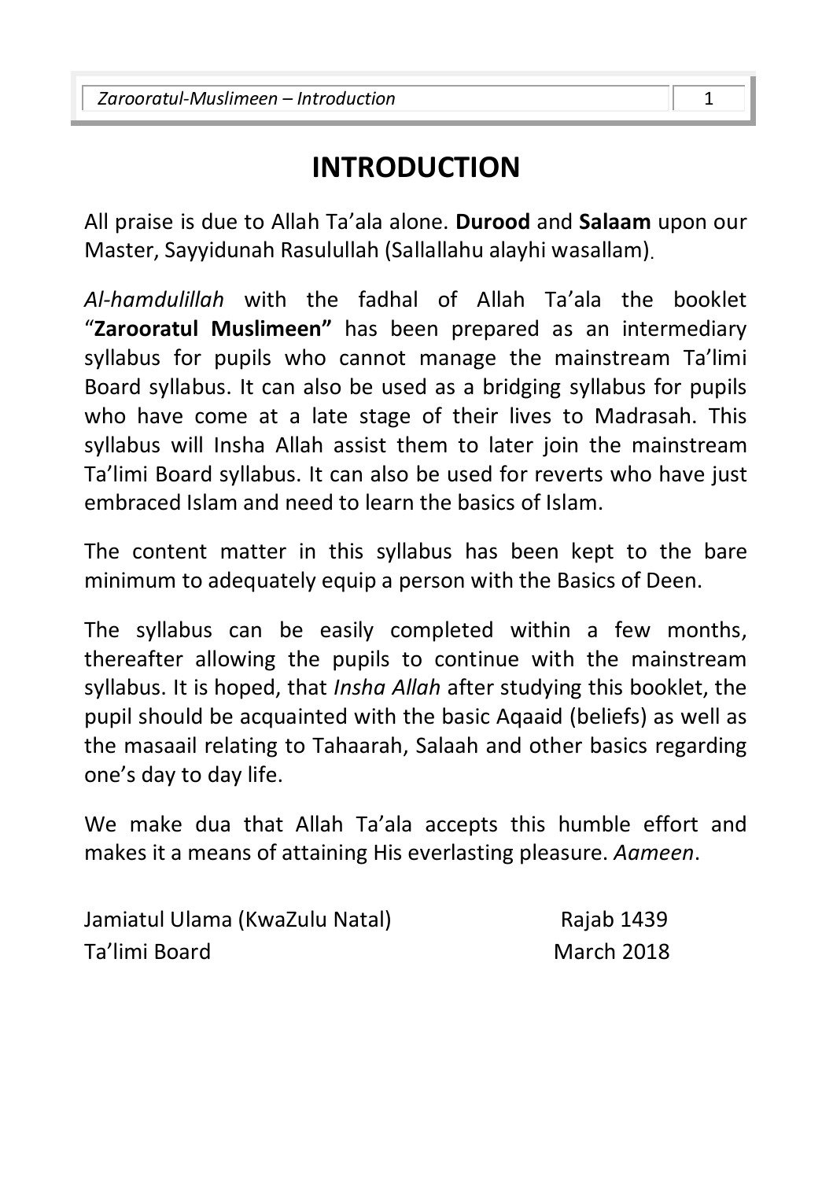# INTRODUCTION

All praise is due to Allah Ta'ala alone. **Durood** and **Salaam** upon our Master, Sayyidunah Rasulullah (Sallallahu alayhi wasallam).

*Al-hamdulillah* with the fadhal of Allah Ta'ala the booklet "**Zarooratul Muslimeen"** has been prepared as an intermediary syllabus for pupils who cannot manage the mainstream Ta'limi Board syllabus. It can also be used as a bridging syllabus for pupils who have come at a late stage of their lives to Madrasah. This syllabus will Insha Allah assist them to later join the mainstream Ta'limi Board syllabus. It can also be used for reverts who have just embraced Islam and need to learn the basics of Islam.

The content matter in this syllabus has been kept to the bare minimum to adequately equip a person with the Basics of Deen.

The syllabus can be easily completed within a few months, thereafter allowing the pupils to continue with the mainstream syllabus. It is hoped, that *Insha Allah* after studying this booklet, the pupil should be acquainted with the basic Aqaaid (beliefs) as well as the masaail relating to Tahaarah, Salaah and other basics regarding one's day to day life.

We make dua that Allah Ta'ala accepts this humble effort and makes it a means of attaining His everlasting pleasure. *Aameen*.

Jamiatul Ulama (KwaZulu Natal) — Rajab 1439
Ta'limi Board — March 2018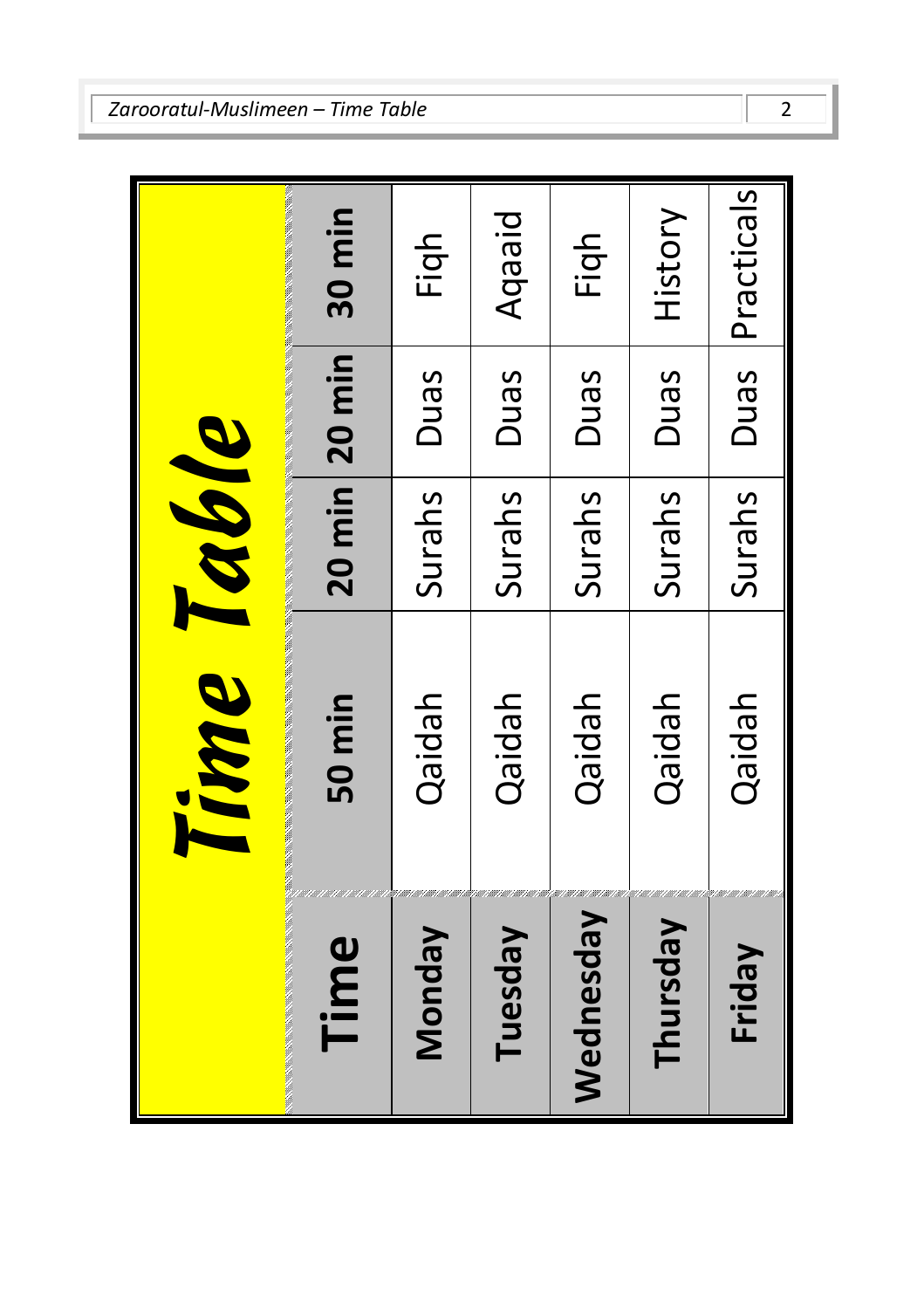# Time Table

| Time | 50 min | 20 min | 20 min | 30 min |
|---|---|---|---|---|
| **Monday** | Qaidah | Surahs | Duas | Fiqh |
| **Tuesday** | Qaidah | Surahs | Duas | Aqaaid |
| **Wednesday** | Qaidah | Surahs | Duas | Fiqh |
| **Thursday** | Qaidah | Surahs | Duas | History |
| **Friday** | Qaidah | Surahs | Duas | Practicals |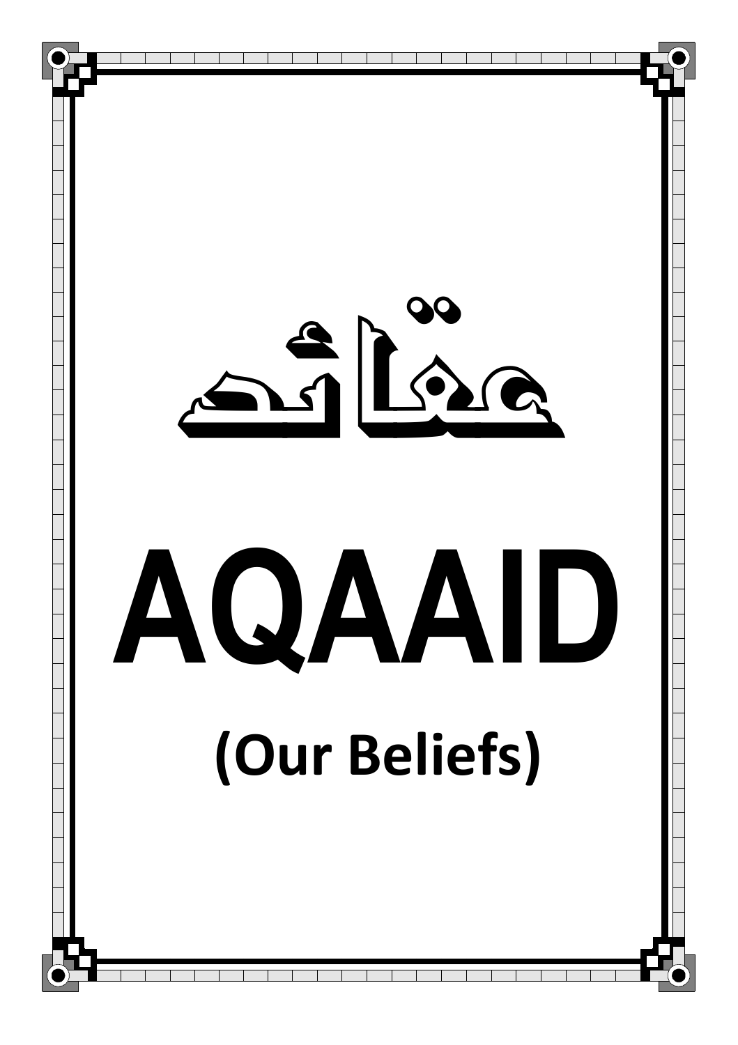# عقائد

# AQAAID

## (Our Beliefs)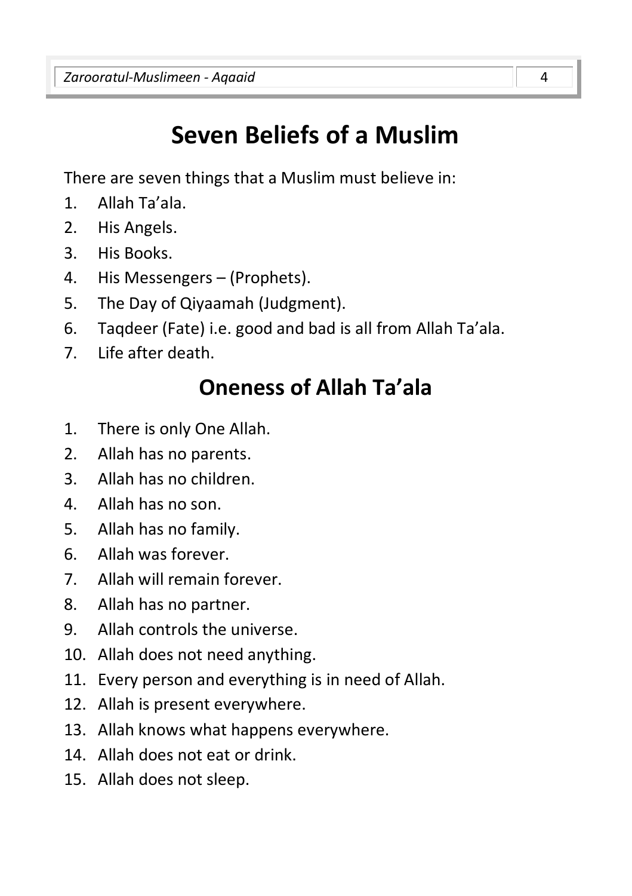# Seven Beliefs of a Muslim

There are seven things that a Muslim must believe in:

1. Allah Ta'ala.
2. His Angels.
3. His Books.
4. His Messengers – (Prophets).
5. The Day of Qiyaamah (Judgment).
6. Taqdeer (Fate) i.e. good and bad is all from Allah Ta'ala.
7. Life after death.

## Oneness of Allah Ta'ala

1. There is only One Allah.
2. Allah has no parents.
3. Allah has no children.
4. Allah has no son.
5. Allah has no family.
6. Allah was forever.
7. Allah will remain forever.
8. Allah has no partner.
9. Allah controls the universe.
10. Allah does not need anything.
11. Every person and everything is in need of Allah.
12. Allah is present everywhere.
13. Allah knows what happens everywhere.
14. Allah does not eat or drink.
15. Allah does not sleep.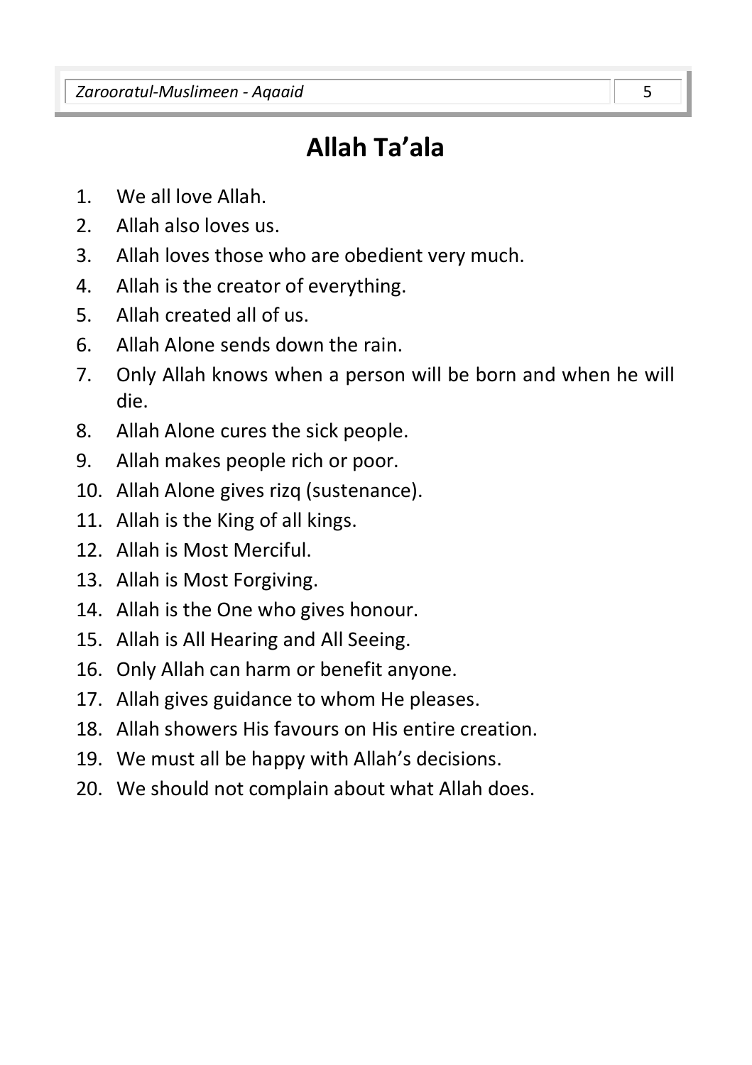# Allah Ta'ala

1. We all love Allah.
2. Allah also loves us.
3. Allah loves those who are obedient very much.
4. Allah is the creator of everything.
5. Allah created all of us.
6. Allah Alone sends down the rain.
7. Only Allah knows when a person will be born and when he will die.
8. Allah Alone cures the sick people.
9. Allah makes people rich or poor.
10. Allah Alone gives rizq (sustenance).
11. Allah is the King of all kings.
12. Allah is Most Merciful.
13. Allah is Most Forgiving.
14. Allah is the One who gives honour.
15. Allah is All Hearing and All Seeing.
16. Only Allah can harm or benefit anyone.
17. Allah gives guidance to whom He pleases.
18. Allah showers His favours on His entire creation.
19. We must all be happy with Allah's decisions.
20. We should not complain about what Allah does.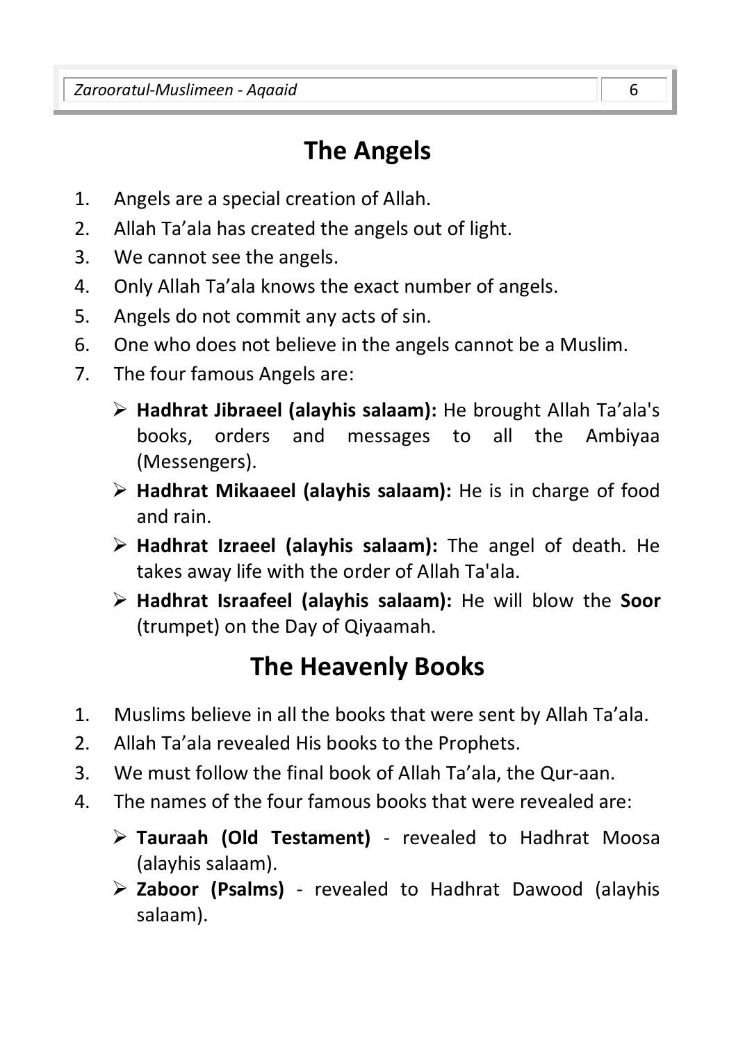## The Angels

1. Angels are a special creation of Allah.
2. Allah Ta'ala has created the angels out of light.
3. We cannot see the angels.
4. Only Allah Ta'ala knows the exact number of angels.
5. Angels do not commit any acts of sin.
6. One who does not believe in the angels cannot be a Muslim.
7. The four famous Angels are:
   - **Hadhrat Jibraeel (alayhis salaam):** He brought Allah Ta'ala's books, orders and messages to all the Ambiyaa (Messengers).
   - **Hadhrat Mikaaeel (alayhis salaam):** He is in charge of food and rain.
   - **Hadhrat Izraeel (alayhis salaam):** The angel of death. He takes away life with the order of Allah Ta'ala.
   - **Hadhrat Israafeel (alayhis salaam):** He will blow the **Soor** (trumpet) on the Day of Qiyaamah.

## The Heavenly Books

1. Muslims believe in all the books that were sent by Allah Ta'ala.
2. Allah Ta'ala revealed His books to the Prophets.
3. We must follow the final book of Allah Ta'ala, the Qur-aan.
4. The names of the four famous books that were revealed are:
   - **Tauraah (Old Testament)** - revealed to Hadhrat Moosa (alayhis salaam).
   - **Zaboor (Psalms)** - revealed to Hadhrat Dawood (alayhis salaam).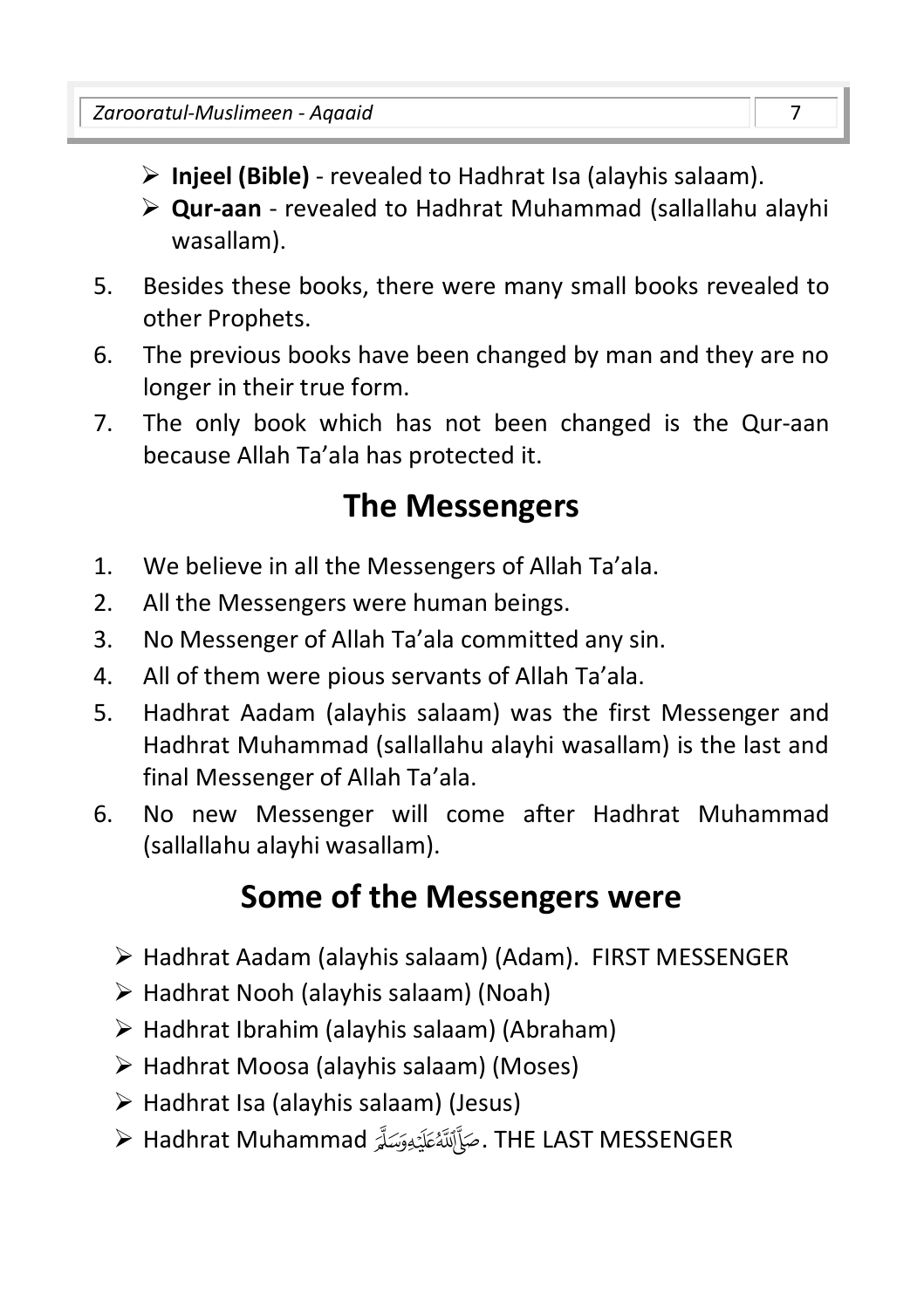- **Injeel (Bible)** - revealed to Hadhrat Isa (alayhis salaam).
- **Qur-aan** - revealed to Hadhrat Muhammad (sallallahu alayhi wasallam).

5. Besides these books, there were many small books revealed to other Prophets.
6. The previous books have been changed by man and they are no longer in their true form.
7. The only book which has not been changed is the Qur-aan because Allah Ta'ala has protected it.

## The Messengers

1. We believe in all the Messengers of Allah Ta'ala.
2. All the Messengers were human beings.
3. No Messenger of Allah Ta'ala committed any sin.
4. All of them were pious servants of Allah Ta'ala.
5. Hadhrat Aadam (alayhis salaam) was the first Messenger and Hadhrat Muhammad (sallallahu alayhi wasallam) is the last and final Messenger of Allah Ta'ala.
6. No new Messenger will come after Hadhrat Muhammad (sallallahu alayhi wasallam).

## Some of the Messengers were

- Hadhrat Aadam (alayhis salaam) (Adam). FIRST MESSENGER
- Hadhrat Nooh (alayhis salaam) (Noah)
- Hadhrat Ibrahim (alayhis salaam) (Abraham)
- Hadhrat Moosa (alayhis salaam) (Moses)
- Hadhrat Isa (alayhis salaam) (Jesus)
- Hadhrat Muhammad صَلَّىٱللَّهُعَلَيْهِوَسَلَّمَ. THE LAST MESSENGER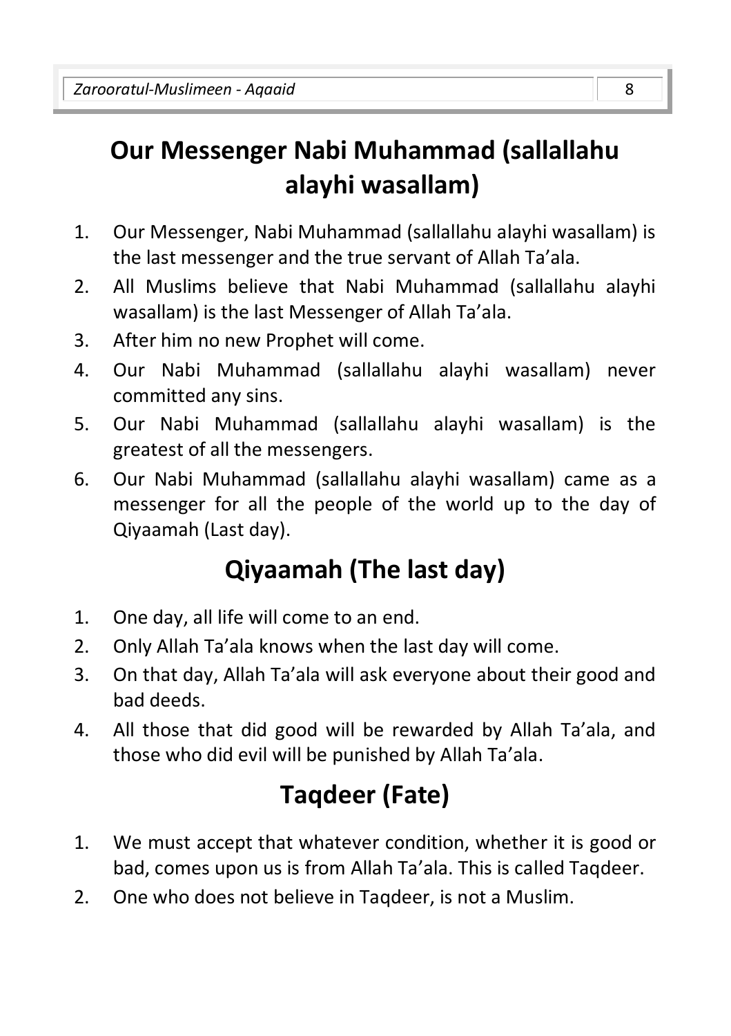## Our Messenger Nabi Muhammad (sallallahu alayhi wasallam)

1. Our Messenger, Nabi Muhammad (sallallahu alayhi wasallam) is the last messenger and the true servant of Allah Ta'ala.
2. All Muslims believe that Nabi Muhammad (sallallahu alayhi wasallam) is the last Messenger of Allah Ta'ala.
3. After him no new Prophet will come.
4. Our Nabi Muhammad (sallallahu alayhi wasallam) never committed any sins.
5. Our Nabi Muhammad (sallallahu alayhi wasallam) is the greatest of all the messengers.
6. Our Nabi Muhammad (sallallahu alayhi wasallam) came as a messenger for all the people of the world up to the day of Qiyaamah (Last day).

## Qiyaamah (The last day)

1. One day, all life will come to an end.
2. Only Allah Ta'ala knows when the last day will come.
3. On that day, Allah Ta'ala will ask everyone about their good and bad deeds.
4. All those that did good will be rewarded by Allah Ta'ala, and those who did evil will be punished by Allah Ta'ala.

## Taqdeer (Fate)

1. We must accept that whatever condition, whether it is good or bad, comes upon us is from Allah Ta'ala. This is called Taqdeer.
2. One who does not believe in Taqdeer, is not a Muslim.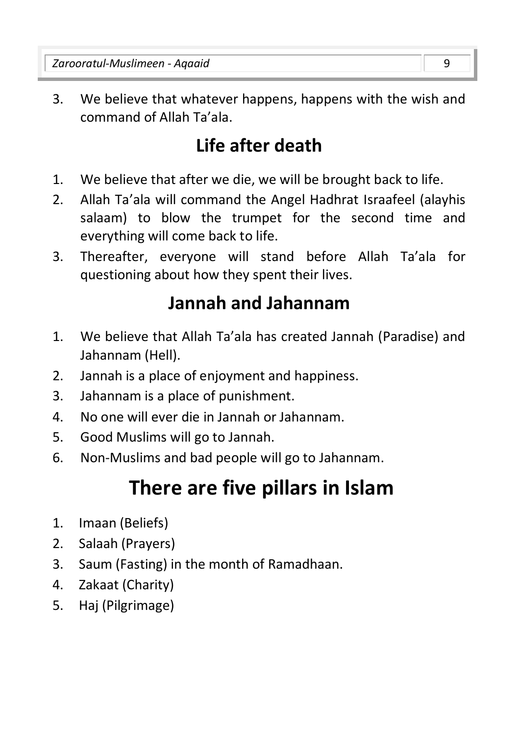3. We believe that whatever happens, happens with the wish and command of Allah Ta'ala.

## Life after death

1. We believe that after we die, we will be brought back to life.
2. Allah Ta'ala will command the Angel Hadhrat Israafeel (alayhis salaam) to blow the trumpet for the second time and everything will come back to life.
3. Thereafter, everyone will stand before Allah Ta'ala for questioning about how they spent their lives.

## Jannah and Jahannam

1. We believe that Allah Ta'ala has created Jannah (Paradise) and Jahannam (Hell).
2. Jannah is a place of enjoyment and happiness.
3. Jahannam is a place of punishment.
4. No one will ever die in Jannah or Jahannam.
5. Good Muslims will go to Jannah.
6. Non-Muslims and bad people will go to Jahannam.

# There are five pillars in Islam

1. Imaan (Beliefs)
2. Salaah (Prayers)
3. Saum (Fasting) in the month of Ramadhaan.
4. Zakaat (Charity)
5. Haj (Pilgrimage)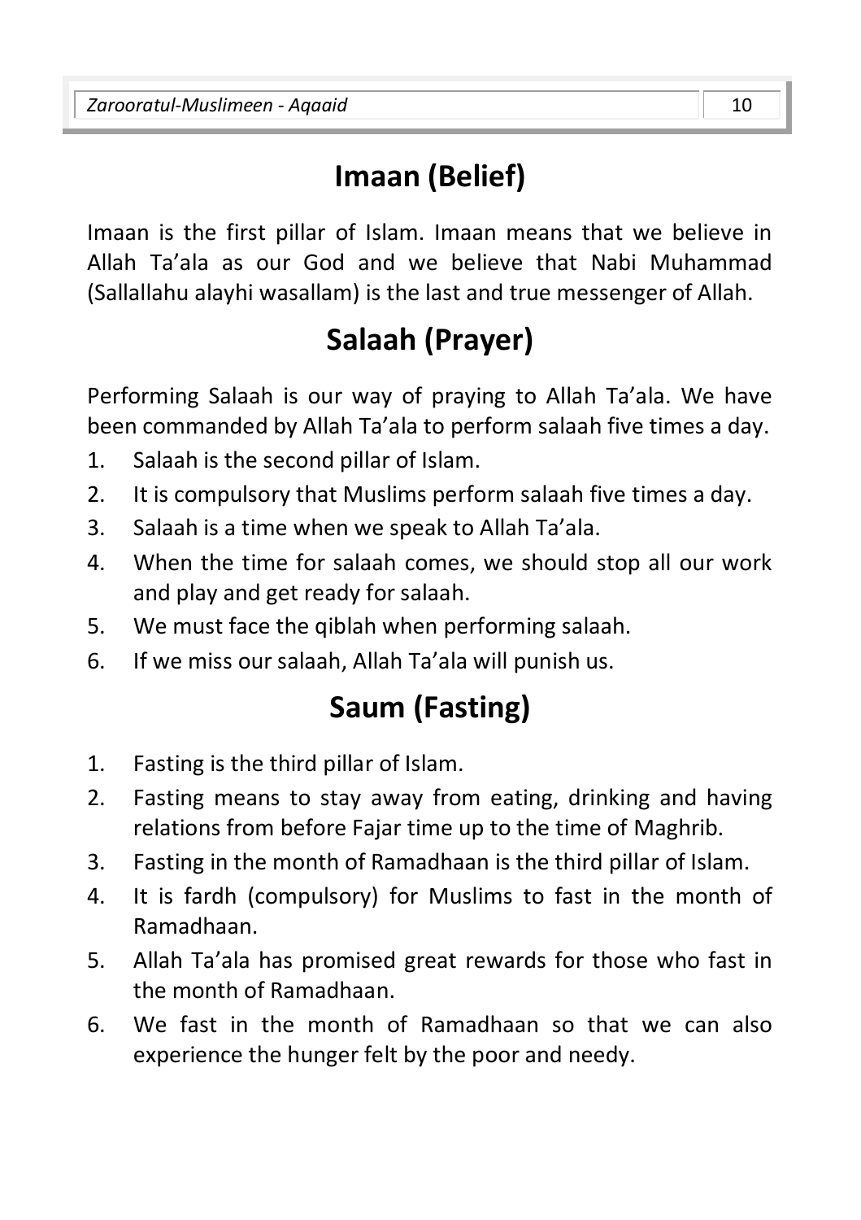## Imaan (Belief)

Imaan is the first pillar of Islam. Imaan means that we believe in Allah Ta'ala as our God and we believe that Nabi Muhammad (Sallallahu alayhi wasallam) is the last and true messenger of Allah.

## Salaah (Prayer)

Performing Salaah is our way of praying to Allah Ta'ala. We have been commanded by Allah Ta'ala to perform salaah five times a day.

1. Salaah is the second pillar of Islam.
2. It is compulsory that Muslims perform salaah five times a day.
3. Salaah is a time when we speak to Allah Ta'ala.
4. When the time for salaah comes, we should stop all our work and play and get ready for salaah.
5. We must face the qiblah when performing salaah.
6. If we miss our salaah, Allah Ta'ala will punish us.

## Saum (Fasting)

1. Fasting is the third pillar of Islam.
2. Fasting means to stay away from eating, drinking and having relations from before Fajar time up to the time of Maghrib.
3. Fasting in the month of Ramadhaan is the third pillar of Islam.
4. It is fardh (compulsory) for Muslims to fast in the month of Ramadhaan.
5. Allah Ta'ala has promised great rewards for those who fast in the month of Ramadhaan.
6. We fast in the month of Ramadhaan so that we can also experience the hunger felt by the poor and needy.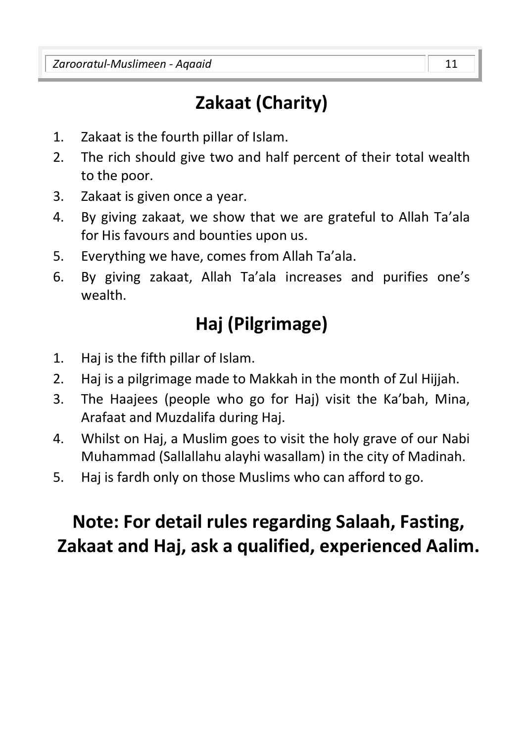## Zakaat (Charity)

1. Zakaat is the fourth pillar of Islam.
2. The rich should give two and half percent of their total wealth to the poor.
3. Zakaat is given once a year.
4. By giving zakaat, we show that we are grateful to Allah Ta'ala for His favours and bounties upon us.
5. Everything we have, comes from Allah Ta'ala.
6. By giving zakaat, Allah Ta'ala increases and purifies one's wealth.

## Haj (Pilgrimage)

1. Haj is the fifth pillar of Islam.
2. Haj is a pilgrimage made to Makkah in the month of Zul Hijjah.
3. The Haajees (people who go for Haj) visit the Ka'bah, Mina, Arafaat and Muzdalifa during Haj.
4. Whilst on Haj, a Muslim goes to visit the holy grave of our Nabi Muhammad (Sallallahu alayhi wasallam) in the city of Madinah.
5. Haj is fardh only on those Muslims who can afford to go.

**Note: For detail rules regarding Salaah, Fasting, Zakaat and Haj, ask a qualified, experienced Aalim.**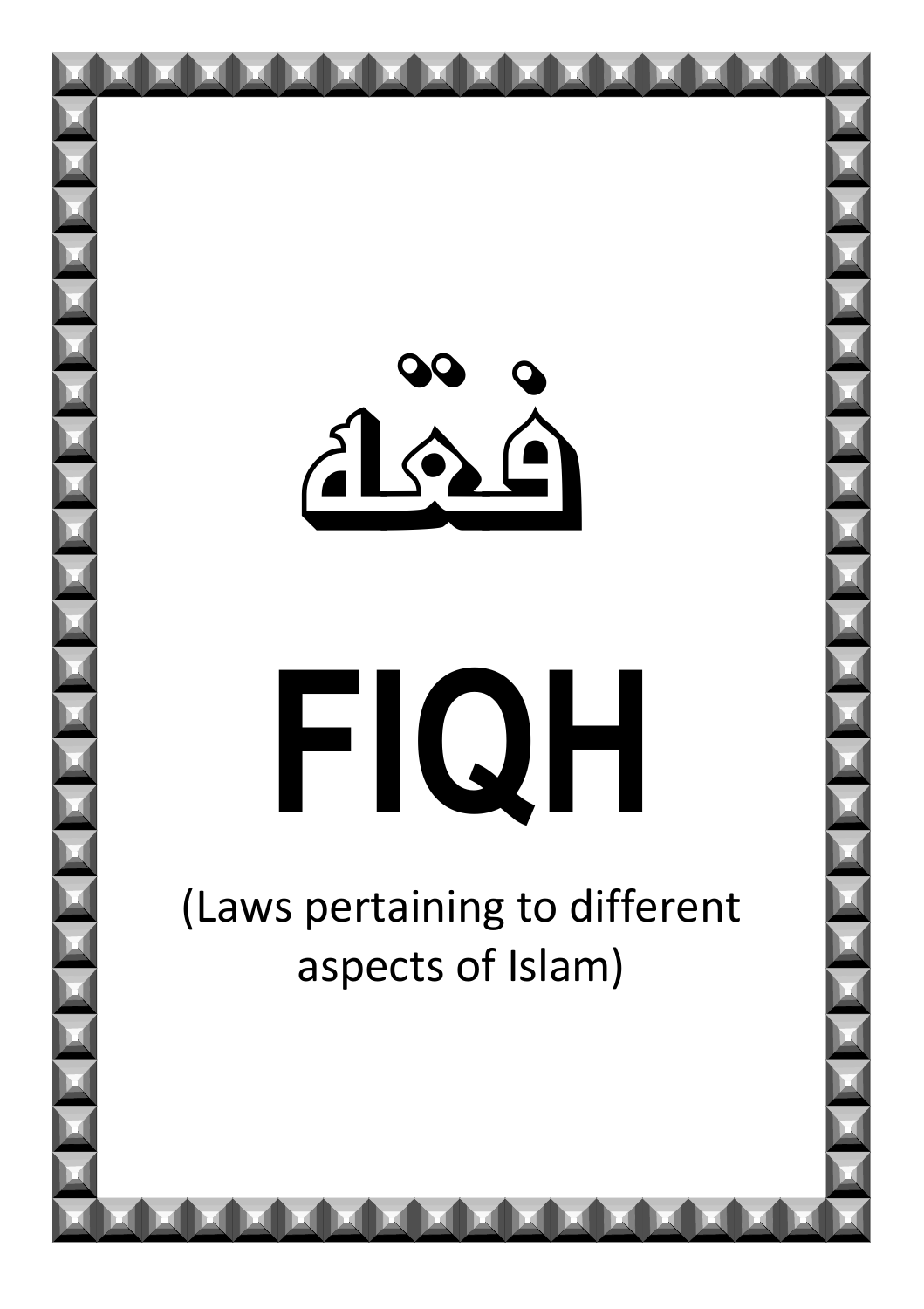# فقه

# FIQH

(Laws pertaining to different aspects of Islam)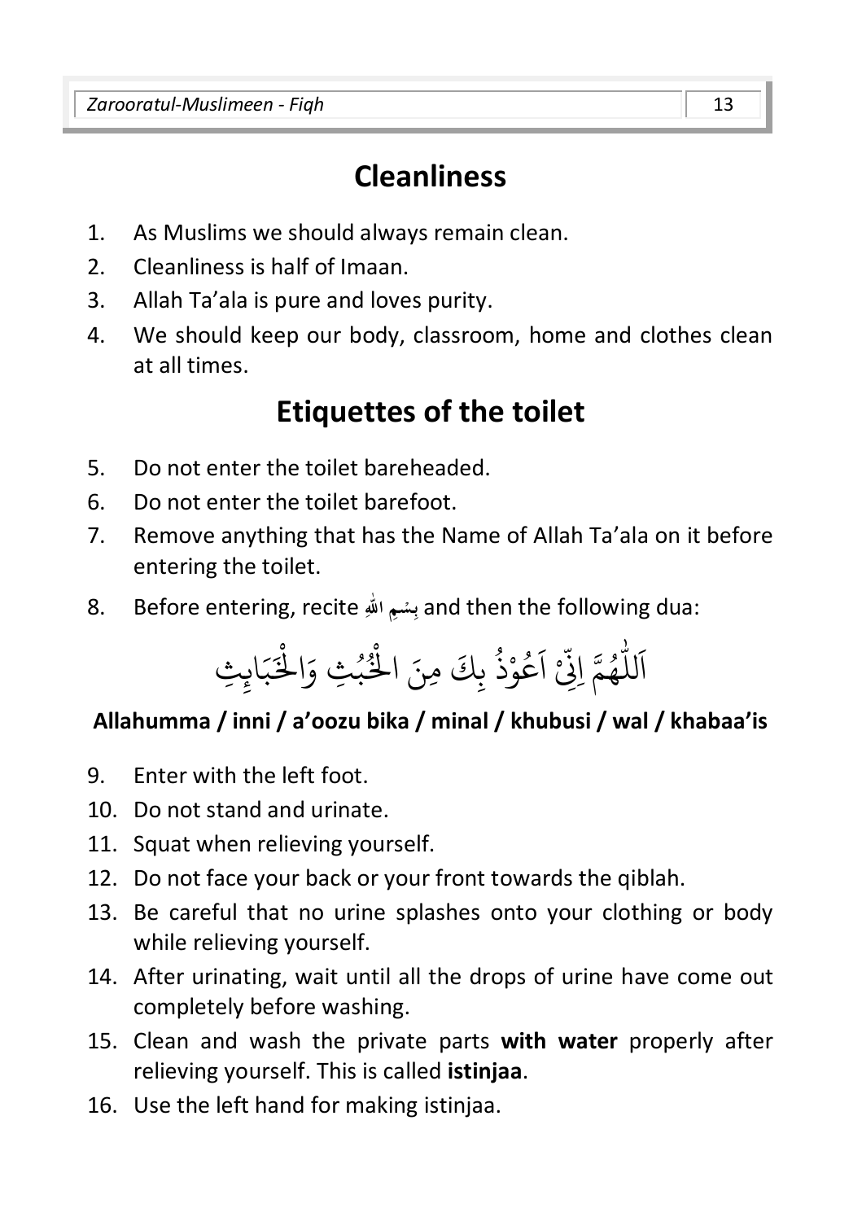## Cleanliness

1. As Muslims we should always remain clean.
2. Cleanliness is half of Imaan.
3. Allah Ta'ala is pure and loves purity.
4. We should keep our body, classroom, home and clothes clean at all times.

## Etiquettes of the toilet

5. Do not enter the toilet bareheaded.
6. Do not enter the toilet barefoot.
7. Remove anything that has the Name of Allah Ta'ala on it before entering the toilet.
8. Before entering, recite بِسْمِ اللّٰهِ and then the following dua:

اَللّٰهُمَّ اِنِّیْ اَعُوْذُ بِكَ مِنَ الْخُبُثِ وَالْخَبَائِثِ

**Allahumma / inni / a'oozu bika / minal / khubusi / wal / khabaa'is**

9. Enter with the left foot.
10. Do not stand and urinate.
11. Squat when relieving yourself.
12. Do not face your back or your front towards the qiblah.
13. Be careful that no urine splashes onto your clothing or body while relieving yourself.
14. After urinating, wait until all the drops of urine have come out completely before washing.
15. Clean and wash the private parts **with water** properly after relieving yourself. This is called **istinjaa**.
16. Use the left hand for making istinjaa.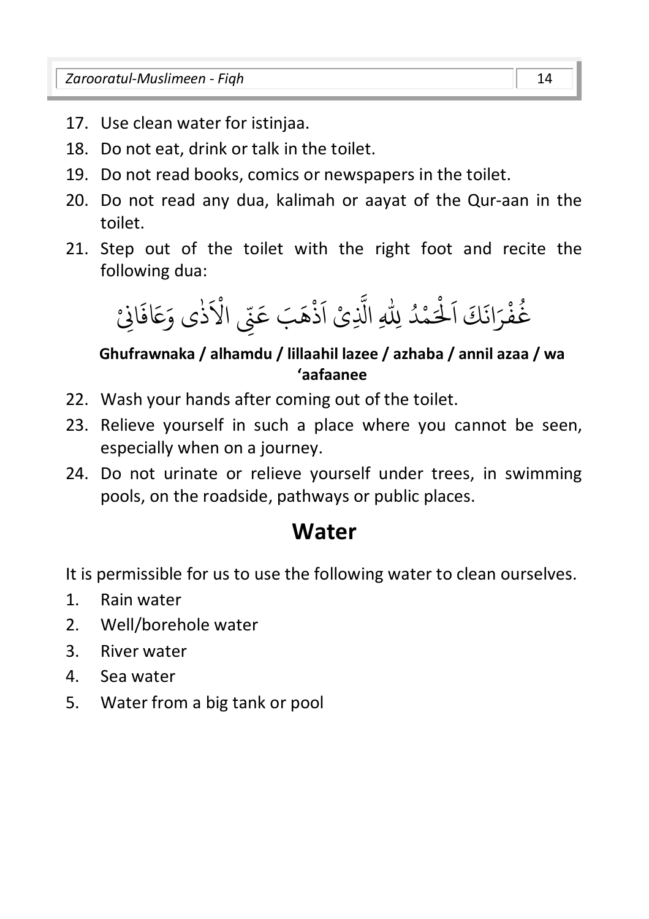17. Use clean water for istinjaa.
18. Do not eat, drink or talk in the toilet.
19. Do not read books, comics or newspapers in the toilet.
20. Do not read any dua, kalimah or aayat of the Qur-aan in the toilet.
21. Step out of the toilet with the right foot and recite the following dua:

غُفْرَانَكَ اَلْحَمْدُ لِلّٰهِ الَّذِىْ اَذْهَبَ عَنِّى الْاَذٰى وَعَافَانِىْ

**Ghufrawnaka / alhamdu / lillaahil lazee / azhaba / annil azaa / wa 'aafaanee**

22. Wash your hands after coming out of the toilet.
23. Relieve yourself in such a place where you cannot be seen, especially when on a journey.
24. Do not urinate or relieve yourself under trees, in swimming pools, on the roadside, pathways or public places.

## Water

It is permissible for us to use the following water to clean ourselves.

1. Rain water
2. Well/borehole water
3. River water
4. Sea water
5. Water from a big tank or pool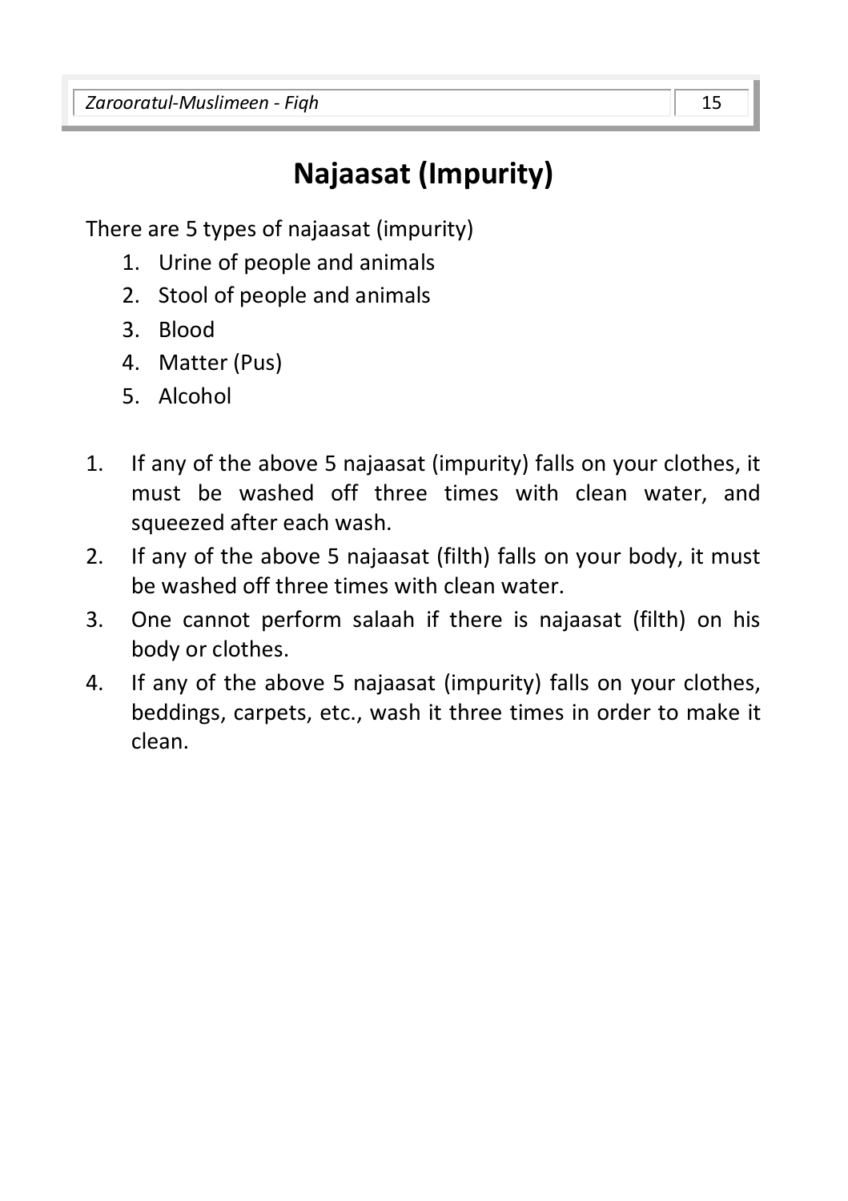# Najaasat (Impurity)

There are 5 types of najaasat (impurity)

1. Urine of people and animals
2. Stool of people and animals
3. Blood
4. Matter (Pus)
5. Alcohol

1. If any of the above 5 najaasat (impurity) falls on your clothes, it must be washed off three times with clean water, and squeezed after each wash.
2. If any of the above 5 najaasat (filth) falls on your body, it must be washed off three times with clean water.
3. One cannot perform salaah if there is najaasat (filth) on his body or clothes.
4. If any of the above 5 najaasat (impurity) falls on your clothes, beddings, carpets, etc., wash it three times in order to make it clean.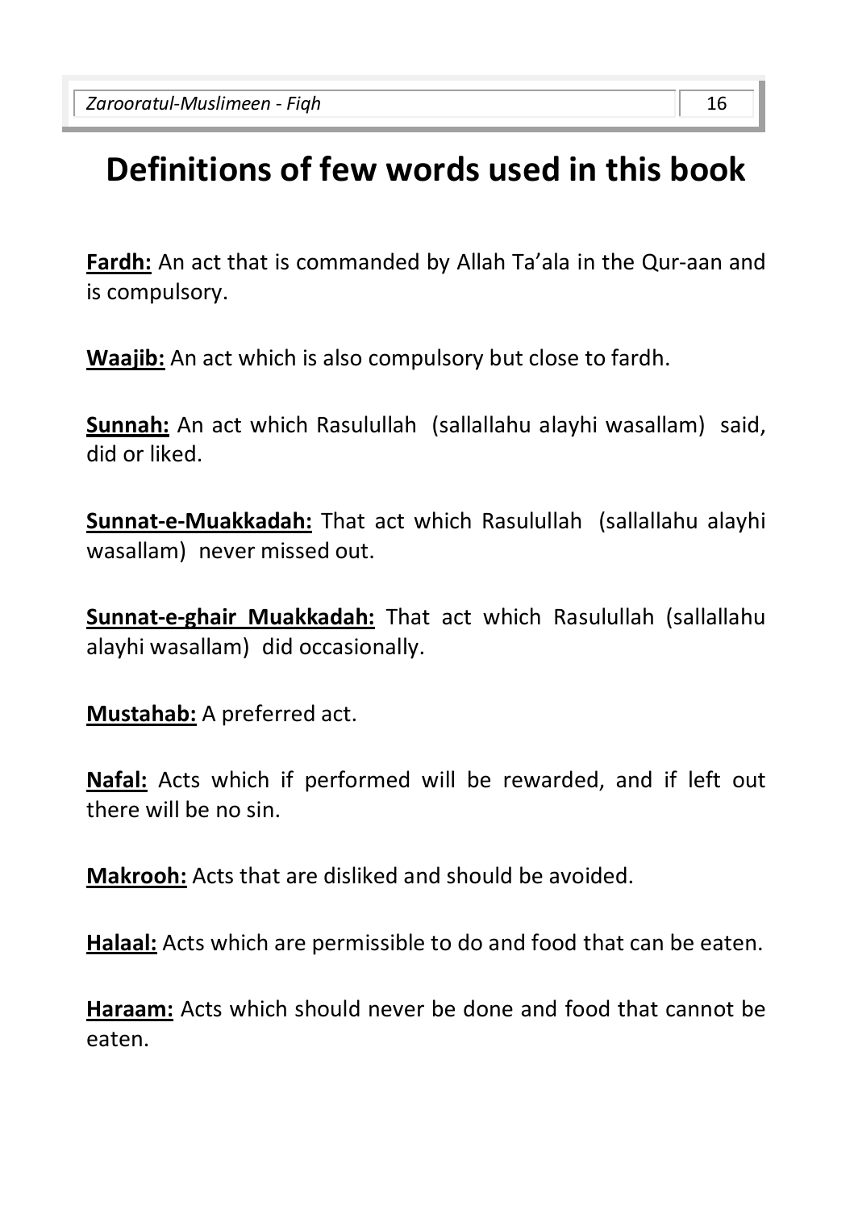# Definitions of few words used in this book

**Fardh:** An act that is commanded by Allah Ta'ala in the Qur-aan and is compulsory.

**Waajib:** An act which is also compulsory but close to fardh.

**Sunnah:** An act which Rasulullah (sallallahu alayhi wasallam) said, did or liked.

**Sunnat-e-Muakkadah:** That act which Rasulullah (sallallahu alayhi wasallam) never missed out.

**Sunnat-e-ghair Muakkadah:** That act which Rasulullah (sallallahu alayhi wasallam) did occasionally.

**Mustahab:** A preferred act.

**Nafal:** Acts which if performed will be rewarded, and if left out there will be no sin.

**Makrooh:** Acts that are disliked and should be avoided.

**Halaal:** Acts which are permissible to do and food that can be eaten.

**Haraam:** Acts which should never be done and food that cannot be eaten.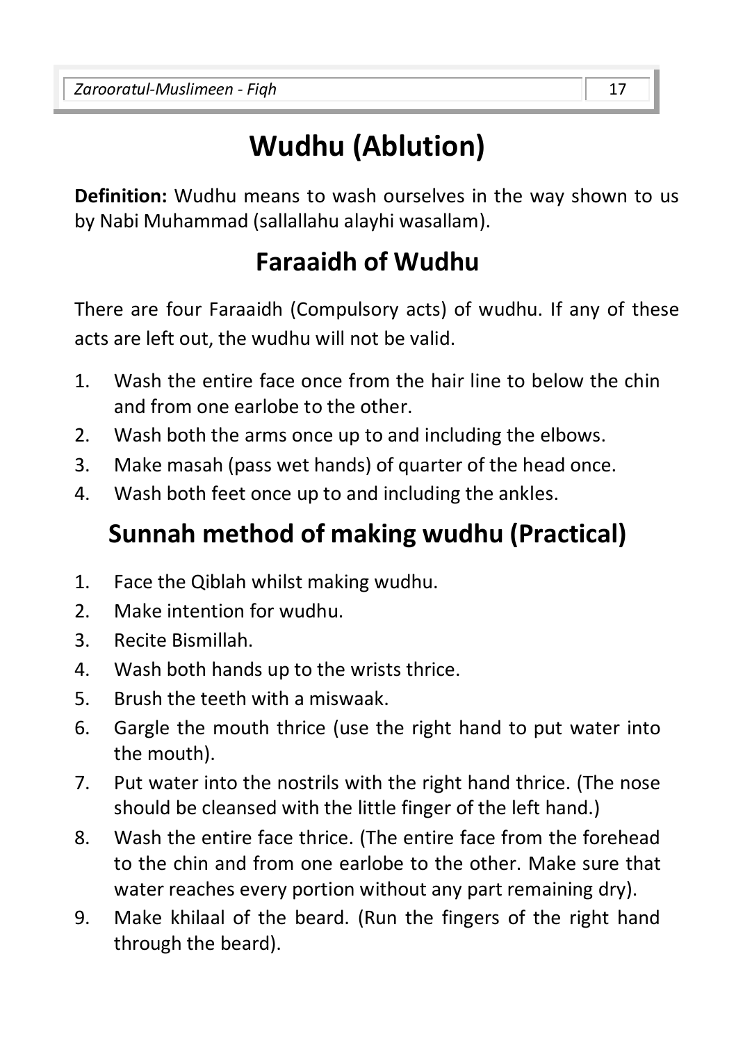# Wudhu (Ablution)

**Definition:** Wudhu means to wash ourselves in the way shown to us by Nabi Muhammad (sallallahu alayhi wasallam).

## Faraaidh of Wudhu

There are four Faraaidh (Compulsory acts) of wudhu. If any of these acts are left out, the wudhu will not be valid.

1. Wash the entire face once from the hair line to below the chin and from one earlobe to the other.
2. Wash both the arms once up to and including the elbows.
3. Make masah (pass wet hands) of quarter of the head once.
4. Wash both feet once up to and including the ankles.

## Sunnah method of making wudhu (Practical)

1. Face the Qiblah whilst making wudhu.
2. Make intention for wudhu.
3. Recite Bismillah.
4. Wash both hands up to the wrists thrice.
5. Brush the teeth with a miswaak.
6. Gargle the mouth thrice (use the right hand to put water into the mouth).
7. Put water into the nostrils with the right hand thrice. (The nose should be cleansed with the little finger of the left hand.)
8. Wash the entire face thrice. (The entire face from the forehead to the chin and from one earlobe to the other. Make sure that water reaches every portion without any part remaining dry).
9. Make khilaal of the beard. (Run the fingers of the right hand through the beard).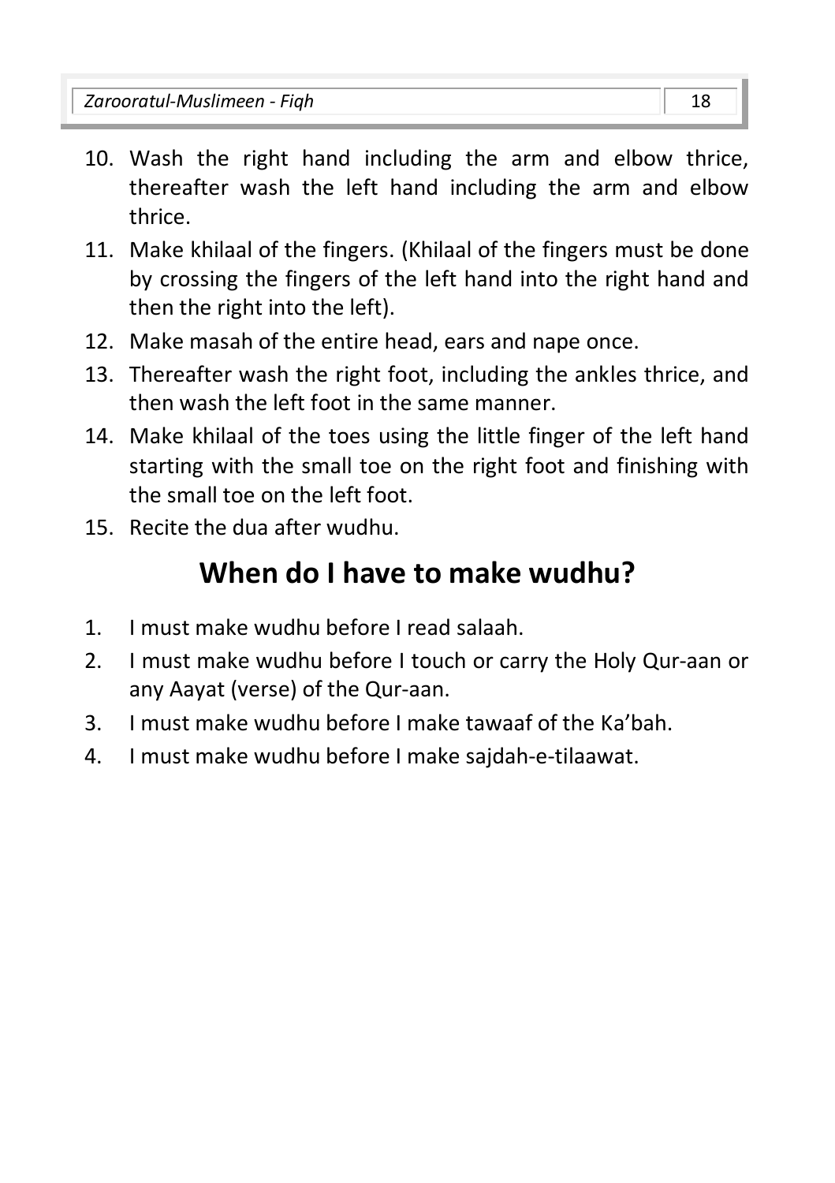10. Wash the right hand including the arm and elbow thrice, thereafter wash the left hand including the arm and elbow thrice.
11. Make khilaal of the fingers. (Khilaal of the fingers must be done by crossing the fingers of the left hand into the right hand and then the right into the left).
12. Make masah of the entire head, ears and nape once.
13. Thereafter wash the right foot, including the ankles thrice, and then wash the left foot in the same manner.
14. Make khilaal of the toes using the little finger of the left hand starting with the small toe on the right foot and finishing with the small toe on the left foot.
15. Recite the dua after wudhu.

## When do I have to make wudhu?

1. I must make wudhu before I read salaah.
2. I must make wudhu before I touch or carry the Holy Qur-aan or any Aayat (verse) of the Qur-aan.
3. I must make wudhu before I make tawaaf of the Ka'bah.
4. I must make wudhu before I make sajdah-e-tilaawat.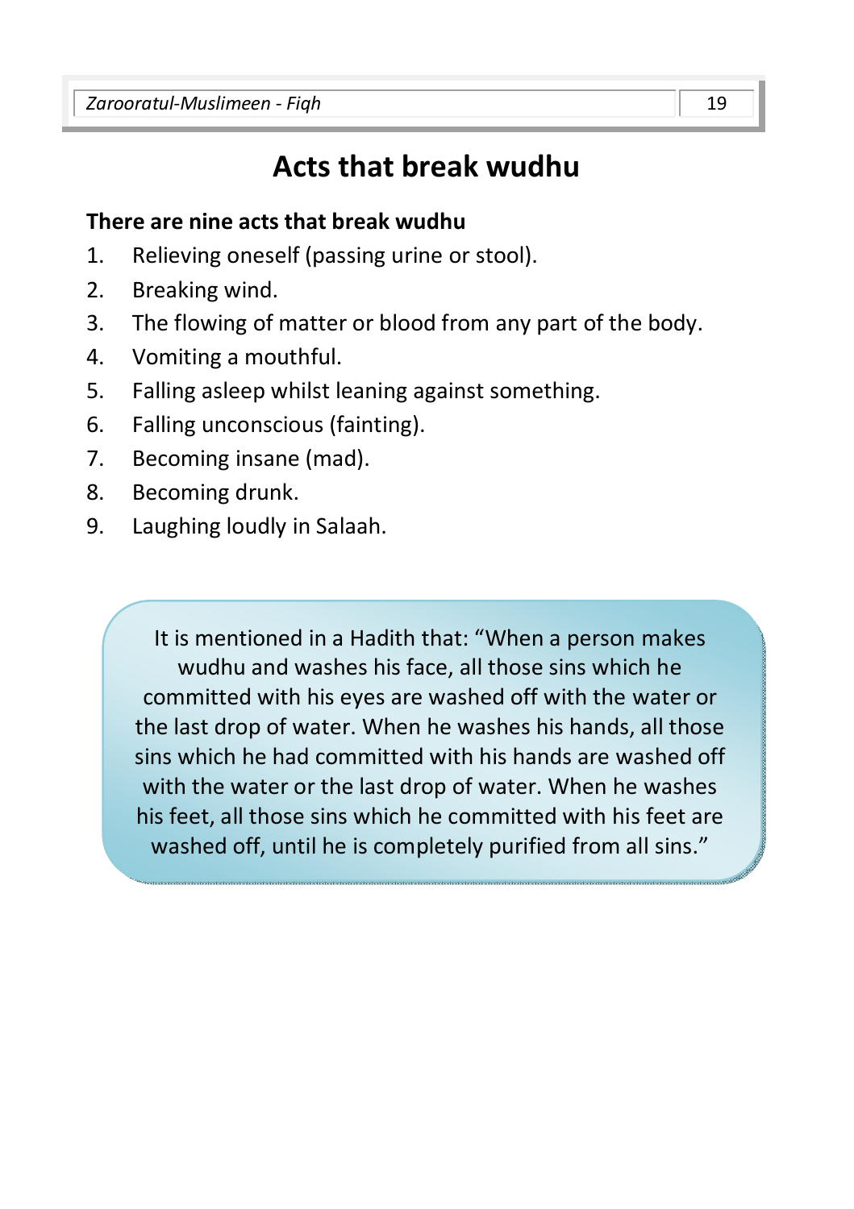# Acts that break wudhu

**There are nine acts that break wudhu**

1. Relieving oneself (passing urine or stool).
2. Breaking wind.
3. The flowing of matter or blood from any part of the body.
4. Vomiting a mouthful.
5. Falling asleep whilst leaning against something.
6. Falling unconscious (fainting).
7. Becoming insane (mad).
8. Becoming drunk.
9. Laughing loudly in Salaah.

It is mentioned in a Hadith that: "When a person makes wudhu and washes his face, all those sins which he committed with his eyes are washed off with the water or the last drop of water. When he washes his hands, all those sins which he had committed with his hands are washed off with the water or the last drop of water. When he washes his feet, all those sins which he committed with his feet are washed off, until he is completely purified from all sins."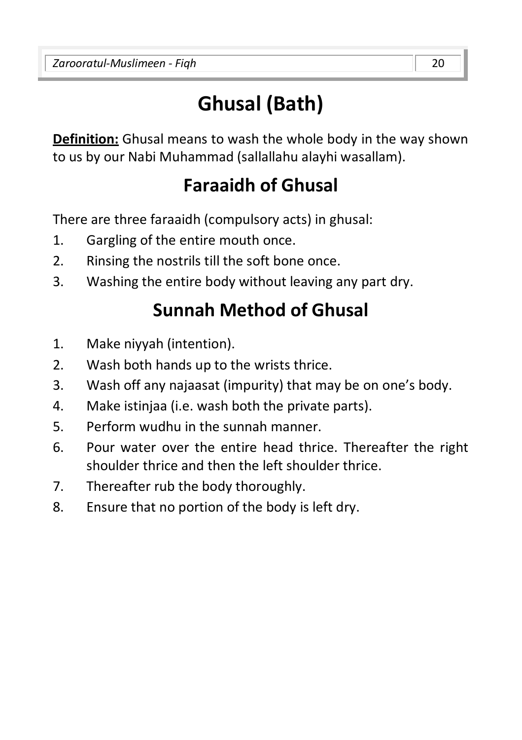# Ghusal (Bath)

**Definition:** Ghusal means to wash the whole body in the way shown to us by our Nabi Muhammad (sallallahu alayhi wasallam).

## Faraaidh of Ghusal

There are three faraaidh (compulsory acts) in ghusal:

1. Gargling of the entire mouth once.
2. Rinsing the nostrils till the soft bone once.
3. Washing the entire body without leaving any part dry.

## Sunnah Method of Ghusal

1. Make niyyah (intention).
2. Wash both hands up to the wrists thrice.
3. Wash off any najaasat (impurity) that may be on one's body.
4. Make istinjaa (i.e. wash both the private parts).
5. Perform wudhu in the sunnah manner.
6. Pour water over the entire head thrice. Thereafter the right shoulder thrice and then the left shoulder thrice.
7. Thereafter rub the body thoroughly.
8. Ensure that no portion of the body is left dry.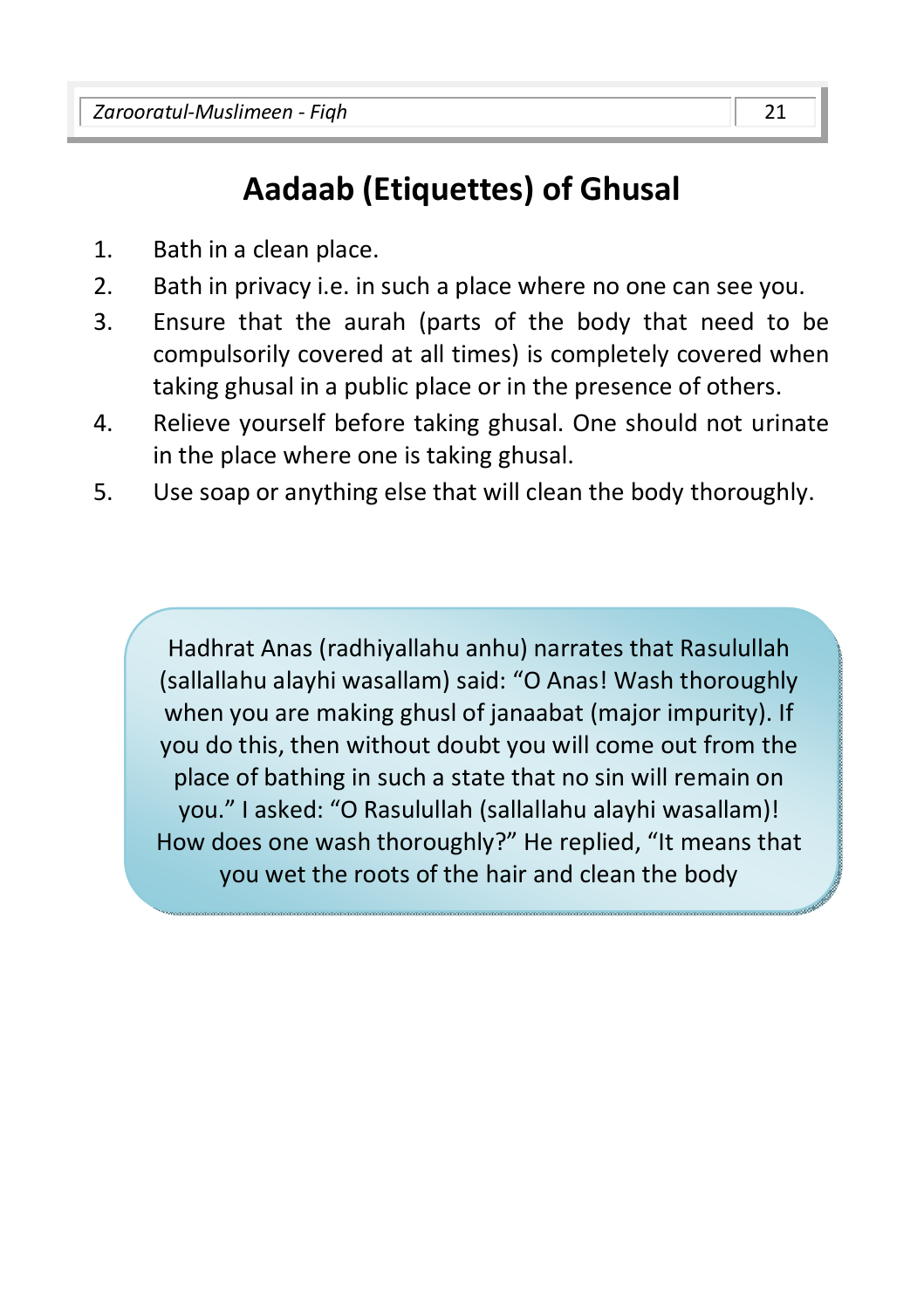## Aadaab (Etiquettes) of Ghusal

1. Bath in a clean place.
2. Bath in privacy i.e. in such a place where no one can see you.
3. Ensure that the aurah (parts of the body that need to be compulsorily covered at all times) is completely covered when taking ghusal in a public place or in the presence of others.
4. Relieve yourself before taking ghusal. One should not urinate in the place where one is taking ghusal.
5. Use soap or anything else that will clean the body thoroughly.

Hadhrat Anas (radhiyallahu anhu) narrates that Rasulullah (sallallahu alayhi wasallam) said: "O Anas! Wash thoroughly when you are making ghusl of janaabat (major impurity). If you do this, then without doubt you will come out from the place of bathing in such a state that no sin will remain on you." I asked: "O Rasulullah (sallallahu alayhi wasallam)! How does one wash thoroughly?" He replied, "It means that you wet the roots of the hair and clean the body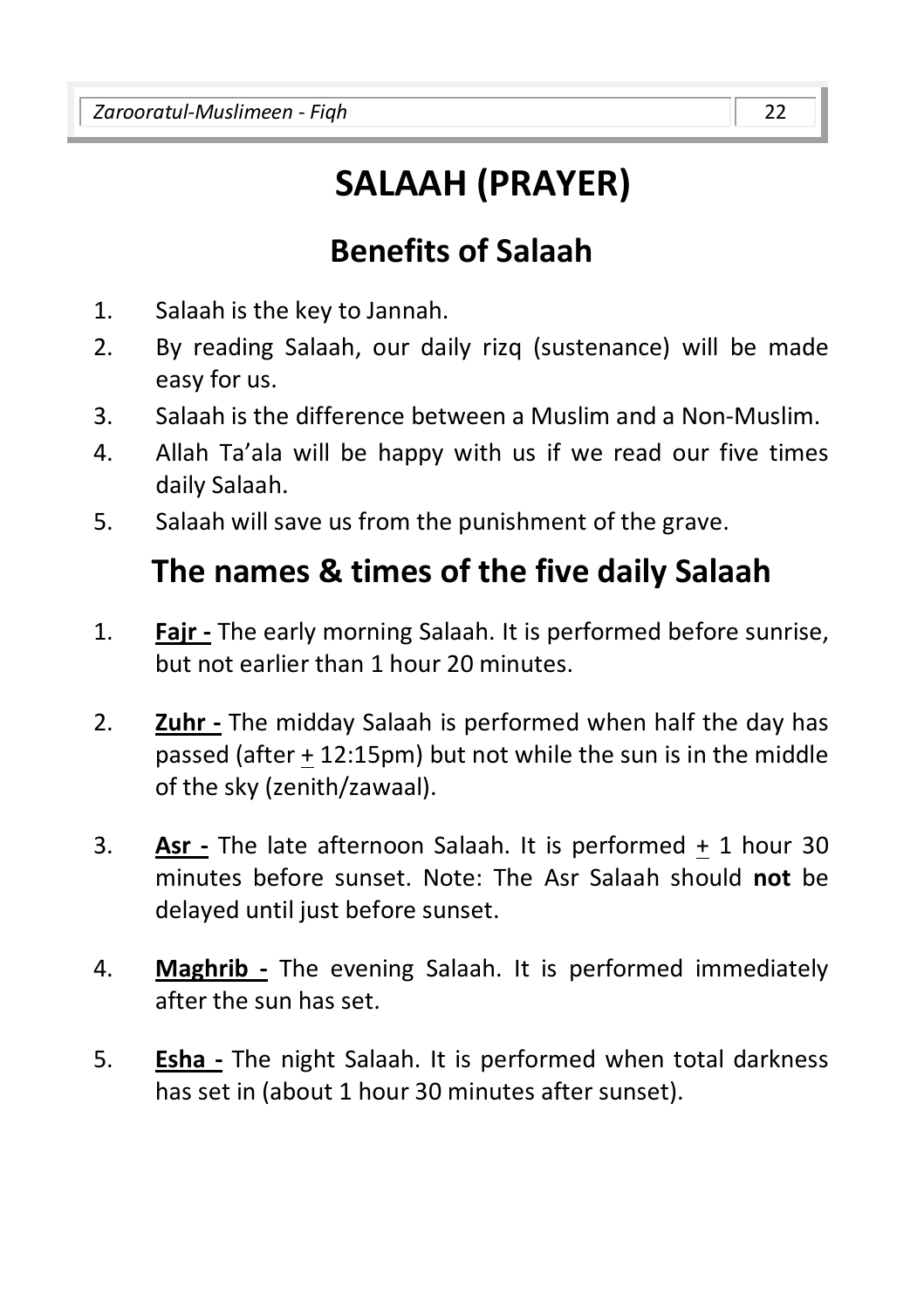# SALAAH (PRAYER)

## Benefits of Salaah

1. Salaah is the key to Jannah.
2. By reading Salaah, our daily rizq (sustenance) will be made easy for us.
3. Salaah is the difference between a Muslim and a Non-Muslim.
4. Allah Ta'ala will be happy with us if we read our five times daily Salaah.
5. Salaah will save us from the punishment of the grave.

## The names & times of the five daily Salaah

1. **Fajr -** The early morning Salaah. It is performed before sunrise, but not earlier than 1 hour 20 minutes.

2. **Zuhr -** The midday Salaah is performed when half the day has passed (after ± 12:15pm) but not while the sun is in the middle of the sky (zenith/zawaal).

3. **Asr -** The late afternoon Salaah. It is performed ± 1 hour 30 minutes before sunset. Note: The Asr Salaah should **not** be delayed until just before sunset.

4. **Maghrib -** The evening Salaah. It is performed immediately after the sun has set.

5. **Esha -** The night Salaah. It is performed when total darkness has set in (about 1 hour 30 minutes after sunset).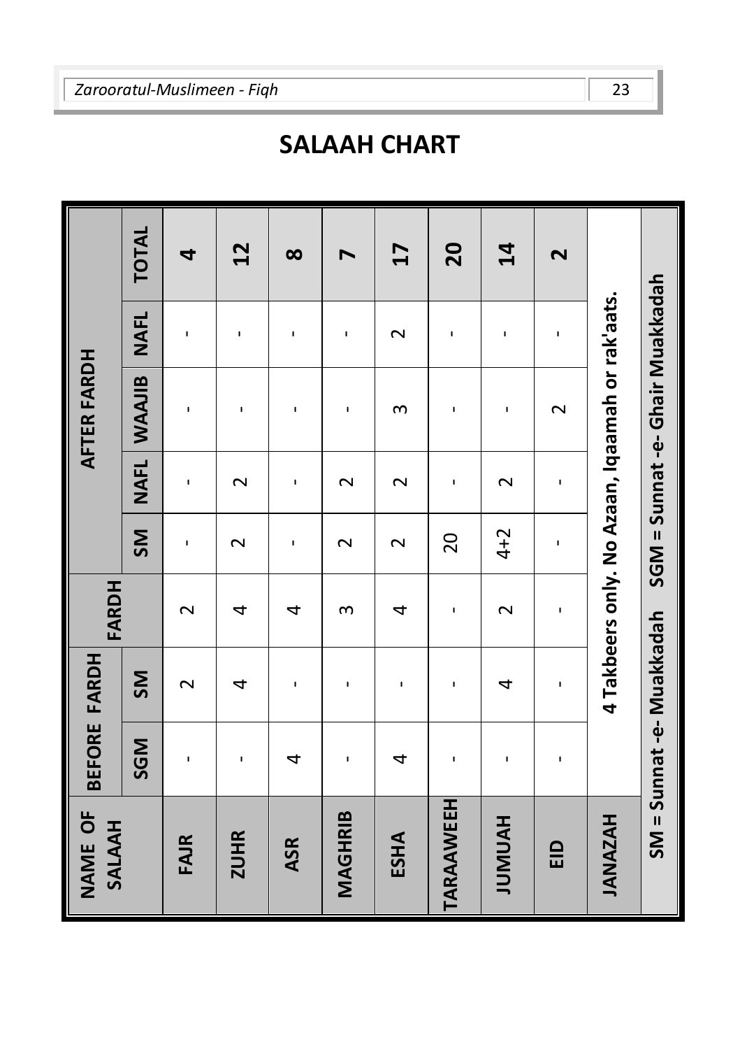# SALAAH CHART

| NAME OF SALAAH | BEFORE FARDH | | FARDH | AFTER FARDH | | | | | TOTAL |
|---|---|---|---|---|---|---|---|---|---|
| | SGM | SM | | SM | NAFL | WAAJIB | NAFL | | |
| FAJR | - | 2 | 2 | - | - | - | - | | 4 |
| ZUHR | - | 4 | 4 | 2 | 2 | - | - | | 12 |
| ASR | 4 | - | 4 | - | - | - | - | | 8 |
| MAGHRIB | - | - | 3 | 2 | 2 | - | - | | 7 |
| ESHA | 4 | - | 4 | 2 | 2 | 3 | 2 | | 17 |
| TARAAWEEH | - | - | - | 20 | - | - | - | | 20 |
| JUMUAH | - | 4 | 2 | 4+2 | 2 | - | - | | 14 |
| EID | - | - | - | - | - | 2 | - | | 2 |
| JANAZAH | 4 Takbeers only. No Azaan, Iqaamah or rak'aats. | | | | | | | | |
| SM = Sunnat -e- Muakkadah SGM = Sunnat -e- Ghair Muakkadah | | | | | | | | | |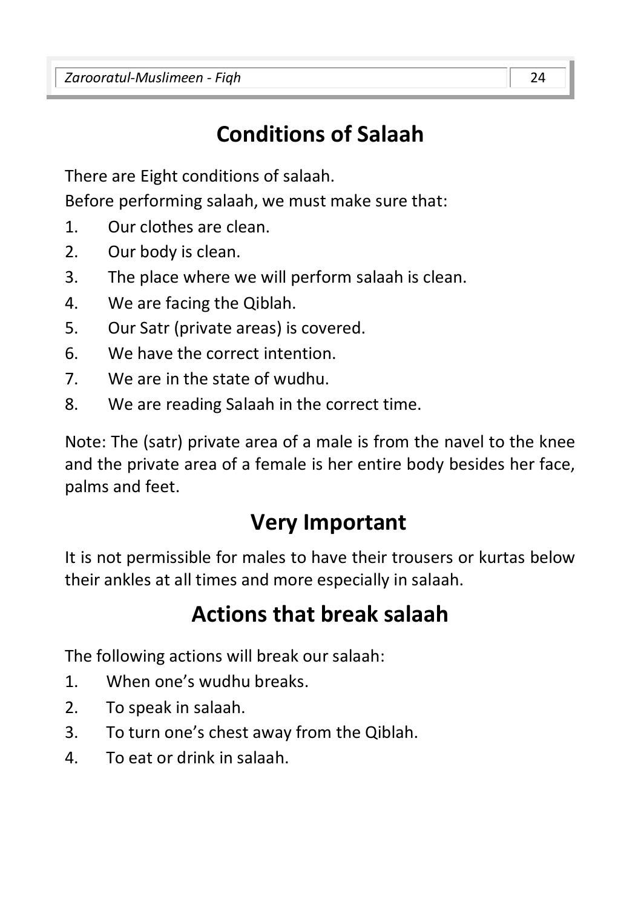## Conditions of Salaah

There are Eight conditions of salaah.

Before performing salaah, we must make sure that:

1. Our clothes are clean.
2. Our body is clean.
3. The place where we will perform salaah is clean.
4. We are facing the Qiblah.
5. Our Satr (private areas) is covered.
6. We have the correct intention.
7. We are in the state of wudhu.
8. We are reading Salaah in the correct time.

Note: The (satr) private area of a male is from the navel to the knee and the private area of a female is her entire body besides her face, palms and feet.

## Very Important

It is not permissible for males to have their trousers or kurtas below their ankles at all times and more especially in salaah.

## Actions that break salaah

The following actions will break our salaah:

1. When one's wudhu breaks.
2. To speak in salaah.
3. To turn one's chest away from the Qiblah.
4. To eat or drink in salaah.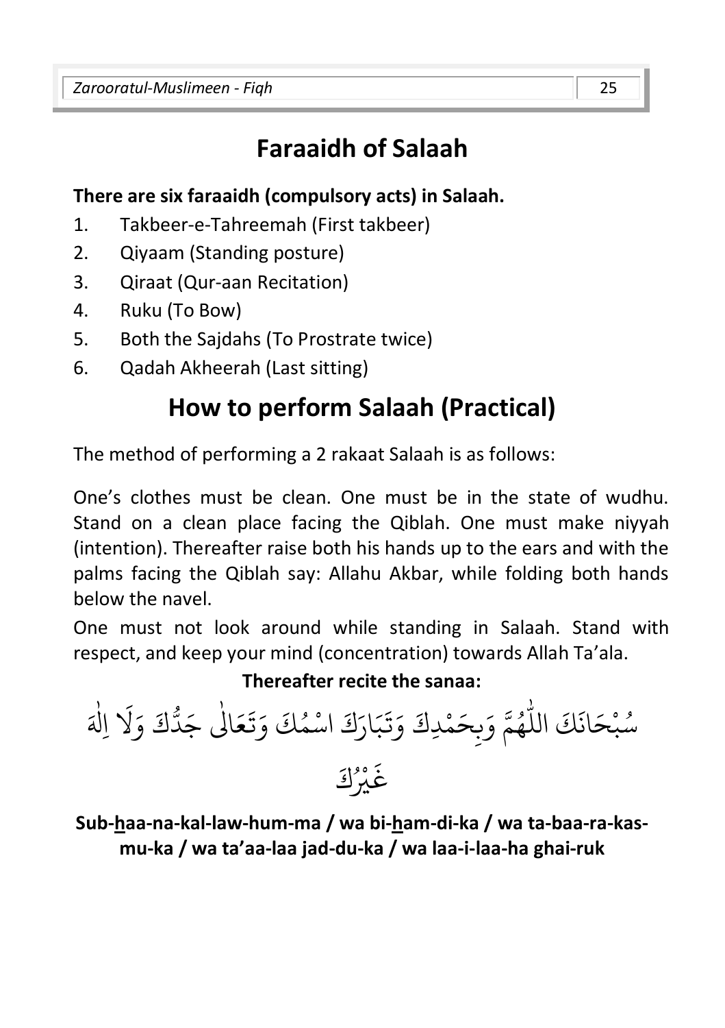# Faraaidh of Salaah

**There are six faraaidh (compulsory acts) in Salaah.**

1. Takbeer-e-Tahreemah (First takbeer)
2. Qiyaam (Standing posture)
3. Qiraat (Qur-aan Recitation)
4. Ruku (To Bow)
5. Both the Sajdahs (To Prostrate twice)
6. Qadah Akheerah (Last sitting)

# How to perform Salaah (Practical)

The method of performing a 2 rakaat Salaah is as follows:

One's clothes must be clean. One must be in the state of wudhu. Stand on a clean place facing the Qiblah. One must make niyyah (intention). Thereafter raise both his hands up to the ears and with the palms facing the Qiblah say: Allahu Akbar, while folding both hands below the navel.

One must not look around while standing in Salaah. Stand with respect, and keep your mind (concentration) towards Allah Ta'ala.

**Thereafter recite the sanaa:**

سُبْحَانَكَ اللّٰهُمَّ وَبِحَمْدِكَ وَتَبَارَكَ اسْمُكَ وَتَعَالٰى جَدُّكَ وَلَا اِلٰهَ غَيْرُكَ

**Sub-haa-na-kal-law-hum-ma / wa bi-ham-di-ka / wa ta-baa-ra-kas-mu-ka / wa ta'aa-laa jad-du-ka / wa laa-i-laa-ha ghai-ruk**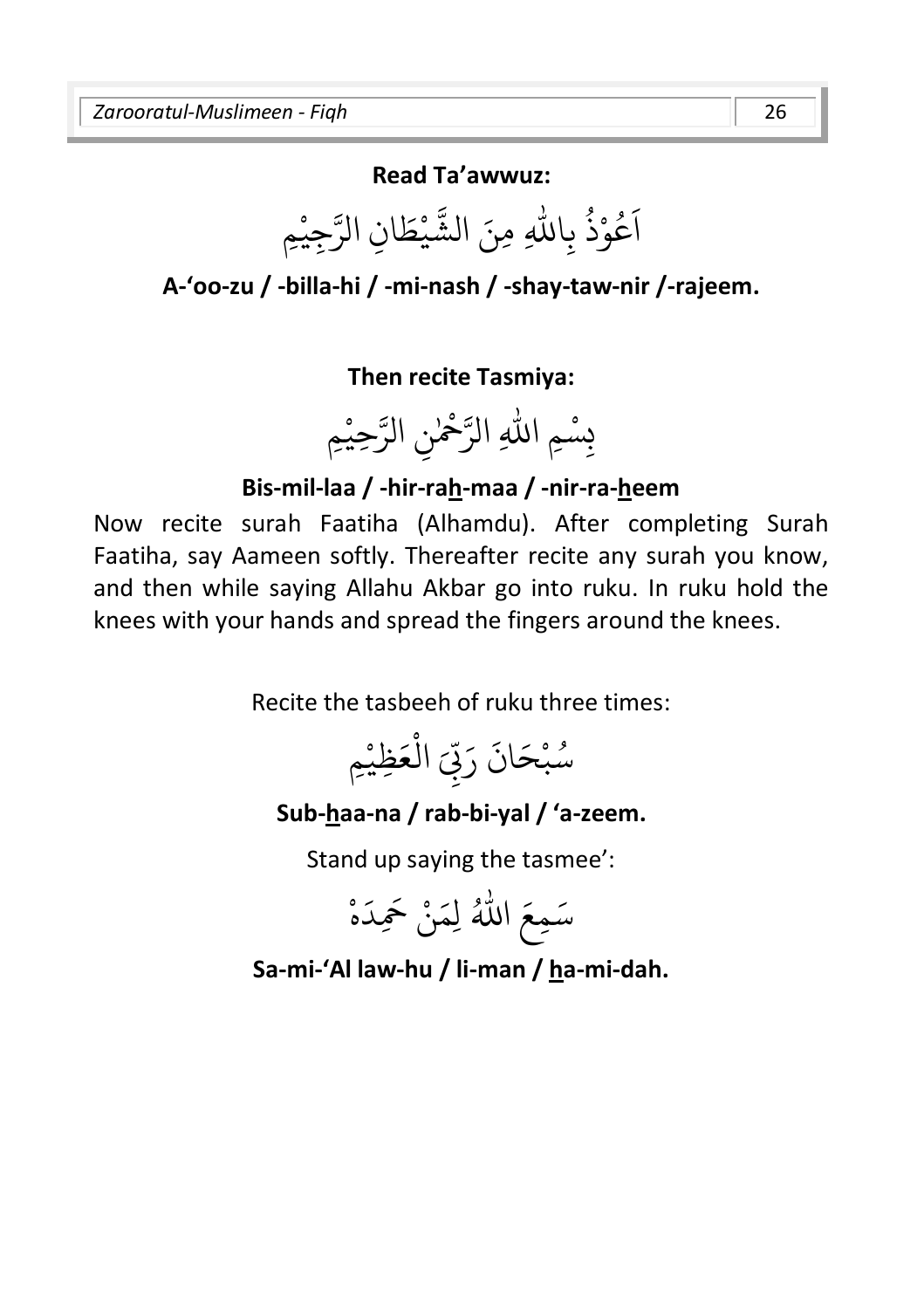**Read Ta'awwuz:**

اَعُوْذُ بِاللّٰهِ مِنَ الشَّيْطَانِ الرَّجِيْمِ

**A-'oo-zu / -billa-hi / -mi-nash / -shay-taw-nir /-rajeem.**

**Then recite Tasmiya:**

بِسْمِ اللّٰهِ الرَّحْمٰنِ الرَّحِيْمِ

**Bis-mil-laa / -hir-rah-maa / -nir-ra-heem**

Now recite surah Faatiha (Alhamdu). After completing Surah Faatiha, say Aameen softly. Thereafter recite any surah you know, and then while saying Allahu Akbar go into ruku. In ruku hold the knees with your hands and spread the fingers around the knees.

Recite the tasbeeh of ruku three times:

سُبْحَانَ رَبِّيَ الْعَظِيْمِ

**Sub-haa-na / rab-bi-yal / 'a-zeem.**

Stand up saying the tasmee':

سَمِعَ اللّٰهُ لِمَنْ حَمِدَهْ

**Sa-mi-'Al law-hu / li-man / ha-mi-dah.**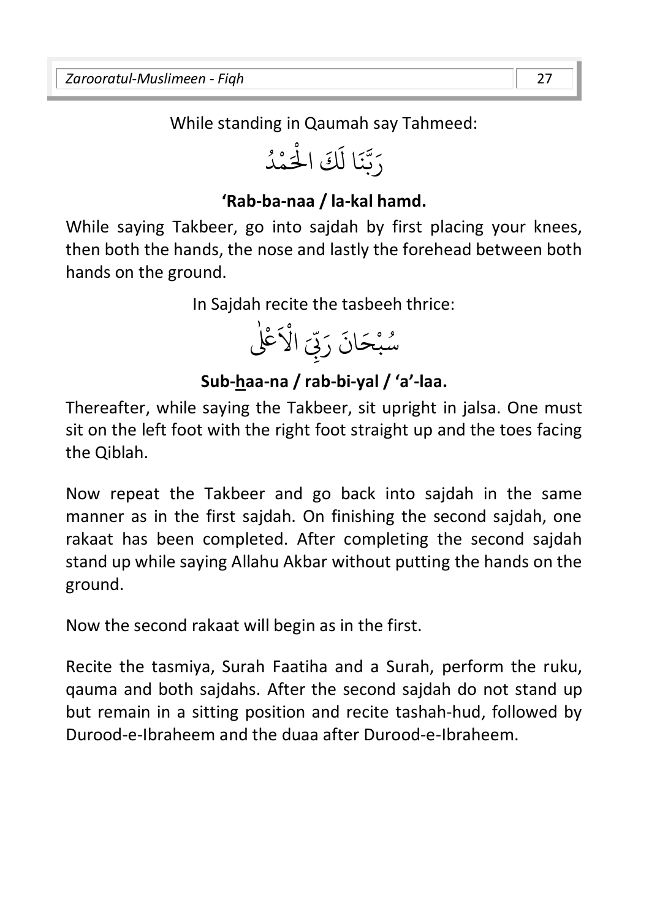While standing in Qaumah say Tahmeed:

رَبَّنَا لَكَ الْحَمْدُ

**'Rab-ba-naa / la-kal hamd.**

While saying Takbeer, go into sajdah by first placing your knees, then both the hands, the nose and lastly the forehead between both hands on the ground.

In Sajdah recite the tasbeeh thrice:

سُبْحَانَ رَبِّيَ الْاَعْلٰى

**Sub-haa-na / rab-bi-yal / 'a'-laa.**

Thereafter, while saying the Takbeer, sit upright in jalsa. One must sit on the left foot with the right foot straight up and the toes facing the Qiblah.

Now repeat the Takbeer and go back into sajdah in the same manner as in the first sajdah. On finishing the second sajdah, one rakaat has been completed. After completing the second sajdah stand up while saying Allahu Akbar without putting the hands on the ground.

Now the second rakaat will begin as in the first.

Recite the tasmiya, Surah Faatiha and a Surah, perform the ruku, qauma and both sajdahs. After the second sajdah do not stand up but remain in a sitting position and recite tashah-hud, followed by Durood-e-Ibraheem and the duaa after Durood-e-Ibraheem.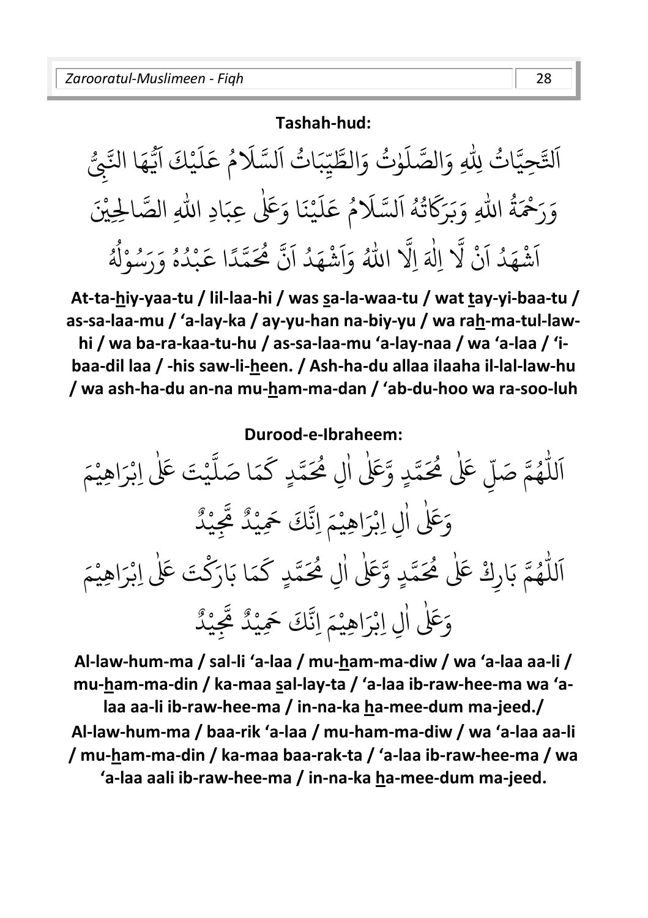**Tashah-hud:**

اَلتَّحِيَّاتُ لِلّٰهِ وَالصَّلَوٰتُ وَالطَّيِّبَاتُ اَلسَّلَامُ عَلَيْكَ اَيُّهَا النَّبِيُّ
وَرَحْمَةُ اللّٰهِ وَبَرَكَاتُهُ اَلسَّلَامُ عَلَيْنَا وَعَلٰى عِبَادِ اللّٰهِ الصَّالِحِيْنَ
اَشْهَدُ اَنْ لَّا اِلٰهَ اِلَّا اللّٰهُ وَاَشْهَدُ اَنَّ مُحَمَّدًا عَبْدُهُ وَرَسُوْلُهُ

**At-ta-hiy-yaa-tu / lil-laa-hi / was sa-la-waa-tu / wat tay-yi-baa-tu / as-sa-laa-mu / 'a-lay-ka / ay-yu-han na-biy-yu / wa rah-ma-tul-law-hi / wa ba-ra-kaa-tu-hu / as-sa-laa-mu 'a-lay-naa / wa 'a-laa / 'i-baa-dil laa / -his saw-li-heen. / Ash-ha-du allaa ilaaha il-lal-law-hu / wa ash-ha-du an-na mu-ham-ma-dan / 'ab-du-hoo wa ra-soo-luh**

**Durood-e-Ibraheem:**

اَللّٰهُمَّ صَلِّ عَلٰى مُحَمَّدٍ وَّعَلٰى اٰلِ مُحَمَّدٍ كَمَا صَلَّيْتَ عَلٰى اِبْرَاهِيْمَ
وَعَلٰى اٰلِ اِبْرَاهِيْمَ اِنَّكَ حَمِيْدٌ مَّجِيْدٌ
اَللّٰهُمَّ بَارِكْ عَلٰى مُحَمَّدٍ وَّعَلٰى اٰلِ مُحَمَّدٍ كَمَا بَارَكْتَ عَلٰى اِبْرَاهِيْمَ
وَعَلٰى اٰلِ اِبْرَاهِيْمَ اِنَّكَ حَمِيْدٌ مَّجِيْدٌ

**Al-law-hum-ma / sal-li 'a-laa / mu-ham-ma-diw / wa 'a-laa aa-li / mu-ham-ma-din / ka-maa sal-lay-ta / 'a-laa ib-raw-hee-ma wa 'a-laa aa-li ib-raw-hee-ma / in-na-ka ha-mee-dum ma-jeed./ Al-law-hum-ma / baa-rik 'a-laa / mu-ham-ma-diw / wa 'a-laa aa-li / mu-ham-ma-din / ka-maa baa-rak-ta / 'a-laa ib-raw-hee-ma / wa 'a-laa aali ib-raw-hee-ma / in-na-ka ha-mee-dum ma-jeed.**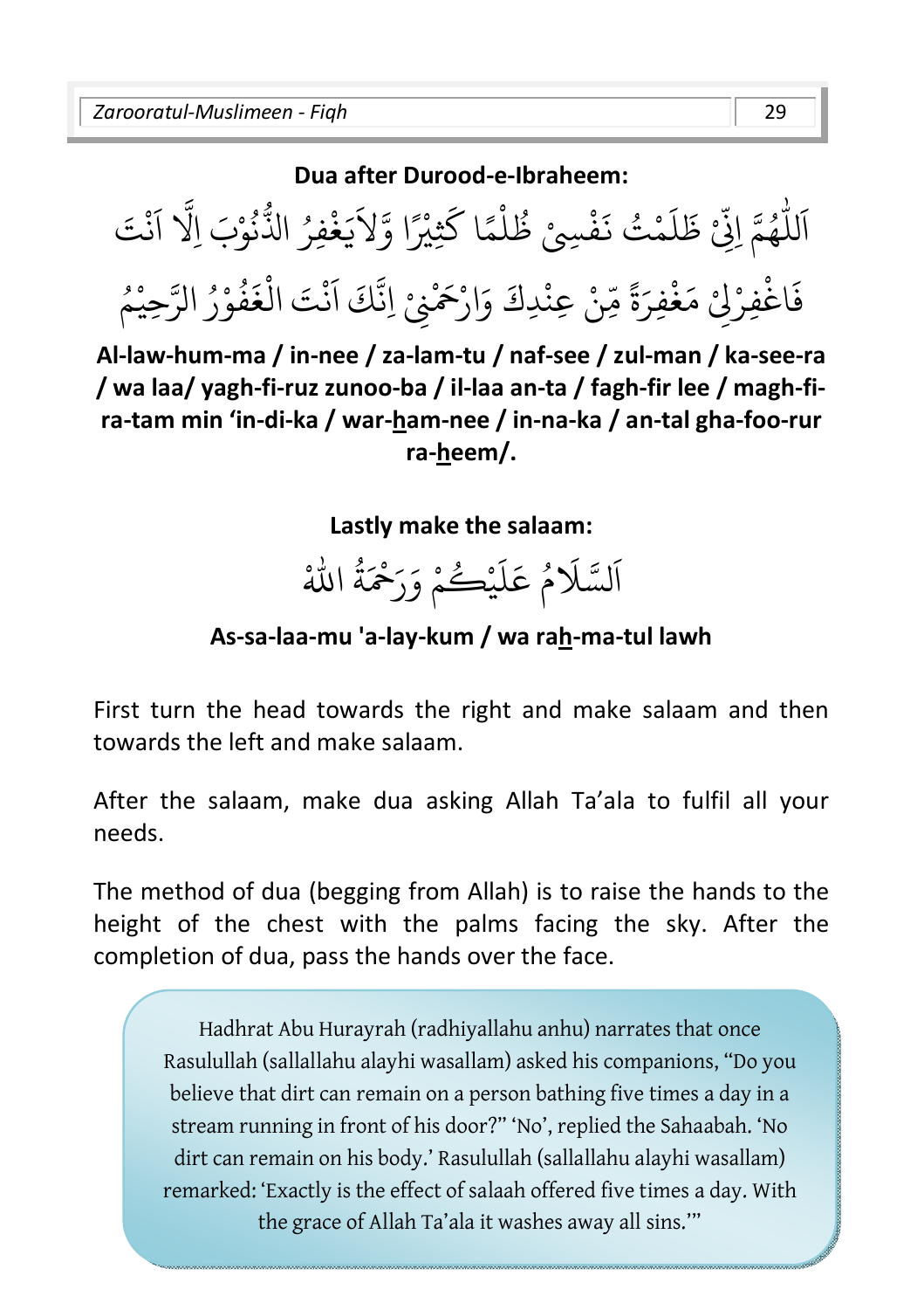**Dua after Durood-e-Ibraheem:**

اَللّٰهُمَّ اِنِّىْ ظَلَمْتُ نَفْسِىْ ظُلْمًا كَثِيْرًا وَّلَايَغْفِرُ الذُّنُوْبَ اِلَّا اَنْتَ فَاغْفِرْلِىْ مَغْفِرَةً مِّنْ عِنْدِكَ وَارْحَمْنِىْ اِنَّكَ اَنْتَ الْغَفُوْرُ الرَّحِيْمُ

**Al-law-hum-ma / in-nee / za-lam-tu / naf-see / zul-man / ka-see-ra / wa laa/ yagh-fi-ruz zunoo-ba / il-laa an-ta / fagh-fir lee / magh-fi-ra-tam min 'in-di-ka / war-ham-nee / in-na-ka / an-tal gha-foo-rur ra-heem/.**

**Lastly make the salaam:**

اَلسَّلَامُ عَلَيْكُمْ وَرَحْمَةُ اللّٰهْ

**As-sa-laa-mu 'a-lay-kum / wa rah-ma-tul lawh**

First turn the head towards the right and make salaam and then towards the left and make salaam.

After the salaam, make dua asking Allah Ta'ala to fulfil all your needs.

The method of dua (begging from Allah) is to raise the hands to the height of the chest with the palms facing the sky. After the completion of dua, pass the hands over the face.

> Hadhrat Abu Hurayrah (radhiyallahu anhu) narrates that once Rasulullah (sallallahu alayhi wasallam) asked his companions, "Do you believe that dirt can remain on a person bathing five times a day in a stream running in front of his door?" 'No', replied the Sahaabah. 'No dirt can remain on his body.' Rasulullah (sallallahu alayhi wasallam) remarked: 'Exactly is the effect of salaah offered five times a day. With the grace of Allah Ta'ala it washes away all sins.'"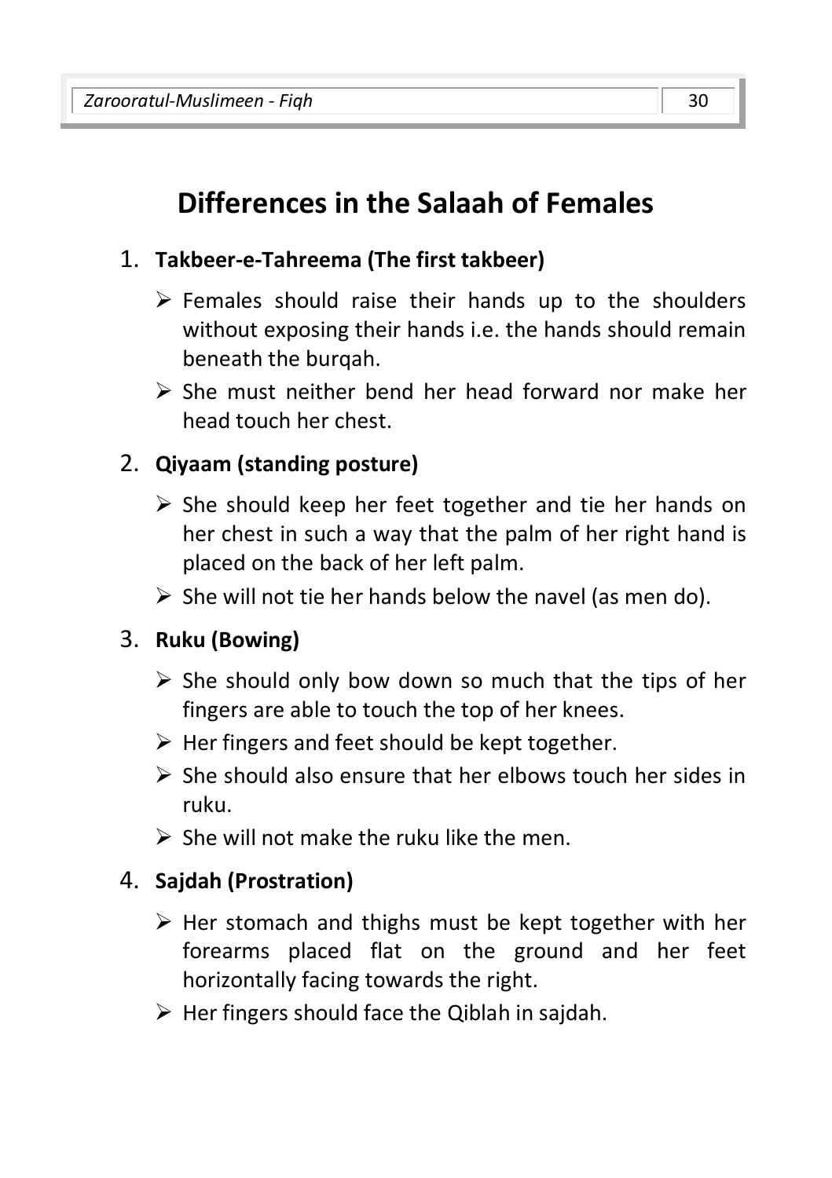# Differences in the Salaah of Females

1. **Takbeer-e-Tahreema (The first takbeer)**
   - Females should raise their hands up to the shoulders without exposing their hands i.e. the hands should remain beneath the burqah.
   - She must neither bend her head forward nor make her head touch her chest.

2. **Qiyaam (standing posture)**
   - She should keep her feet together and tie her hands on her chest in such a way that the palm of her right hand is placed on the back of her left palm.
   - She will not tie her hands below the navel (as men do).

3. **Ruku (Bowing)**
   - She should only bow down so much that the tips of her fingers are able to touch the top of her knees.
   - Her fingers and feet should be kept together.
   - She should also ensure that her elbows touch her sides in ruku.
   - She will not make the ruku like the men.

4. **Sajdah (Prostration)**
   - Her stomach and thighs must be kept together with her forearms placed flat on the ground and her feet horizontally facing towards the right.
   - Her fingers should face the Qiblah in sajdah.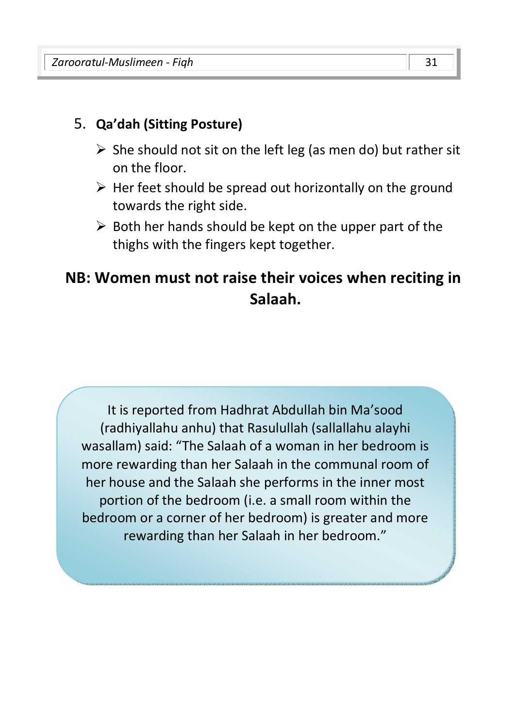5. **Qa'dah (Sitting Posture)**

- She should not sit on the left leg (as men do) but rather sit on the floor.
- Her feet should be spread out horizontally on the ground towards the right side.
- Both her hands should be kept on the upper part of the thighs with the fingers kept together.

**NB: Women must not raise their voices when reciting in Salaah.**

It is reported from Hadhrat Abdullah bin Ma'sood (radhiyallahu anhu) that Rasulullah (sallallahu alayhi wasallam) said: "The Salaah of a woman in her bedroom is more rewarding than her Salaah in the communal room of her house and the Salaah she performs in the inner most portion of the bedroom (i.e. a small room within the bedroom or a corner of her bedroom) is greater and more rewarding than her Salaah in her bedroom."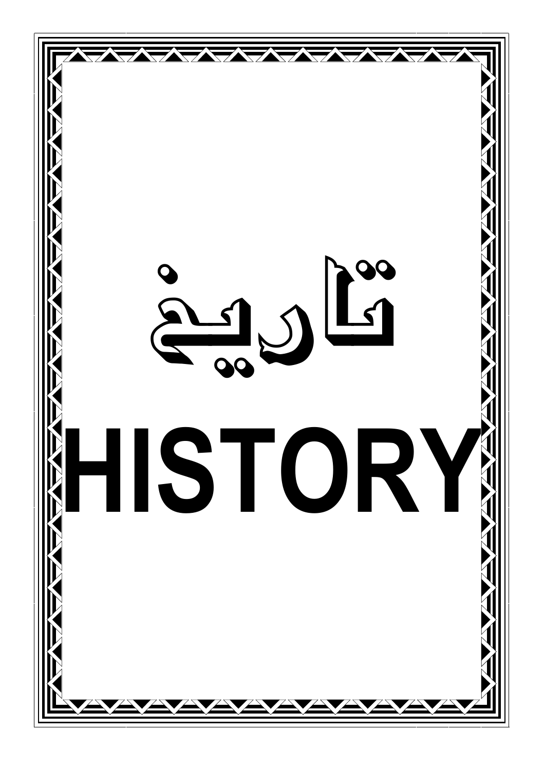# تاریخ

# HISTORY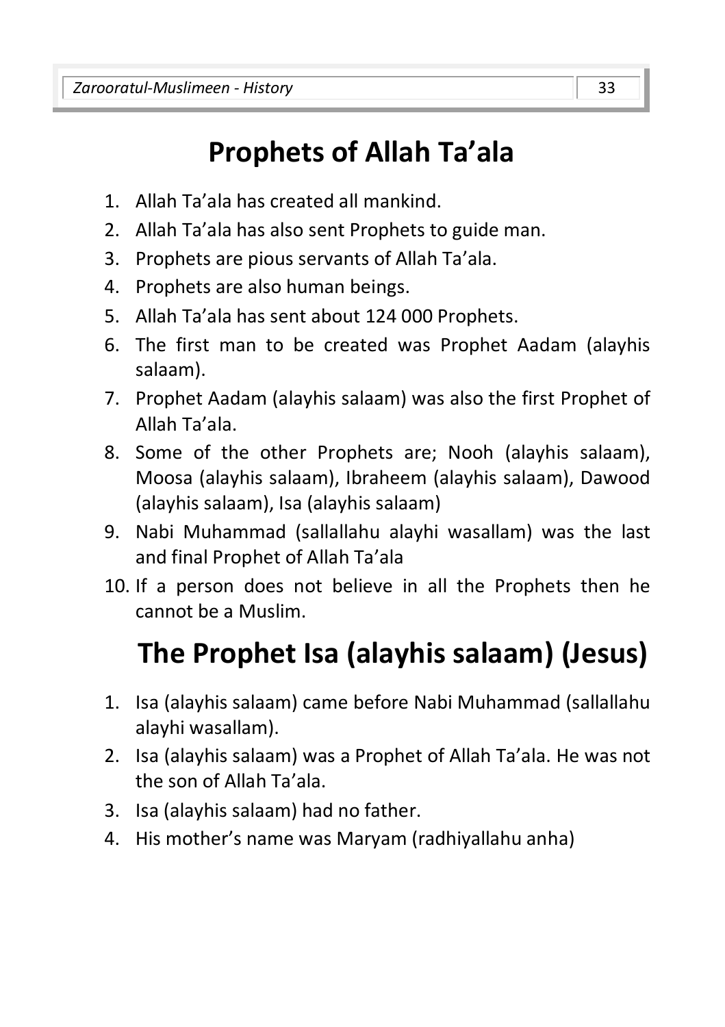# Prophets of Allah Ta'ala

1. Allah Ta'ala has created all mankind.
2. Allah Ta'ala has also sent Prophets to guide man.
3. Prophets are pious servants of Allah Ta'ala.
4. Prophets are also human beings.
5. Allah Ta'ala has sent about 124 000 Prophets.
6. The first man to be created was Prophet Aadam (alayhis salaam).
7. Prophet Aadam (alayhis salaam) was also the first Prophet of Allah Ta'ala.
8. Some of the other Prophets are; Nooh (alayhis salaam), Moosa (alayhis salaam), Ibraheem (alayhis salaam), Dawood (alayhis salaam), Isa (alayhis salaam)
9. Nabi Muhammad (sallallahu alayhi wasallam) was the last and final Prophet of Allah Ta'ala
10. If a person does not believe in all the Prophets then he cannot be a Muslim.

# The Prophet Isa (alayhis salaam) (Jesus)

1. Isa (alayhis salaam) came before Nabi Muhammad (sallallahu alayhi wasallam).
2. Isa (alayhis salaam) was a Prophet of Allah Ta'ala. He was not the son of Allah Ta'ala.
3. Isa (alayhis salaam) had no father.
4. His mother's name was Maryam (radhiyallahu anha)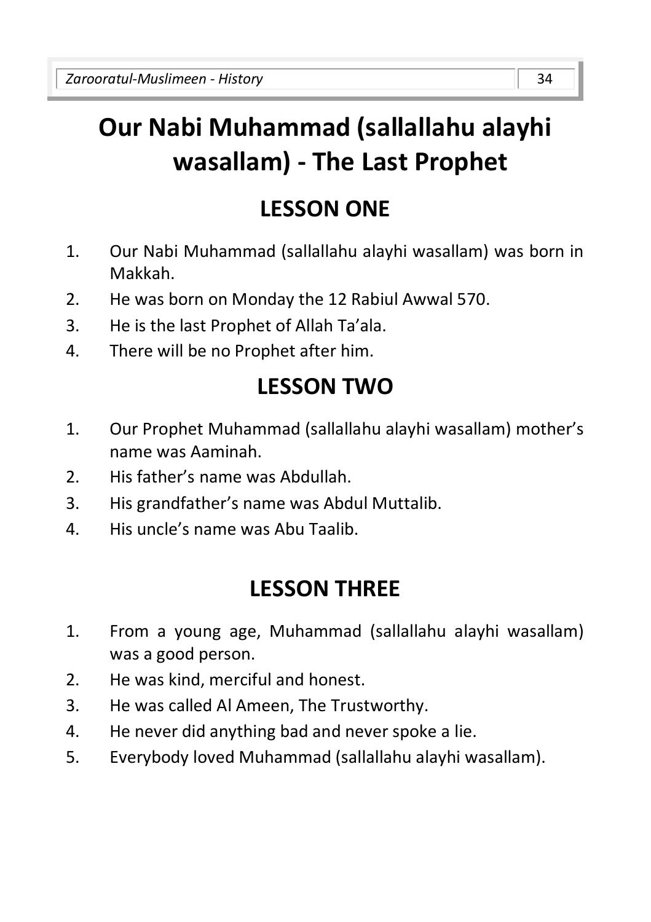# Our Nabi Muhammad (sallallahu alayhi wasallam) - The Last Prophet

## LESSON ONE

1. Our Nabi Muhammad (sallallahu alayhi wasallam) was born in Makkah.
2. He was born on Monday the 12 Rabiul Awwal 570.
3. He is the last Prophet of Allah Ta'ala.
4. There will be no Prophet after him.

## LESSON TWO

1. Our Prophet Muhammad (sallallahu alayhi wasallam) mother's name was Aaminah.
2. His father's name was Abdullah.
3. His grandfather's name was Abdul Muttalib.
4. His uncle's name was Abu Taalib.

## LESSON THREE

1. From a young age, Muhammad (sallallahu alayhi wasallam) was a good person.
2. He was kind, merciful and honest.
3. He was called Al Ameen, The Trustworthy.
4. He never did anything bad and never spoke a lie.
5. Everybody loved Muhammad (sallallahu alayhi wasallam).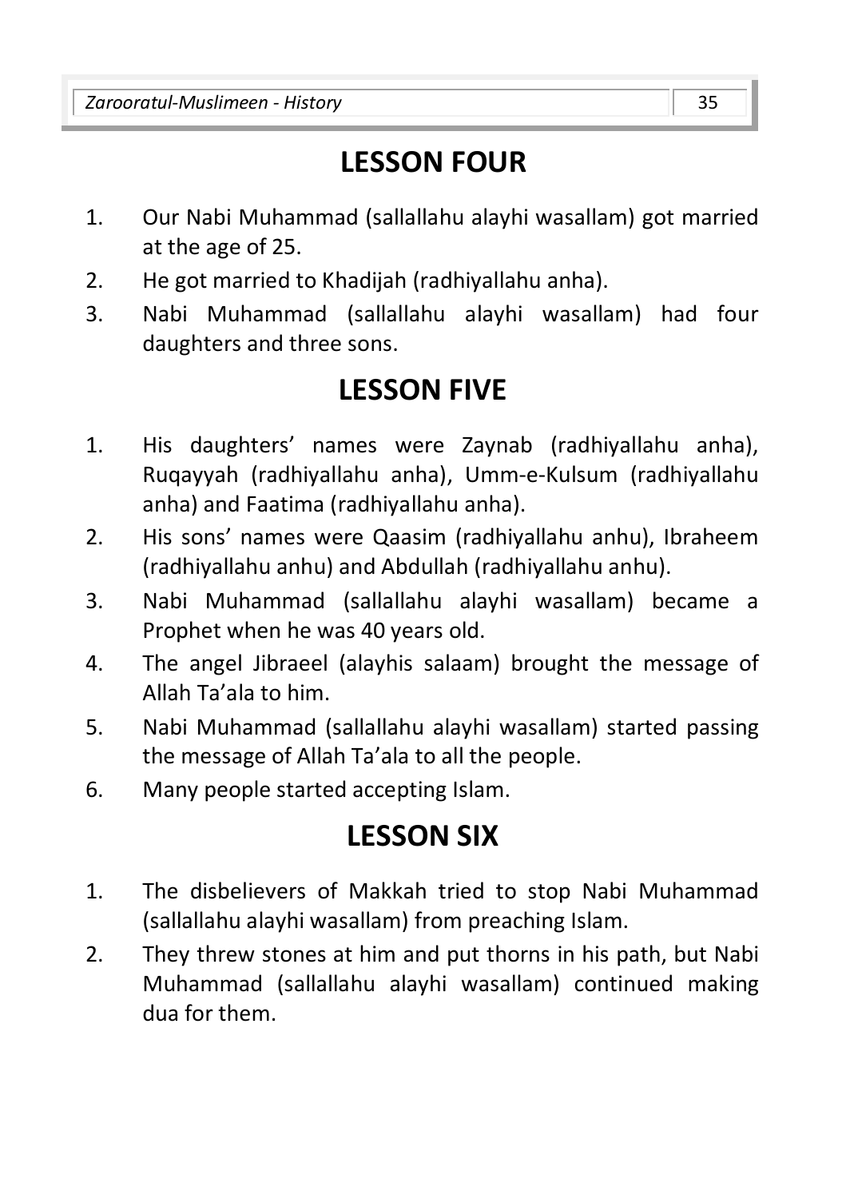## LESSON FOUR

1. Our Nabi Muhammad (sallallahu alayhi wasallam) got married at the age of 25.
2. He got married to Khadijah (radhiyallahu anha).
3. Nabi Muhammad (sallallahu alayhi wasallam) had four daughters and three sons.

## LESSON FIVE

1. His daughters' names were Zaynab (radhiyallahu anha), Ruqayyah (radhiyallahu anha), Umm-e-Kulsum (radhiyallahu anha) and Faatima (radhiyallahu anha).
2. His sons' names were Qaasim (radhiyallahu anhu), Ibraheem (radhiyallahu anhu) and Abdullah (radhiyallahu anhu).
3. Nabi Muhammad (sallallahu alayhi wasallam) became a Prophet when he was 40 years old.
4. The angel Jibraeel (alayhis salaam) brought the message of Allah Ta'ala to him.
5. Nabi Muhammad (sallallahu alayhi wasallam) started passing the message of Allah Ta'ala to all the people.
6. Many people started accepting Islam.

## LESSON SIX

1. The disbelievers of Makkah tried to stop Nabi Muhammad (sallallahu alayhi wasallam) from preaching Islam.
2. They threw stones at him and put thorns in his path, but Nabi Muhammad (sallallahu alayhi wasallam) continued making dua for them.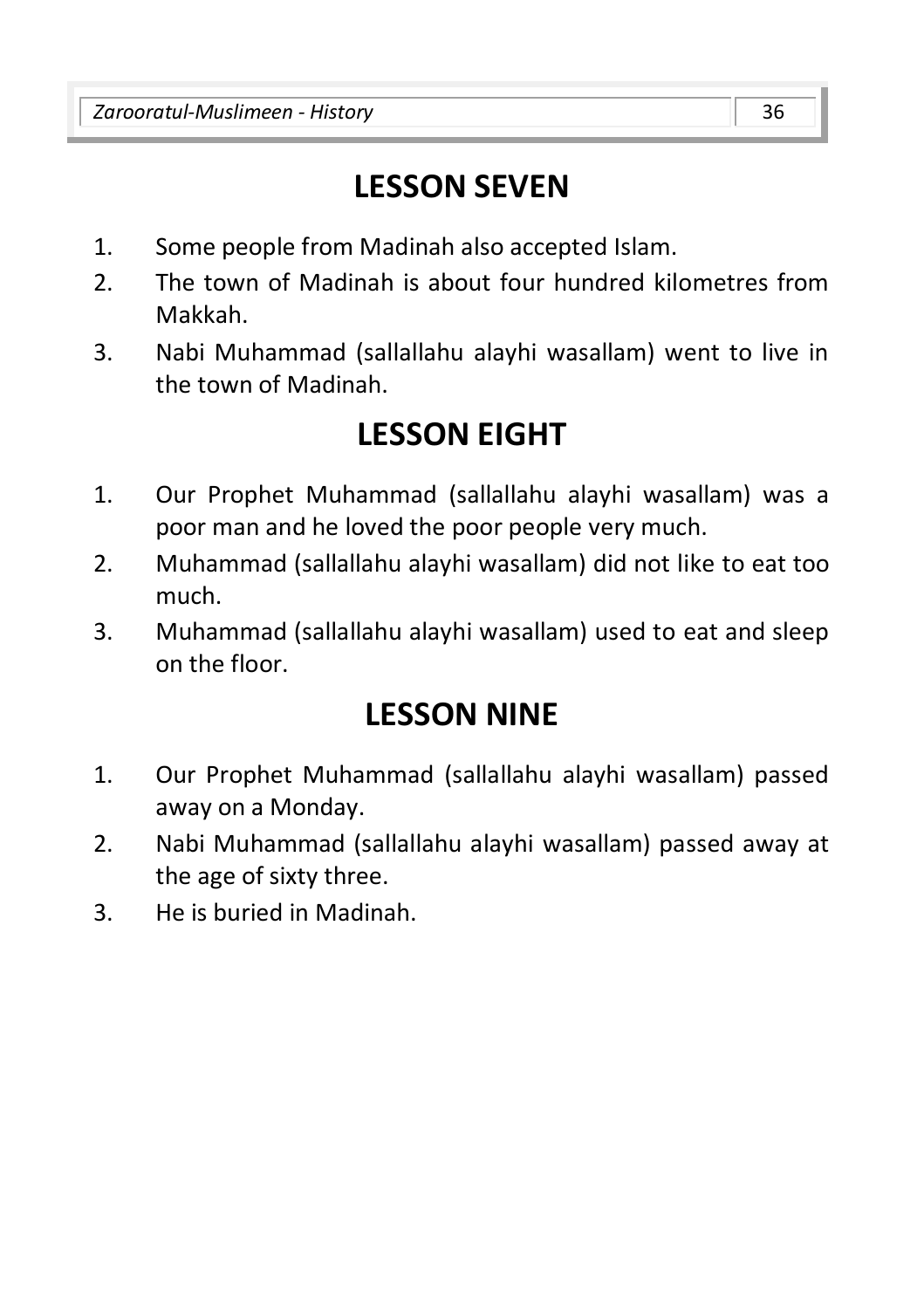## LESSON SEVEN

1. Some people from Madinah also accepted Islam.
2. The town of Madinah is about four hundred kilometres from Makkah.
3. Nabi Muhammad (sallallahu alayhi wasallam) went to live in the town of Madinah.

## LESSON EIGHT

1. Our Prophet Muhammad (sallallahu alayhi wasallam) was a poor man and he loved the poor people very much.
2. Muhammad (sallallahu alayhi wasallam) did not like to eat too much.
3. Muhammad (sallallahu alayhi wasallam) used to eat and sleep on the floor.

## LESSON NINE

1. Our Prophet Muhammad (sallallahu alayhi wasallam) passed away on a Monday.
2. Nabi Muhammad (sallallahu alayhi wasallam) passed away at the age of sixty three.
3. He is buried in Madinah.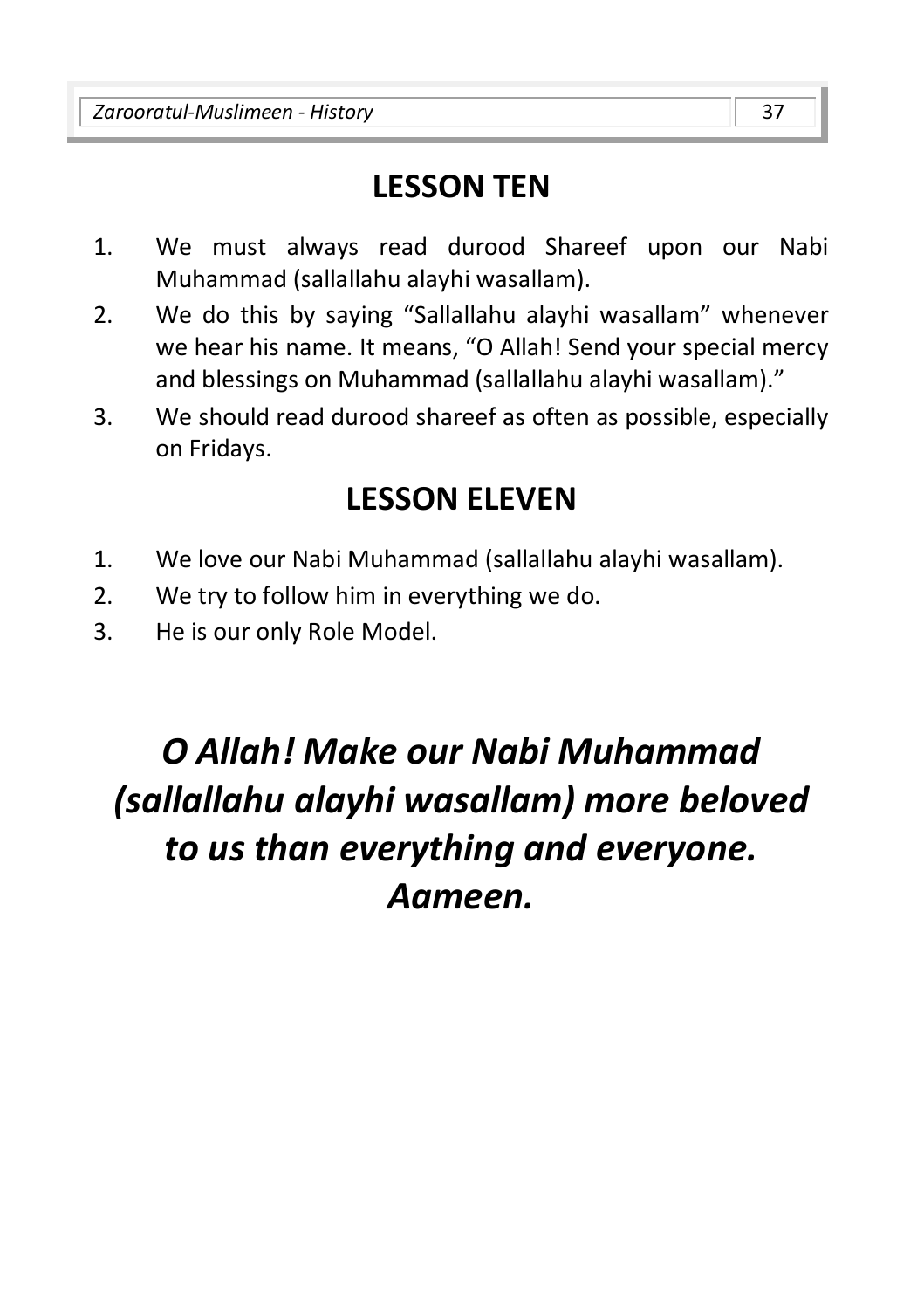## LESSON TEN

1. We must always read durood Shareef upon our Nabi Muhammad (sallallahu alayhi wasallam).
2. We do this by saying “Sallallahu alayhi wasallam” whenever we hear his name. It means, “O Allah! Send your special mercy and blessings on Muhammad (sallallahu alayhi wasallam).”
3. We should read durood shareef as often as possible, especially on Fridays.

## LESSON ELEVEN

1. We love our Nabi Muhammad (sallallahu alayhi wasallam).
2. We try to follow him in everything we do.
3. He is our only Role Model.

***O Allah! Make our Nabi Muhammad (sallallahu alayhi wasallam) more beloved to us than everything and everyone. Aameen.***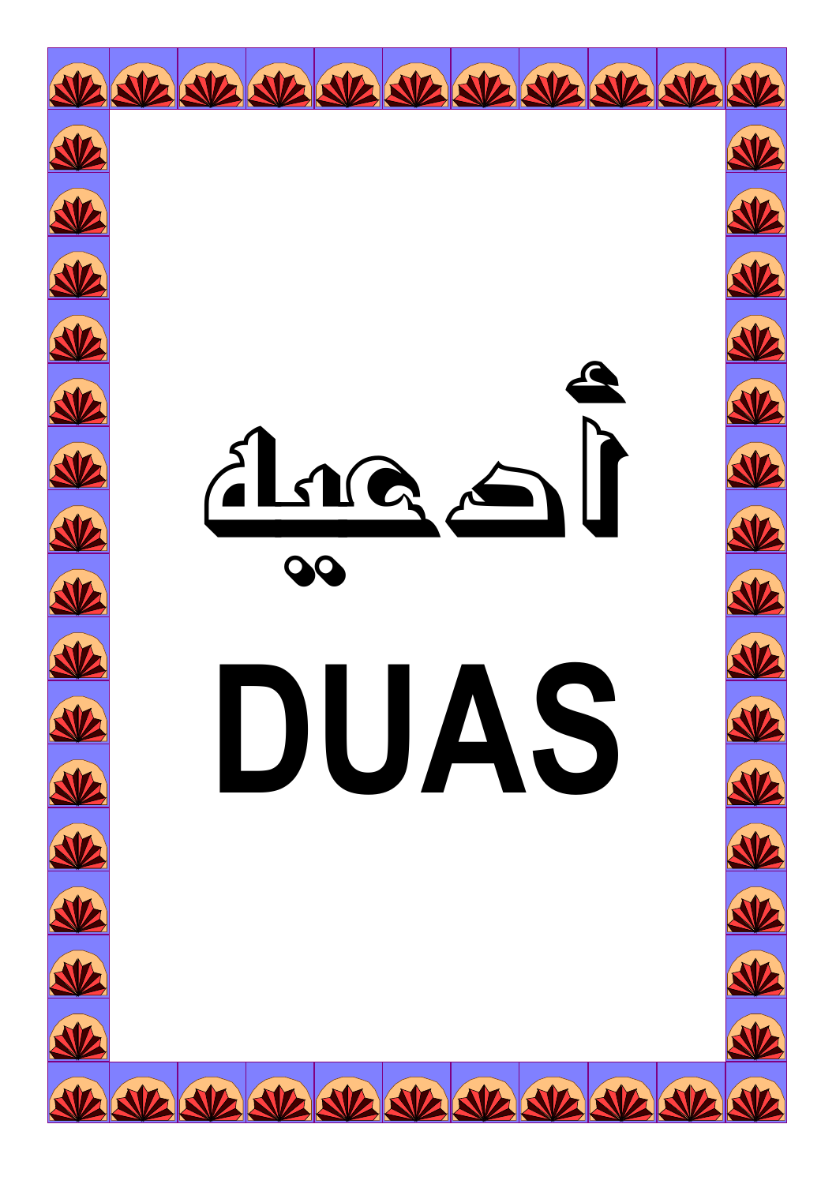# أدعية

# DUAS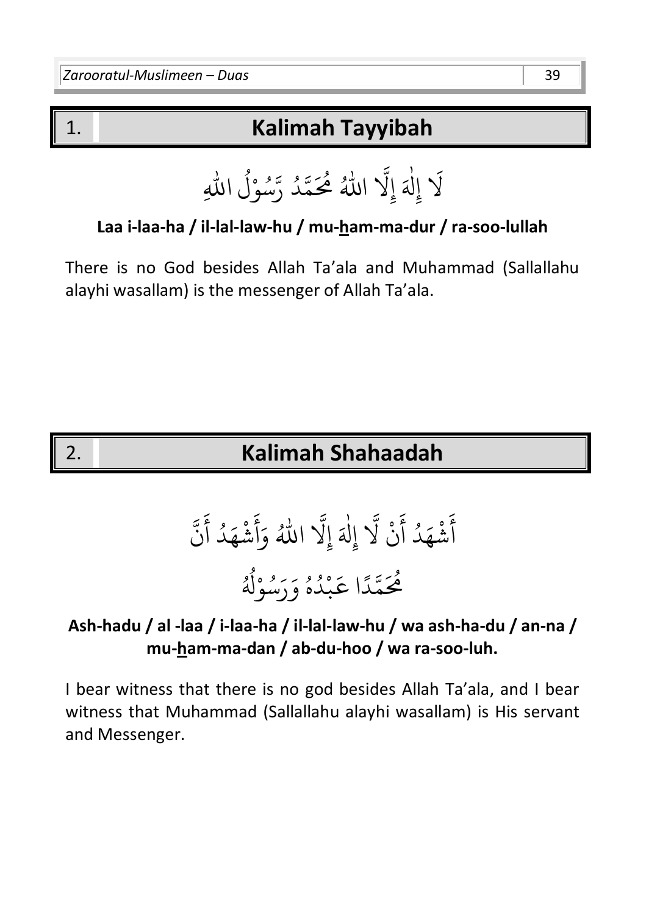## 1. Kalimah Tayyibah

لَا إِلٰهَ إِلَّا اللّٰهُ مُحَمَّدٌ رَّسُوْلُ اللّٰهِ

**Laa i-laa-ha / il-lal-law-hu / mu-ham-ma-dur / ra-soo-lullah**

There is no God besides Allah Ta'ala and Muhammad (Sallallahu alayhi wasallam) is the messenger of Allah Ta'ala.

## 2. Kalimah Shahaadah

أَشْهَدُ أَنْ لَّا إِلٰهَ إِلَّا اللّٰهُ وَأَشْهَدُ أَنَّ مُحَمَّدًا عَبْدُهُ وَرَسُوْلُهُ

**Ash-hadu / al -laa / i-laa-ha / il-lal-law-hu / wa ash-ha-du / an-na / mu-ham-ma-dan / ab-du-hoo / wa ra-soo-luh.**

I bear witness that there is no god besides Allah Ta'ala, and I bear witness that Muhammad (Sallallahu alayhi wasallam) is His servant and Messenger.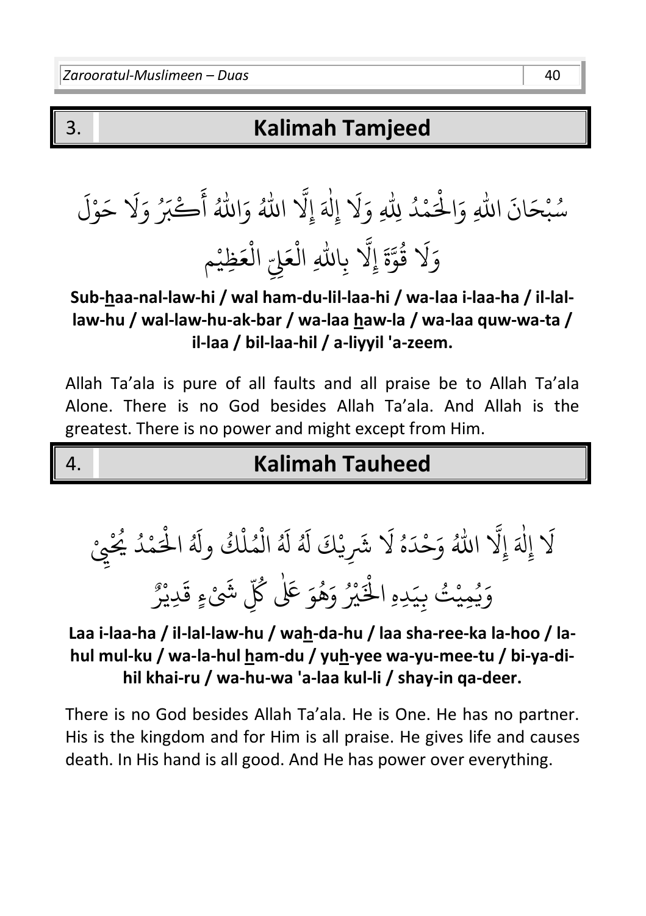## 3. Kalimah Tamjeed

سُبْحَانَ اللهِ وَالْحَمْدُ لِلّٰهِ وَلَا إِلٰهَ إِلَّا اللهُ وَاللّٰهُ أَكْبَرُ وَلَا حَوْلَ وَلَا قُوَّةَ إِلَّا بِاللّٰهِ الْعَلِيِّ الْعَظِيْم

**Sub-haa-nal-law-hi / wal ham-du-lil-laa-hi / wa-laa i-laa-ha / il-lal-law-hu / wal-law-hu-ak-bar / wa-laa haw-la / wa-laa quw-wa-ta / il-laa / bil-laa-hil / a-liyyil 'a-zeem.**

Allah Ta'ala is pure of all faults and all praise be to Allah Ta'ala Alone. There is no God besides Allah Ta'ala. And Allah is the greatest. There is no power and might except from Him.

## 4. Kalimah Tauheed

لَا إِلٰهَ إِلَّا اللهُ وَحْدَهُ لَا شَرِيْكَ لَهُ لَهُ الْمُلْكُ ولَهُ الْحَمْدُ يُحْيِيْ وَيُمِيْتُ بِيَدِهِ الْخَيْرُ وَهُوَ عَلٰى كُلِّ شَيْءٍ قَدِيْرٌ

**Laa i-laa-ha / il-lal-law-hu / wah-da-hu / laa sha-ree-ka la-hoo / la-hul mul-ku / wa-la-hul ham-du / yuh-yee wa-yu-mee-tu / bi-ya-di-hil khai-ru / wa-hu-wa 'a-laa kul-li / shay-in qa-deer.**

There is no God besides Allah Ta'ala. He is One. He has no partner. His is the kingdom and for Him is all praise. He gives life and causes death. In His hand is all good. And He has power over everything.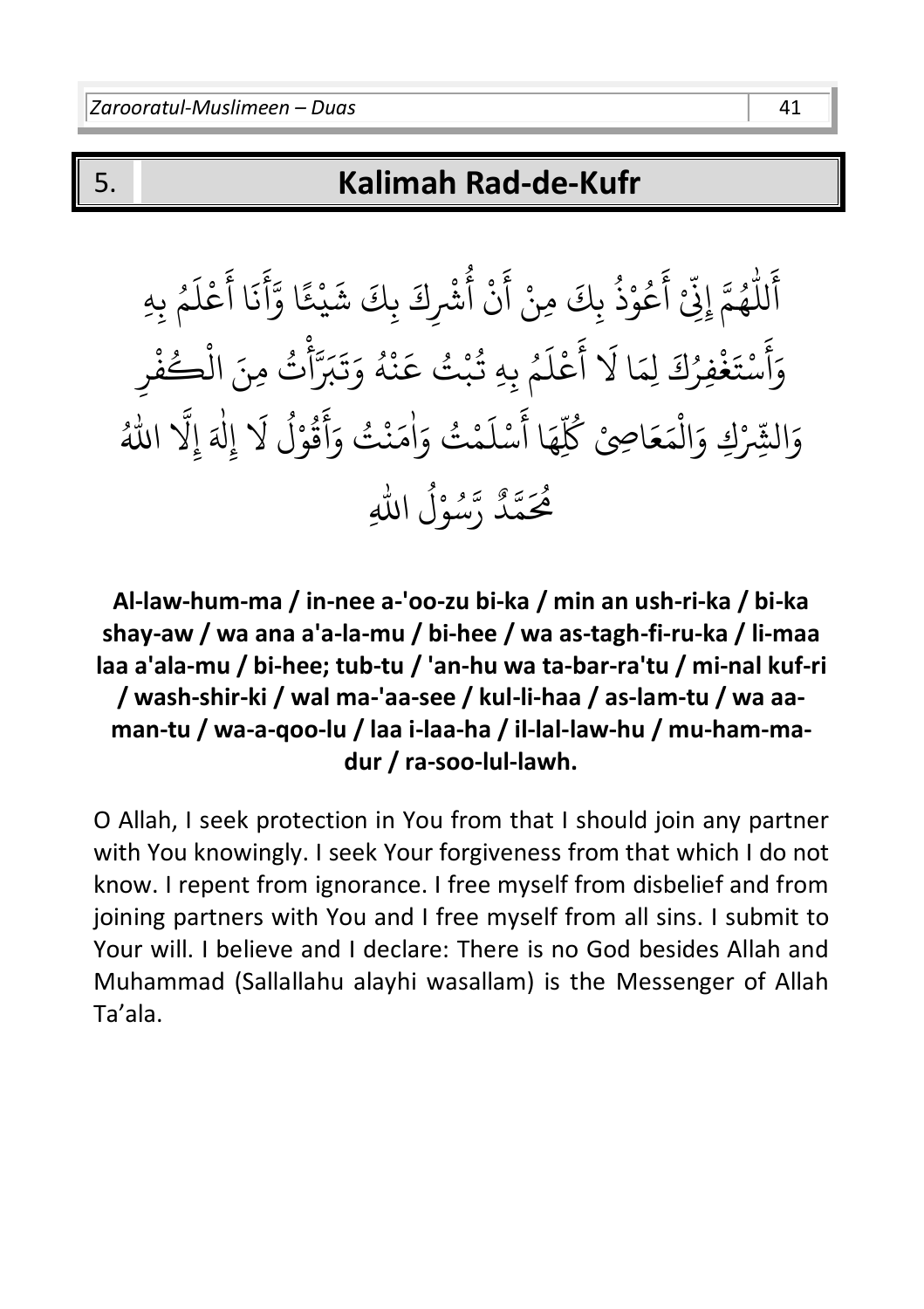## 5. Kalimah Rad-de-Kufr

أَللّٰهُمَّ إِنِّىْ أَعُوْذُ بِكَ مِنْ أَنْ أُشْرِكَ بِكَ شَيْئًا وَّأَنَا أَعْلَمُ بِهِ وَأَسْتَغْفِرُكَ لِمَا لَا أَعْلَمُ بِهِ تُبْتُ عَنْهُ وَتَبَرَّأْتُ مِنَ الْكُفْرِ وَالشِّرْكِ وَالْمَعَاصِىْ كُلِّهَا أَسْلَمْتُ وَاٰمَنْتُ وَأَقُوْلُ لَا إِلٰهَ إِلَّا اللّٰهُ مُحَمَّدٌ رَّسُوْلُ اللّٰهِ

**Al-law-hum-ma / in-nee a-'oo-zu bi-ka / min an ush-ri-ka / bi-ka shay-aw / wa ana a'a-la-mu / bi-hee / wa as-tagh-fi-ru-ka / li-maa laa a'ala-mu / bi-hee; tub-tu / 'an-hu wa ta-bar-ra'tu / mi-nal kuf-ri / wash-shir-ki / wal ma-'aa-see / kul-li-haa / as-lam-tu / wa aa-man-tu / wa-a-qoo-lu / laa i-laa-ha / il-lal-law-hu / mu-ham-ma-dur / ra-soo-lul-lawh.**

O Allah, I seek protection in You from that I should join any partner with You knowingly. I seek Your forgiveness from that which I do not know. I repent from ignorance. I free myself from disbelief and from joining partners with You and I free myself from all sins. I submit to Your will. I believe and I declare: There is no God besides Allah and Muhammad (Sallallahu alayhi wasallam) is the Messenger of Allah Ta'ala.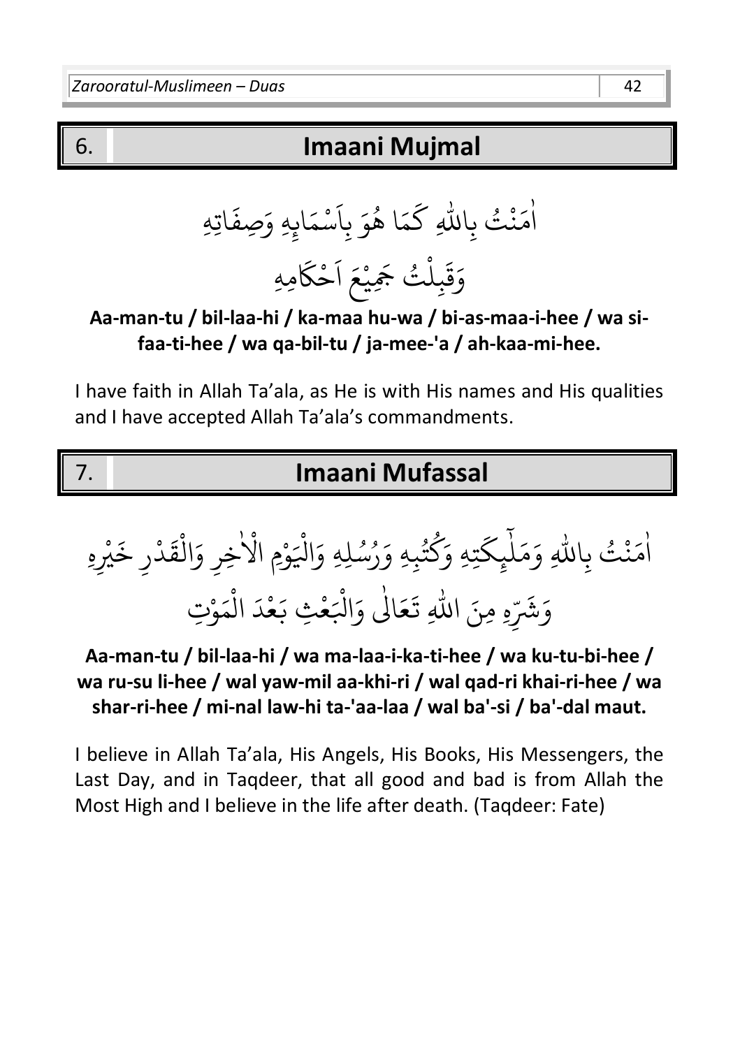## 6. Imaani Mujmal

اٰمَنْتُ بِاللّٰهِ كَمَا هُوَ بِاَسْمَائِهٖ وَصِفَاتِهٖ

وَقَبِلْتُ جَمِيْعَ اَحْكَامِهٖ

**Aa-man-tu / bil-laa-hi / ka-maa hu-wa / bi-as-maa-i-hee / wa si-faa-ti-hee / wa qa-bil-tu / ja-mee-'a / ah-kaa-mi-hee.**

I have faith in Allah Ta'ala, as He is with His names and His qualities and I have accepted Allah Ta'ala's commandments.

## 7. Imaani Mufassal

اٰمَنْتُ بِاللّٰهِ وَمَلٰٓئِكَتِهٖ وَكُتُبِهٖ وَرُسُلِهٖ وَالْيَوْمِ الْاٰخِرِ وَالْقَدْرِ خَيْرِهٖ

وَشَرِّهٖ مِنَ اللّٰهِ تَعَالٰى وَالْبَعْثِ بَعْدَ الْمَوْتِ

**Aa-man-tu / bil-laa-hi / wa ma-laa-i-ka-ti-hee / wa ku-tu-bi-hee / wa ru-su li-hee / wal yaw-mil aa-khi-ri / wal qad-ri khai-ri-hee / wa shar-ri-hee / mi-nal law-hi ta-'aa-laa / wal ba'-si / ba'-dal maut.**

I believe in Allah Ta'ala, His Angels, His Books, His Messengers, the Last Day, and in Taqdeer, that all good and bad is from Allah the Most High and I believe in the life after death. (Taqdeer: Fate)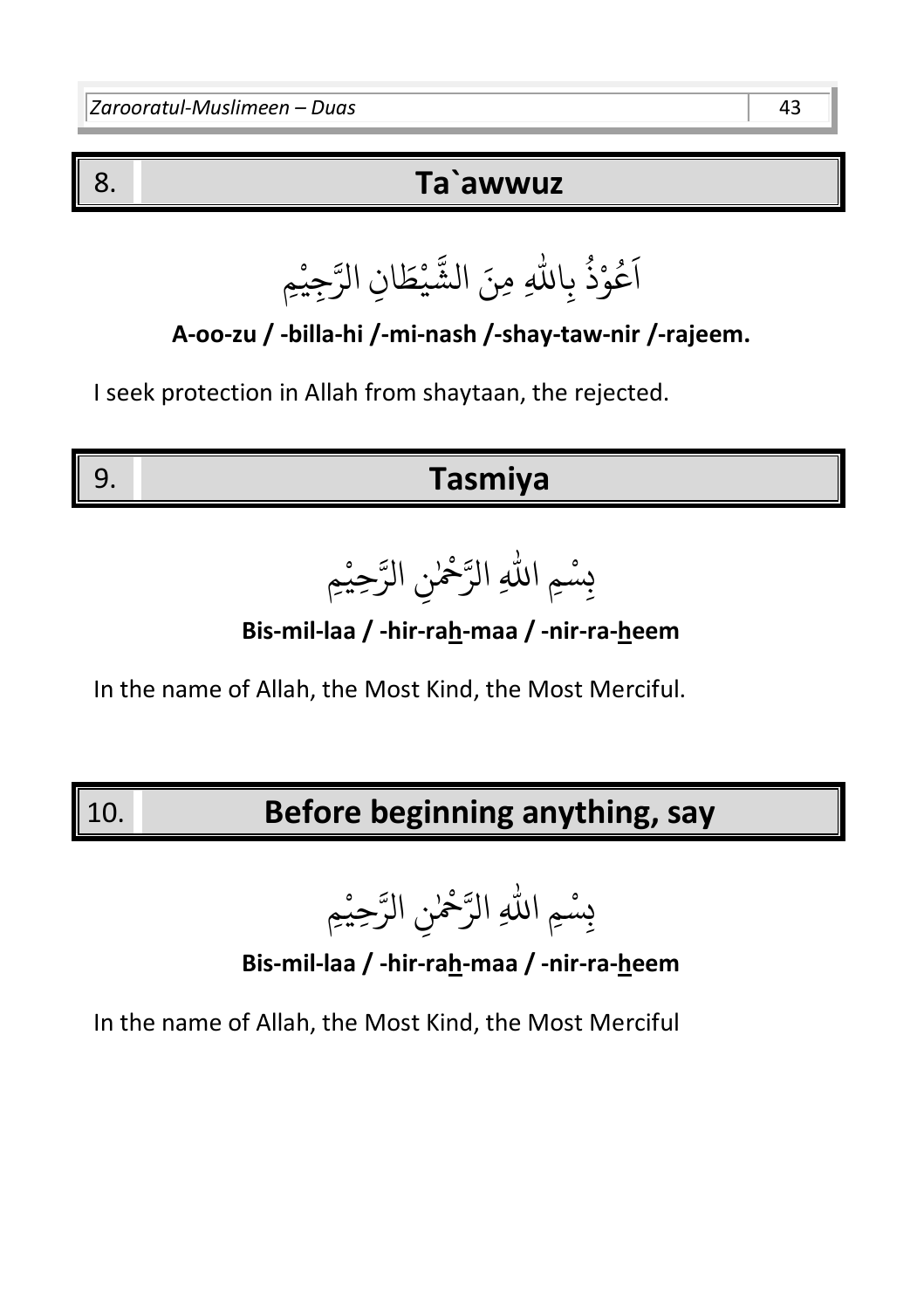## 8. Ta`awwuz

اَعُوْذُ بِاللّٰهِ مِنَ الشَّيْطَانِ الرَّجِيْمِ

**A-oo-zu / -billa-hi /-mi-nash /-shay-taw-nir /-rajeem.**

I seek protection in Allah from shaytaan, the rejected.

## 9. Tasmiya

بِسْمِ اللّٰهِ الرَّحْمٰنِ الرَّحِيْمِ

**Bis-mil-laa / -hir-ra<u>h</u>-maa / -nir-ra-<u>h</u>eem**

In the name of Allah, the Most Kind, the Most Merciful.

## 10. Before beginning anything, say

بِسْمِ اللّٰهِ الرَّحْمٰنِ الرَّحِيْمِ

**Bis-mil-laa / -hir-ra<u>h</u>-maa / -nir-ra-<u>h</u>eem**

In the name of Allah, the Most Kind, the Most Merciful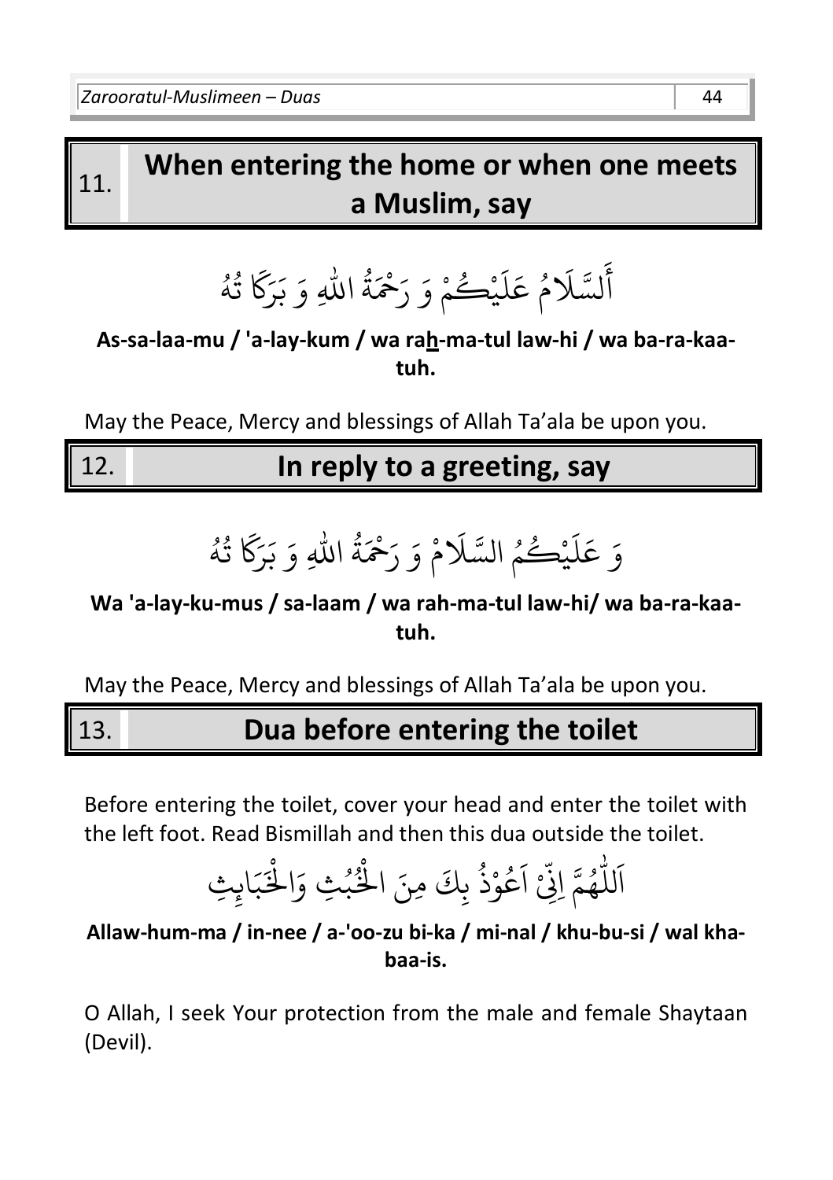## 11. When entering the home or when one meets a Muslim, say

أَلسَّلَامُ عَلَيْكُمْ وَ رَحْمَةُ اللّٰهِ وَ بَرَكَا تُهُ

**As-sa-laa-mu / 'a-lay-kum / wa ra<u>h</u>-ma-tul law-hi / wa ba-ra-kaa-tuh.**

May the Peace, Mercy and blessings of Allah Ta'ala be upon you.

## 12. In reply to a greeting, say

وَ عَلَيْكُمُ السَّلَامْ وَ رَحْمَةُ اللّٰهِ وَ بَرَكَا تُهُ

**Wa 'a-lay-ku-mus / sa-laam / wa rah-ma-tul law-hi/ wa ba-ra-kaa-tuh.**

May the Peace, Mercy and blessings of Allah Ta'ala be upon you.

## 13. Dua before entering the toilet

Before entering the toilet, cover your head and enter the toilet with the left foot. Read Bismillah and then this dua outside the toilet.

اَللّٰهُمَّ اِنِّىْ اَعُوْذُ بِكَ مِنَ الْخُبُثِ وَالْخَبَائِثِ

**Allaw-hum-ma / in-nee / a-'oo-zu bi-ka / mi-nal / khu-bu-si / wal kha-baa-is.**

O Allah, I seek Your protection from the male and female Shaytaan (Devil).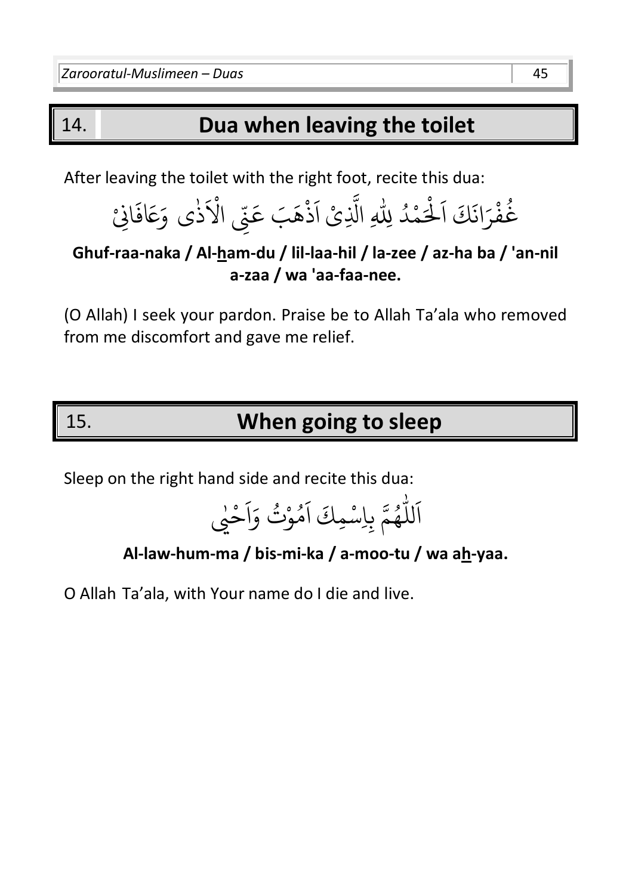## 14. Dua when leaving the toilet

After leaving the toilet with the right foot, recite this dua:

غُفْرَانَكَ اَلْحَمْدُ لِلّٰهِ الَّذِىْ اَذْهَبَ عَنِّى الْاَذٰى وَعَافَانِىْ

**Ghuf-raa-naka / Al-ham-du / lil-laa-hil / la-zee / az-ha ba / 'an-nil a-zaa / wa 'aa-faa-nee.**

(O Allah) I seek your pardon. Praise be to Allah Ta'ala who removed from me discomfort and gave me relief.

## 15. When going to sleep

Sleep on the right hand side and recite this dua:

اَللّٰهُمَّ بِاِسْمِكَ اَمُوْتُ وَاَحْيٰى

**Al-law-hum-ma / bis-mi-ka / a-moo-tu / wa ah-yaa.**

O Allah Ta'ala, with Your name do I die and live.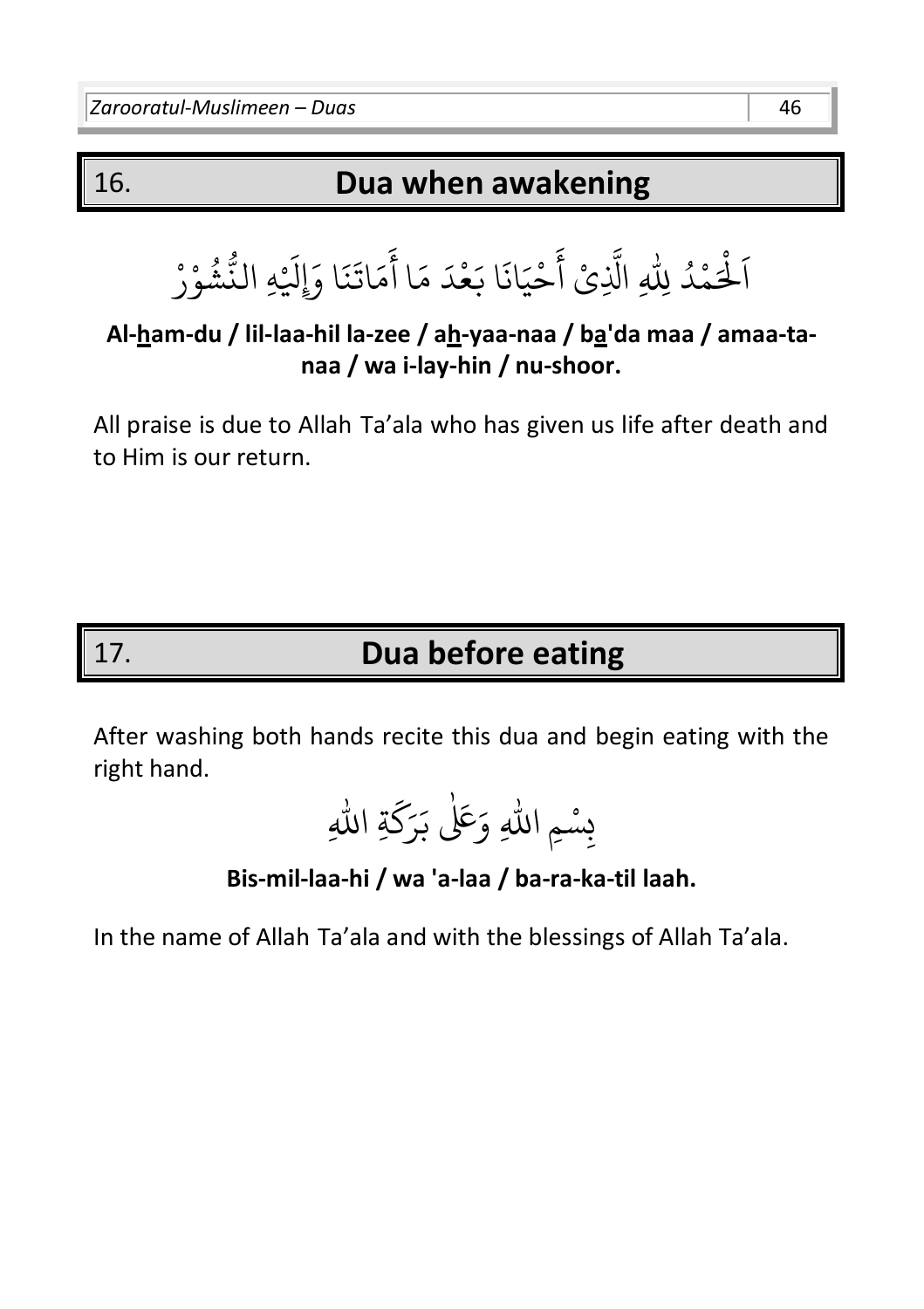## 16. Dua when awakening

اَلْحَمْدُ لِلّٰهِ الَّذِیْ أَحْیَانَا بَعْدَ مَا أَمَاتَنَا وَإِلَیْهِ النُّشُوْرْ

**Al-ham-du / lil-laa-hil la-zee / ah-yaa-naa / ba'da maa / amaa-ta-naa / wa i-lay-hin / nu-shoor.**

All praise is due to Allah Ta'ala who has given us life after death and to Him is our return.

## 17. Dua before eating

After washing both hands recite this dua and begin eating with the right hand.

بِسْمِ اللّٰهِ وَعَلٰی بَرَکَةِ اللّٰهِ

**Bis-mil-laa-hi / wa 'a-laa / ba-ra-ka-til laah.**

In the name of Allah Ta'ala and with the blessings of Allah Ta'ala.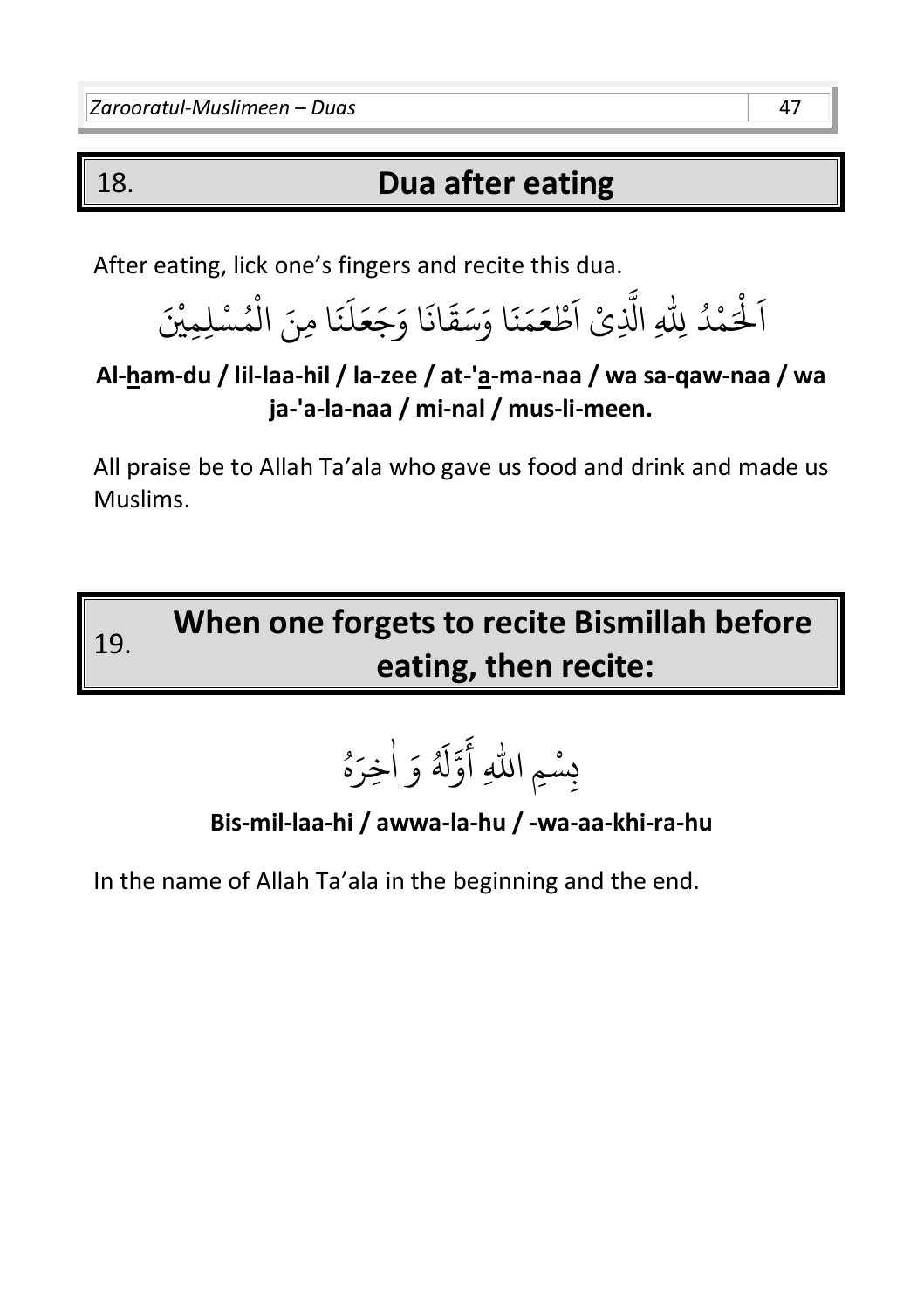## 18. Dua after eating

After eating, lick one's fingers and recite this dua.

اَلْحَمْدُ لِلّٰهِ الَّذِىْ اَطْعَمَنَا وَسَقَانَا وَجَعَلَنَا مِنَ الْمُسْلِمِيْنَ

**Al-<u>h</u>am-du / lil-laa-hil / la-zee / at-'<u>a</u>-ma-naa / wa sa-qaw-naa / wa ja-'a-la-naa / mi-nal / mus-li-meen.**

All praise be to Allah Ta'ala who gave us food and drink and made us Muslims.

## 19. When one forgets to recite Bismillah before eating, then recite:

بِسْمِ اللّٰهِ أَوَّلَهُ وَ اٰخِرَهُ

**Bis-mil-laa-hi / awwa-la-hu / -wa-aa-khi-ra-hu**

In the name of Allah Ta'ala in the beginning and the end.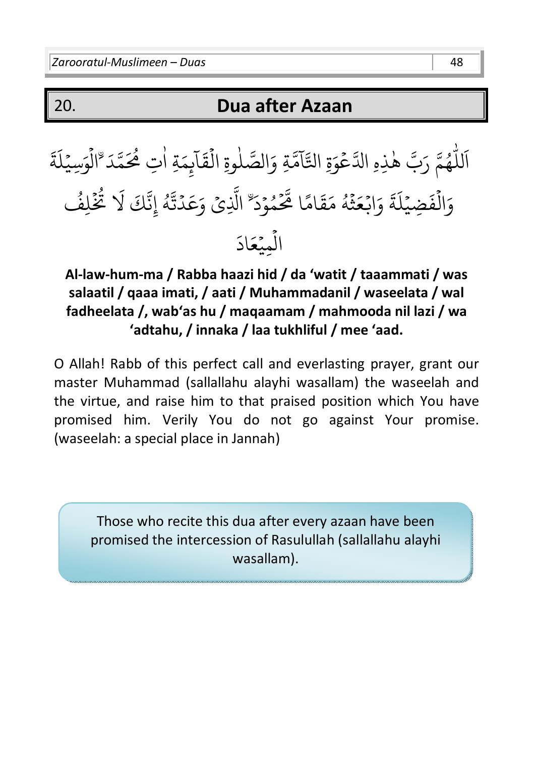## 20. Dua after Azaan

اَللّٰهُمَّ رَبَّ هٰذِهِ الدَّعْوَةِ التَّآمَّةِ وَالصَّلٰوةِ الْقَآئِمَةِ اٰتِ مُحَمَّدَ ۨالْوَسِيْلَةَ وَالْفَضِيْلَةَ وَابْعَثْهُ مَقَامًا مَّحْمُوْدَ ۨ الَّذِیْ وَعَدْتَّهُ إِنَّكَ لَا تُخْلِفُ الْمِيْعَادَ

**Al-law-hum-ma / Rabba haazi hid / da 'watit / taaammati / was salaatil / qaaa imati, / aati / Muhammadanil / waseelata / wal fadheelata /, wab'as hu / maqaamam / mahmooda nil lazi / wa 'adtahu, / innaka / laa tukhliful / mee 'aad.**

O Allah! Rabb of this perfect call and everlasting prayer, grant our master Muhammad (sallallahu alayhi wasallam) the waseelah and the virtue, and raise him to that praised position which You have promised him. Verily You do not go against Your promise. (waseelah: a special place in Jannah)

> Those who recite this dua after every azaan have been promised the intercession of Rasulullah (sallallahu alayhi wasallam).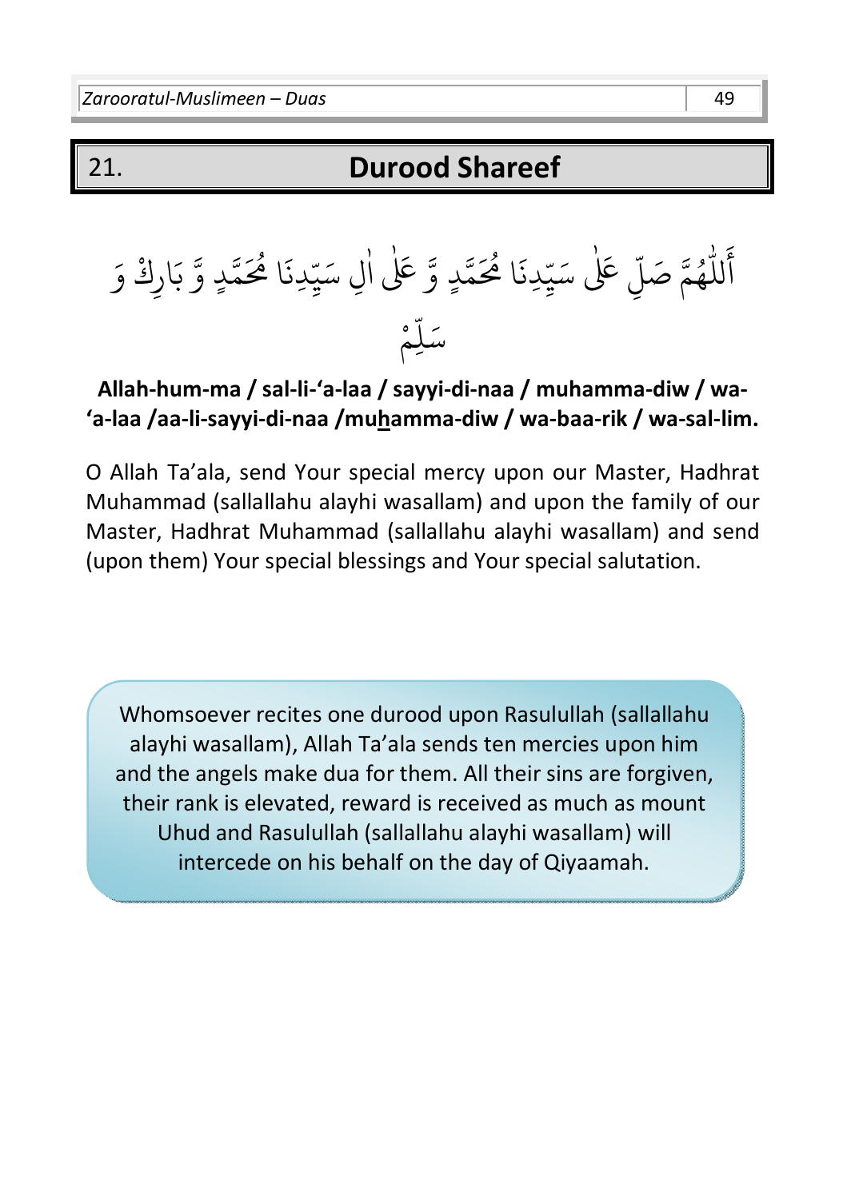## 21. Durood Shareef

أَللّٰهُمَّ صَلِّ عَلٰى سَيِّدِنَا مُحَمَّدٍ وَّ عَلٰى اٰلِ سَيِّدِنَا مُحَمَّدٍ وَّ بَارِكْ وَ سَلِّمْ

**Allah-hum-ma / sal-li-'a-laa / sayyi-di-naa / muhamma-diw / wa-'a-laa /aa-li-sayyi-di-naa /muhamma-diw / wa-baa-rik / wa-sal-lim.**

O Allah Ta'ala, send Your special mercy upon our Master, Hadhrat Muhammad (sallallahu alayhi wasallam) and upon the family of our Master, Hadhrat Muhammad (sallallahu alayhi wasallam) and send (upon them) Your special blessings and Your special salutation.

Whomsoever recites one durood upon Rasulullah (sallallahu alayhi wasallam), Allah Ta'ala sends ten mercies upon him and the angels make dua for them. All their sins are forgiven, their rank is elevated, reward is received as much as mount Uhud and Rasulullah (sallallahu alayhi wasallam) will intercede on his behalf on the day of Qiyaamah.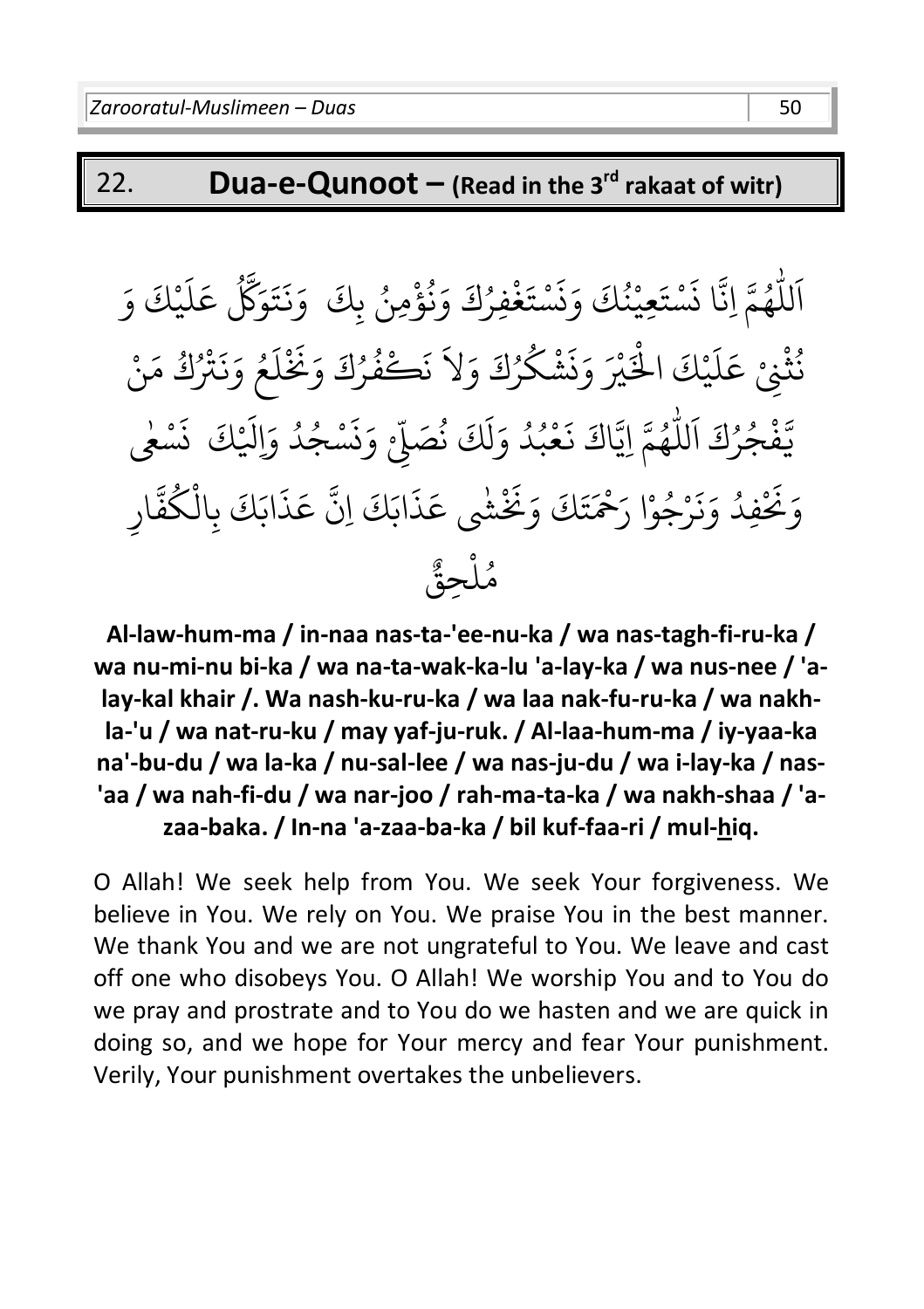## 22. Dua-e-Qunoot – (Read in the 3rd rakaat of witr)

اَللّٰهُمَّ اِنَّا نَسْتَعِيْنُكَ وَنَسْتَغْفِرُكَ وَنُؤْمِنُ بِكَ وَنَتَوَكَّلُ عَلَيْكَ وَ نُثْنِيْ عَلَيْكَ الْخَيْرَ وَنَشْكُرُكَ وَلاَ نَكْفُرُكَ وَنَخْلَعُ وَنَتْرُكُ مَنْ يَّفْجُرُكَ اَللّٰهُمَّ اِيَّاكَ نَعْبُدُ وَلَكَ نُصَلِّيْ وَنَسْجُدُ وَاِلَيْكَ نَسْعٰى وَنَحْفِدُ وَنَرْجُوْا رَحْمَتَكَ وَنَخْشٰى عَذَابَكَ اِنَّ عَذَابَكَ بِالْكُفَّارِ مُلْحِقٌ

**Al-law-hum-ma / in-naa nas-ta-'ee-nu-ka / wa nas-tagh-fi-ru-ka / wa nu-mi-nu bi-ka / wa na-ta-wak-ka-lu 'a-lay-ka / wa nus-nee / 'a-lay-kal khair /. Wa nash-ku-ru-ka / wa laa nak-fu-ru-ka / wa nakh-la-'u / wa nat-ru-ku / may yaf-ju-ruk. / Al-laa-hum-ma / iy-yaa-ka na'-bu-du / wa la-ka / nu-sal-lee / wa nas-ju-du / wa i-lay-ka / nas-'aa / wa nah-fi-du / wa nar-joo / rah-ma-ta-ka / wa nakh-shaa / 'a-zaa-baka. / In-na 'a-zaa-ba-ka / bil kuf-faa-ri / mul-hiq.**

O Allah! We seek help from You. We seek Your forgiveness. We believe in You. We rely on You. We praise You in the best manner. We thank You and we are not ungrateful to You. We leave and cast off one who disobeys You. O Allah! We worship You and to You do we pray and prostrate and to You do we hasten and we are quick in doing so, and we hope for Your mercy and fear Your punishment. Verily, Your punishment overtakes the unbelievers.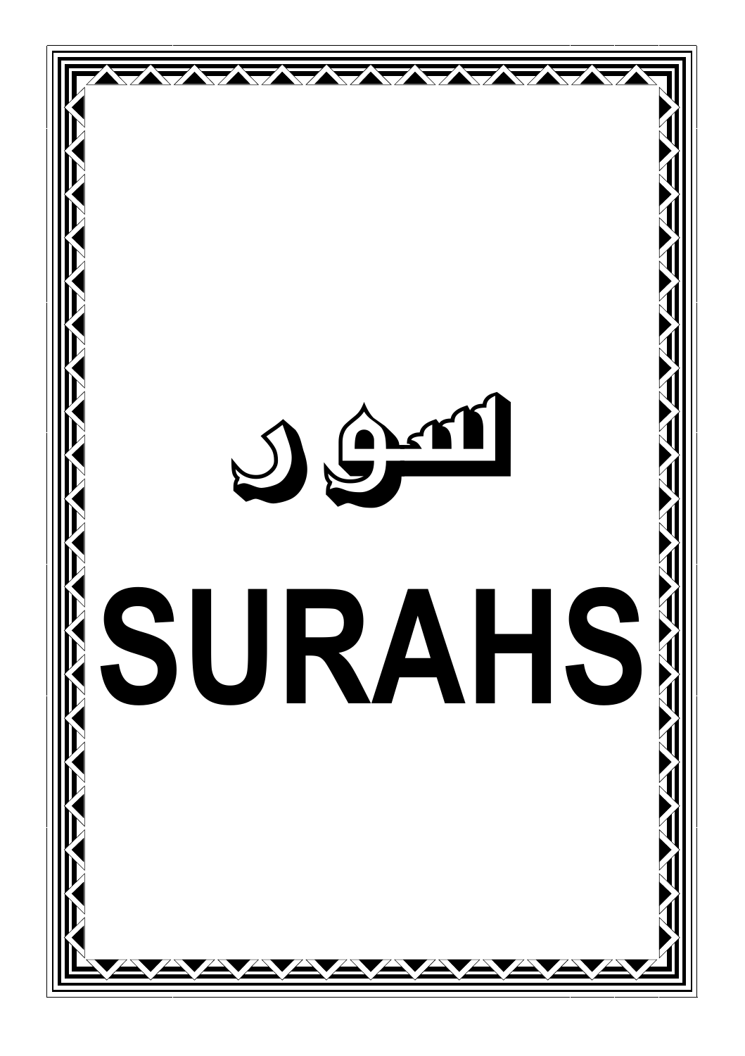# سور

# SURAHS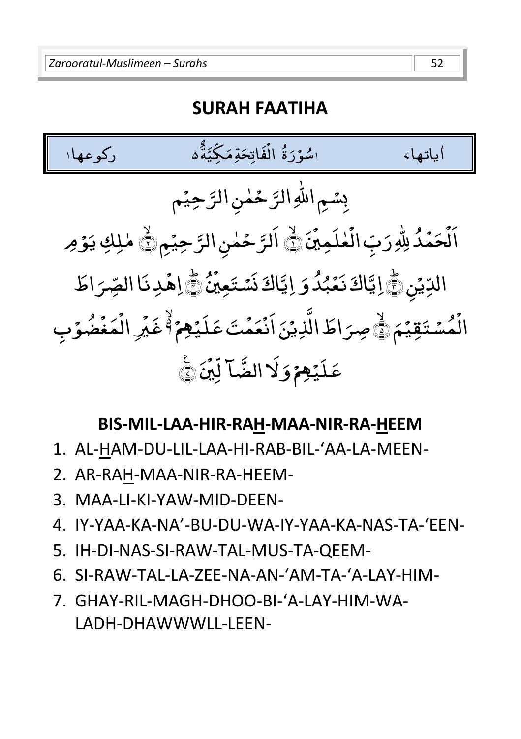## SURAH FAATIHA

| ٰايٰتها ٧ | سُوْرَةُ الْفَاتِحَةِ مَكِّيَّةٌ ۵ | ركوعها ١ |
|---|---|---|

بِسْمِ اللّٰهِ الرَّحْمٰنِ الرَّحِيْمِ

اَلْحَمْدُ لِلّٰهِ رَبِّ الْعٰلَمِيْنَ ۙ﴿۱﴾ اَلرَّحْمٰنِ الرَّحِيْمِ ۙ﴿۲﴾ مٰلِكِ يَوْمِ الدِّيْنِ ؕ﴿۳﴾ اِيَّاكَ نَعْبُدُ وَ اِيَّاكَ نَسْتَعِيْنُ ؕ﴿۴﴾ اِهْدِنَا الصِّرَاطَ الْمُسْتَقِيْمَ ۙ﴿۵﴾ صِرَاطَ الَّذِيْنَ اَنْعَمْتَ عَلَيْهِمْ ۙ۬ غَيْرِ الْمَغْضُوْبِ عَلَيْهِمْ وَلَا الضَّآلِّيْنَ ﴿۷﴾

**BIS-MIL-LAA-HIR-RAH-MAA-NIR-RA-HEEM**

1. AL-HAM-DU-LIL-LAA-HI-RAB-BIL-'AA-LA-MEEN-
2. AR-RAH-MAA-NIR-RA-HEEM-
3. MAA-LI-KI-YAW-MID-DEEN-
4. IY-YAA-KA-NA'-BU-DU-WA-IY-YAA-KA-NAS-TA-'EEN-
5. IH-DI-NAS-SI-RAW-TAL-MUS-TA-QEEM-
6. SI-RAW-TAL-LA-ZEE-NA-AN-'AM-TA-'A-LAY-HIM-
7. GHAY-RIL-MAGH-DHOO-BI-'A-LAY-HIM-WA-LADH-DHAWWWLL-LEEN-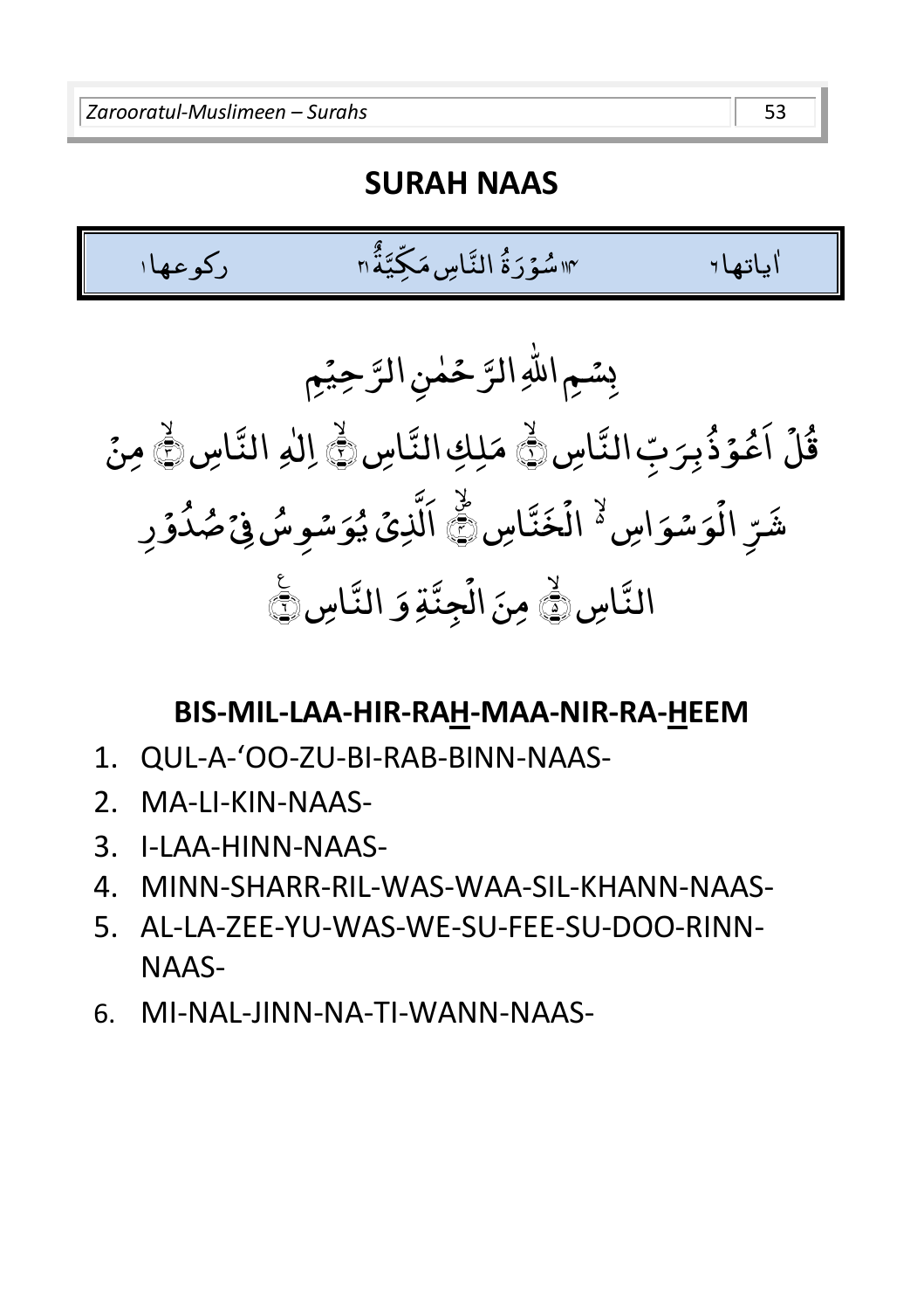## SURAH NAAS

| | | |
|---|---|---|
| ركوعها ١ | ١١٤ سُوْرَةُ النَّاسِ مَكِّيَّةٌ ٢١ | اٰياتها ٦ |

بِسْمِ اللّٰهِ الرَّحْمٰنِ الرَّحِيْمِ

قُلْ اَعُوْذُ بِرَبِّ النَّاسِ ۙ﴿۱﴾ مَلِكِ النَّاسِ ۙ﴿۲﴾ اِلٰهِ النَّاسِ ۙ﴿۳﴾ مِنْ شَرِّ الْوَسْوَاسِ ۙ الْخَنَّاسِ ۙ﴿۴﴾ اَلَّذِیْ یُوَسْوِسُ فِیْ صُدُوْرِ النَّاسِ ۙ﴿۵﴾ مِنَ الْجِنَّةِ وَ النَّاسِ ﴿۶﴾

**BIS-MIL-LAA-HIR-RAH-MAA-NIR-RA-HEEM**

1. QUL-A-‘OO-ZU-BI-RAB-BINN-NAAS-
2. MA-LI-KIN-NAAS-
3. I-LAA-HINN-NAAS-
4. MINN-SHARR-RIL-WAS-WAA-SIL-KHANN-NAAS-
5. AL-LA-ZEE-YU-WAS-WE-SU-FEE-SU-DOO-RINN-NAAS-
6. MI-NAL-JINN-NA-TI-WANN-NAAS-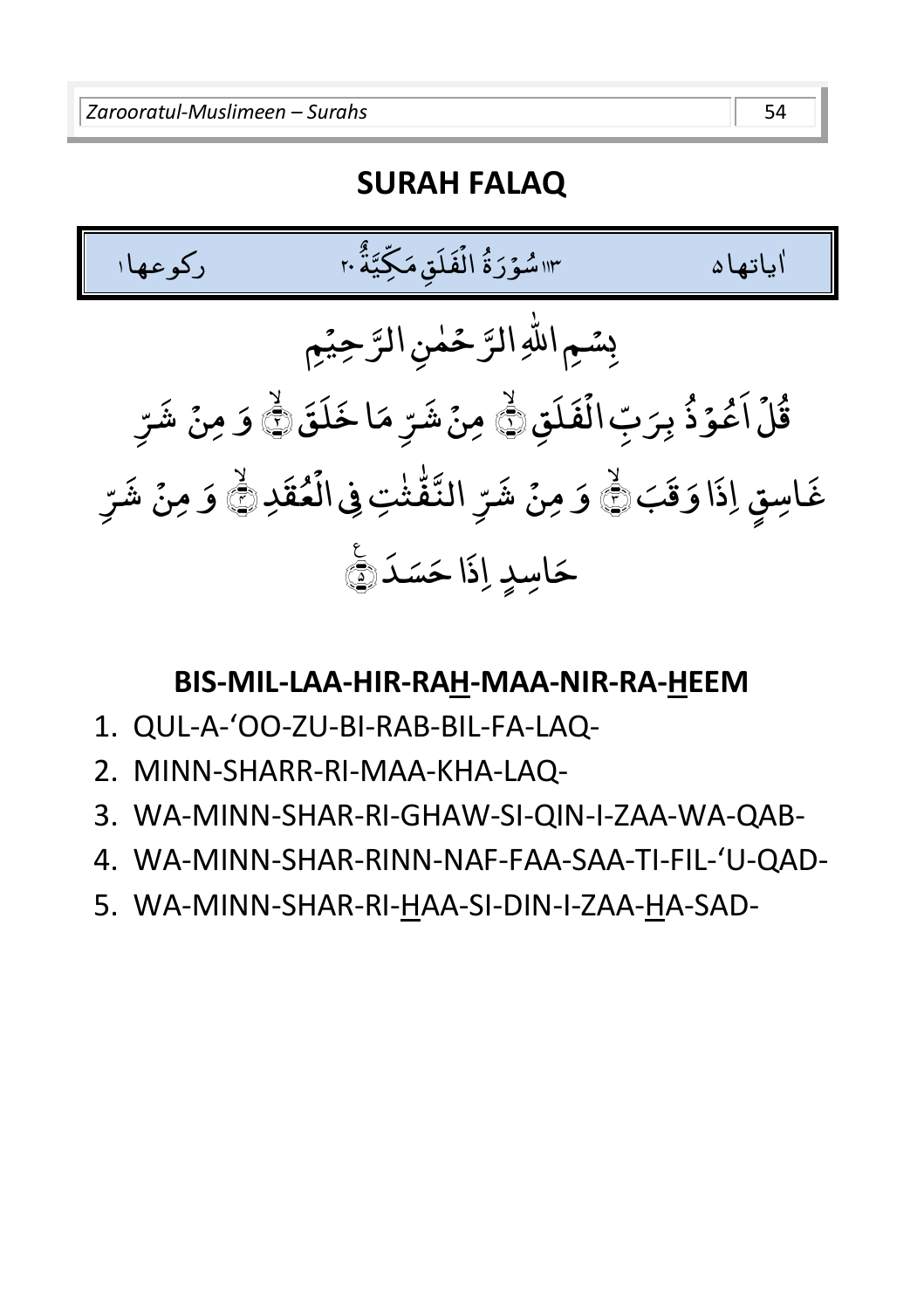## SURAH FALAQ

| | | |
|---|---|---|
| رکوعها ۱ | ۱۱۳ سُوْرَةُ الْفَلَقِ مَكِّيَّةٌ ۲۰ | اٰياتها ۵ |

بِسْمِ اللّٰهِ الرَّحْمٰنِ الرَّحِيْمِ

قُلْ اَعُوْذُ بِرَبِّ الْفَلَقِ ۝۱ مِنْ شَرِّ مَا خَلَقَ ۝۲ وَ مِنْ شَرِّ غَاسِقٍ اِذَا وَقَبَ ۝۳ وَ مِنْ شَرِّ النَّفّٰثٰتِ فِى الْعُقَدِ ۝۴ وَ مِنْ شَرِّ حَاسِدٍ اِذَا حَسَدَ ۝۵

**BIS-MIL-LAA-HIR-RA<u>H</u>-MAA-NIR-RA-<u>H</u>EEM**

1. QUL-A-'OO-ZU-BI-RAB-BIL-FA-LAQ-
2. MINN-SHARR-RI-MAA-KHA-LAQ-
3. WA-MINN-SHAR-RI-GHAW-SI-QIN-I-ZAA-WA-QAB-
4. WA-MINN-SHAR-RINN-NAF-FAA-SAA-TI-FIL-'U-QAD-
5. WA-MINN-SHAR-RI-<u>H</u>AA-SI-DIN-I-ZAA-<u>H</u>A-SAD-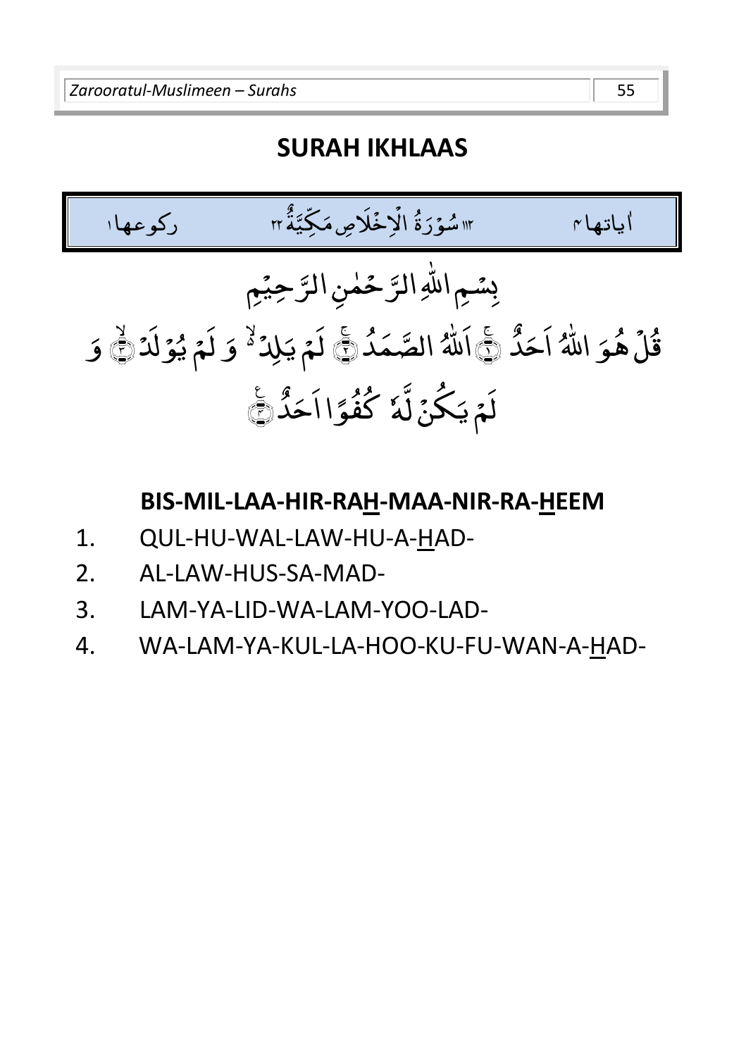## SURAH IKHLAAS

| | | |
|---|---|---|
| اٰیاتها ۴ | ۱۱۲ سُوْرَةُ الْاِخْلَاصِ مَکِّیَّةٌ ۲۲ | رکوعها ۱ |

بِسْمِ اللّٰهِ الرَّحْمٰنِ الرَّحِیْمِ

قُلْ هُوَ اللّٰهُ اَحَدٌ ۚ﴿۱﴾ اَللّٰهُ الصَّمَدُ ۚ﴿۲﴾ لَمْ یَلِدْ ۙ وَ لَمْ یُوْلَدْ ۙ﴿۳﴾ وَ لَمْ یَکُنْ لَّهٗ کُفُوًا اَحَدٌ ﴿۴﴾

**BIS-MIL-LAA-HIR-RAH-MAA-NIR-RA-HEEM**

1. QUL-HU-WAL-LAW-HU-A-HAD-
2. AL-LAW-HUS-SA-MAD-
3. LAM-YA-LID-WA-LAM-YOO-LAD-
4. WA-LAM-YA-KUL-LA-HOO-KU-FU-WAN-A-HAD-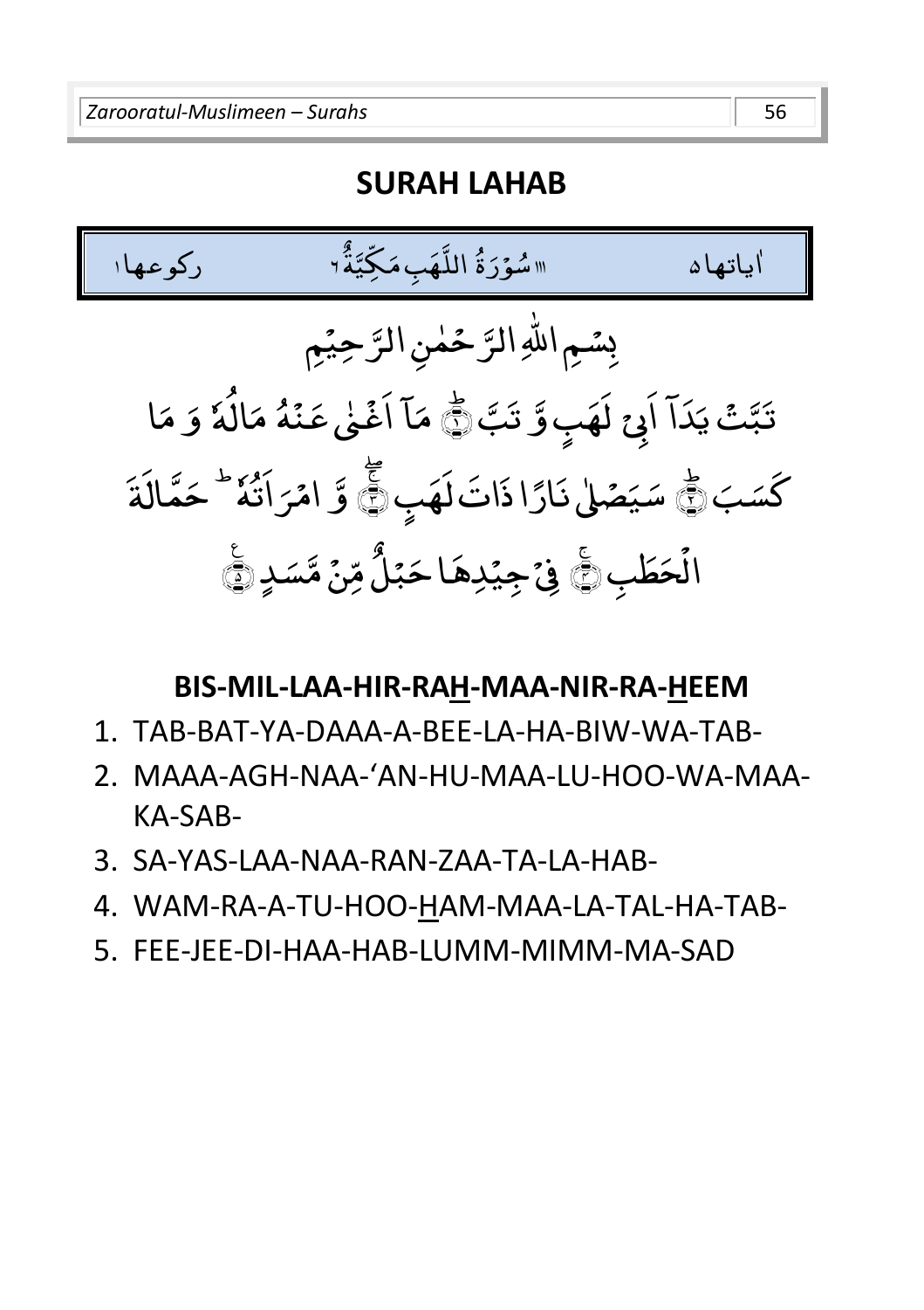## SURAH LAHAB

| | | |
|---|---|---|
| اٰیاتها ۵ | ۱۱۱ سُوْرَةُ اللَّهَبِ مَكِّيَّةٌ ۶ | رکوعها ۱ |

بِسْمِ اللّٰهِ الرَّحْمٰنِ الرَّحِيْمِ

تَبَّتْ يَدَآ اَبِيْ لَهَبٍ وَّ تَبَّ ۝۱ مَآ اَغْنٰى عَنْهُ مَالُهٗ وَ مَا كَسَبَ ۝۲ سَيَصْلٰى نَارًا ذَاتَ لَهَبٍ ۝۳ وَّ امْرَاَتُهٗ ؕ حَمَّالَةَ الْحَطَبِ ۝۴ فِيْ جِيْدِهَا حَبْلٌ مِّنْ مَّسَدٍ ۝۵

**BIS-MIL-LAA-HIR-RA<u>H</u>-MAA-NIR-RA-<u>H</u>EEM**

1. TAB-BAT-YA-DAAA-A-BEE-LA-HA-BIW-WA-TAB-
2. MAAA-AGH-NAA-‘AN-HU-MAA-LU-HOO-WA-MAA-KA-SAB-
3. SA-YAS-LAA-NAA-RAN-ZAA-TA-LA-HAB-
4. WAM-RA-A-TU-HOO-<u>H</u>AM-MAA-LA-TAL-HA-TAB-
5. FEE-JEE-DI-HAA-HAB-LUMM-MIMM-MA-SAD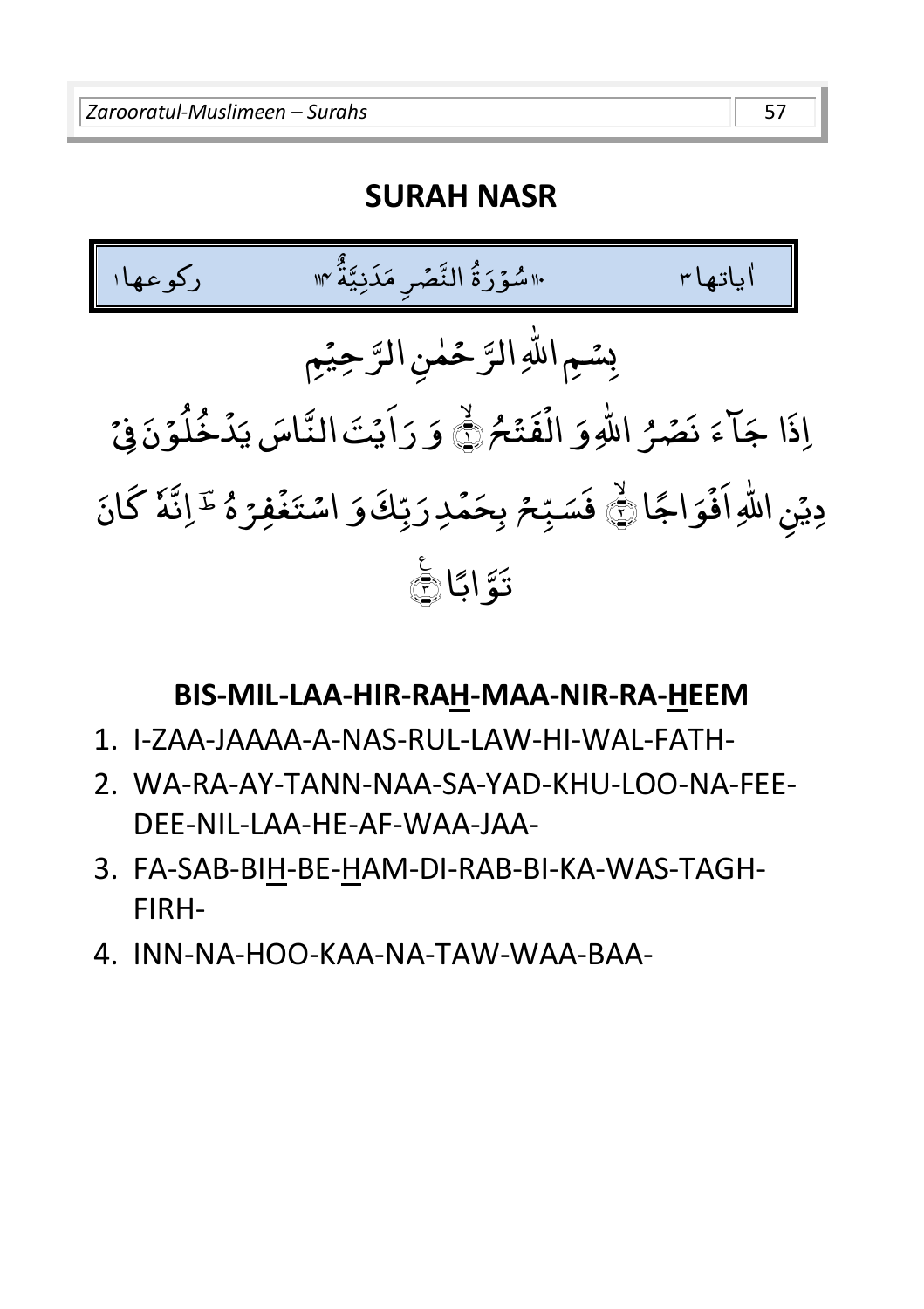## SURAH NASR

| | | |
|---|---|---|
| رکوعها ۱ | ۱۱۰ سُوْرَةُ النَّصْرِ مَدَنِيَّةٌ ۱۱۴ | اٰياتها ۳ |

بِسْمِ اللّٰهِ الرَّحْمٰنِ الرَّحِيْمِ

اِذَا جَآءَ نَصْرُ اللّٰهِ وَ الْفَتْحُ ۝۱ وَ رَاَيْتَ النَّاسَ يَدْخُلُوْنَ فِيْ دِيْنِ اللّٰهِ اَفْوَاجًا ۝۲ فَسَبِّحْ بِحَمْدِ رَبِّكَ وَ اسْتَغْفِرْهُ ؕ اِنَّهٗ كَانَ تَوَّابًا ۝۳

**BIS-MIL-LAA-HIR-RAH-MAA-NIR-RA-HEEM**

1. I-ZAA-JAAAA-A-NAS-RUL-LAW-HI-WAL-FATH-
2. WA-RA-AY-TANN-NAA-SA-YAD-KHU-LOO-NA-FEE-DEE-NIL-LAA-HE-AF-WAA-JAA-
3. FA-SAB-BIH-BE-HAM-DI-RAB-BI-KA-WAS-TAGH-FIRH-
4. INN-NA-HOO-KAA-NA-TAW-WAA-BAA-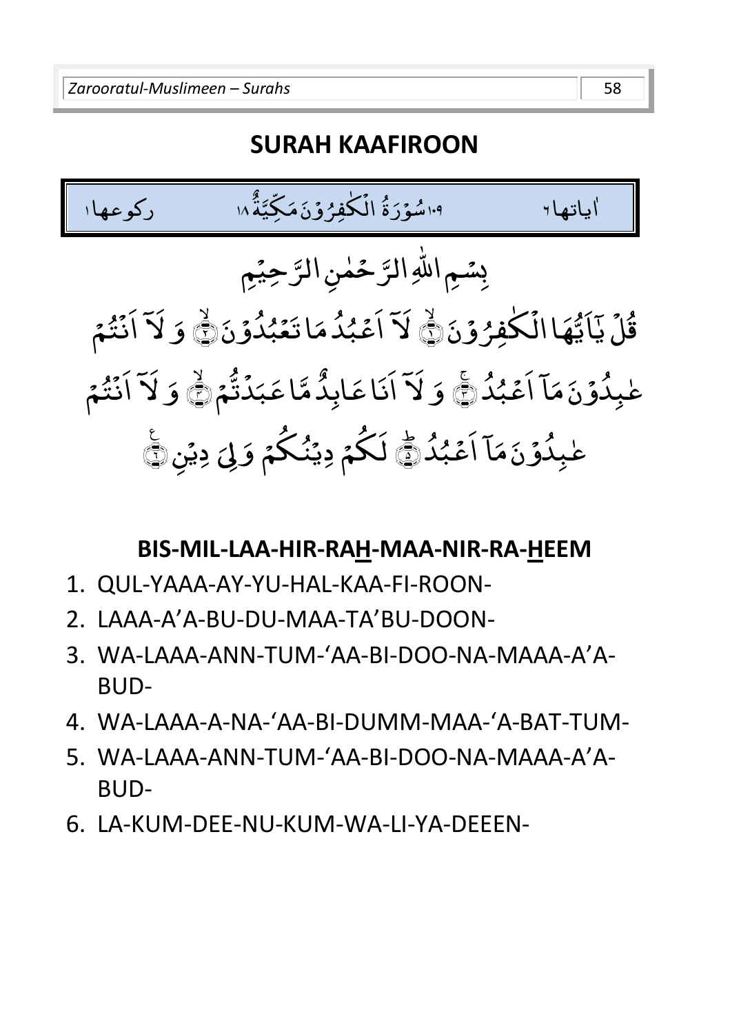## SURAH KAAFIROON

| | | |
|---|---|---|
| ركوعها ١ | ١٠٩ سُوْرَةُ الْكٰفِرُوْنَ مَكِّيَّةٌ ١٨ | اٰياتها ٦ |

بِسْمِ اللّٰهِ الرَّحْمٰنِ الرَّحِيْمِ

قُلْ يٰۤاَيُّهَا الْكٰفِرُوْنَ ۝١ لَاۤ اَعْبُدُ مَا تَعْبُدُوْنَ ۝٢ وَ لَاۤ اَنْتُمْ عٰبِدُوْنَ مَاۤ اَعْبُدُ ۝٣ وَ لَاۤ اَنَا عَابِدٌ مَّا عَبَدْتُّمْ ۝٤ وَ لَاۤ اَنْتُمْ عٰبِدُوْنَ مَاۤ اَعْبُدُ ۝٥ لَكُمْ دِيْنُكُمْ وَلِيَ دِيْنِ ۝٦

**BIS-MIL-LAA-HIR-RAH-MAA-NIR-RA-HEEM**

1. QUL-YAAA-AY-YU-HAL-KAA-FI-ROON-
2. LAAA-A'A-BU-DU-MAA-TA'BU-DOON-
3. WA-LAAA-ANN-TUM-'AA-BI-DOO-NA-MAAA-A'A-BUD-
4. WA-LAAA-A-NA-'AA-BI-DUMM-MAA-'A-BAT-TUM-
5. WA-LAAA-ANN-TUM-'AA-BI-DOO-NA-MAAA-A'A-BUD-
6. LA-KUM-DEE-NU-KUM-WA-LI-YA-DEEEN-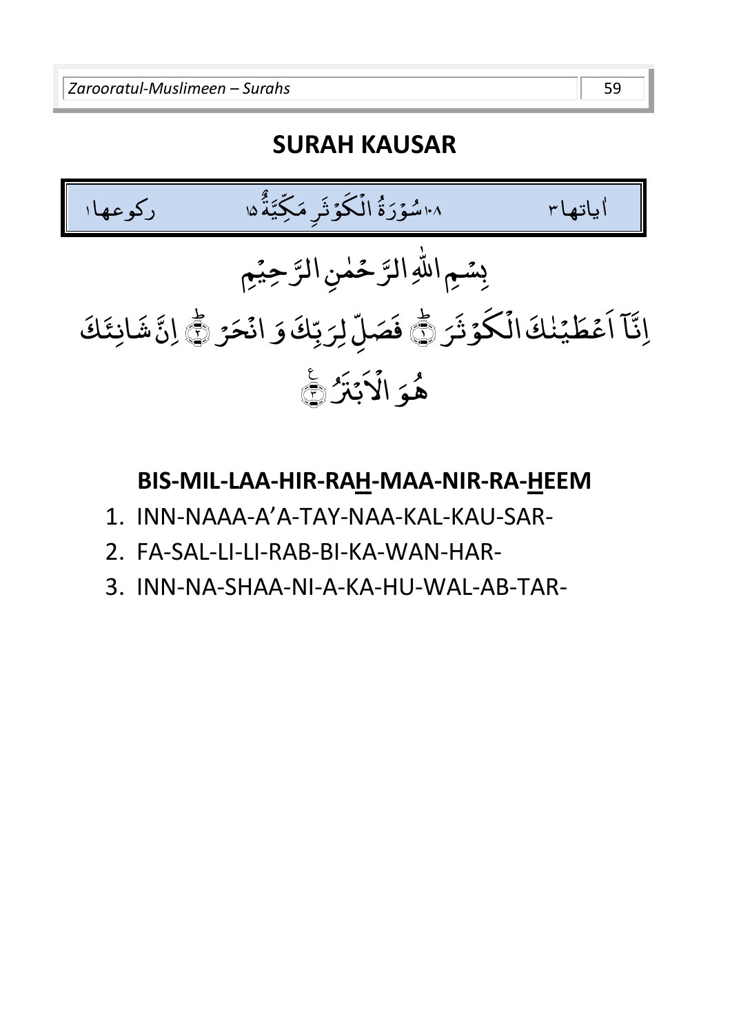## SURAH KAUSAR

| | | |
|---|---|---|
| ركوعها ١ | ١٠٨ سُوْرَةُ الْكَوْثَرِ مَكِّيَّةٌ ١٥ | اٰياتها ٣ |

بِسْمِ اللّٰهِ الرَّحْمٰنِ الرَّحِيْمِ

اِنَّآ اَعْطَيْنٰكَ الْكَوْثَرَ ۟ۙ﴿١﴾ فَصَلِّ لِرَبِّكَ وَ انْحَرْ ۟ؕ﴿٢﴾ اِنَّ شَانِئَكَ هُوَ الْاَبْتَرُ ۟ع﴿٣﴾

**BIS-MIL-LAA-HIR-RA<u>H</u>-MAA-NIR-RA-<u>H</u>EEM**

1. INN-NAAA-A'A-TAY-NAA-KAL-KAU-SAR-
2. FA-SAL-LI-LI-RAB-BI-KA-WAN-HAR-
3. INN-NA-SHAA-NI-A-KA-HU-WAL-AB-TAR-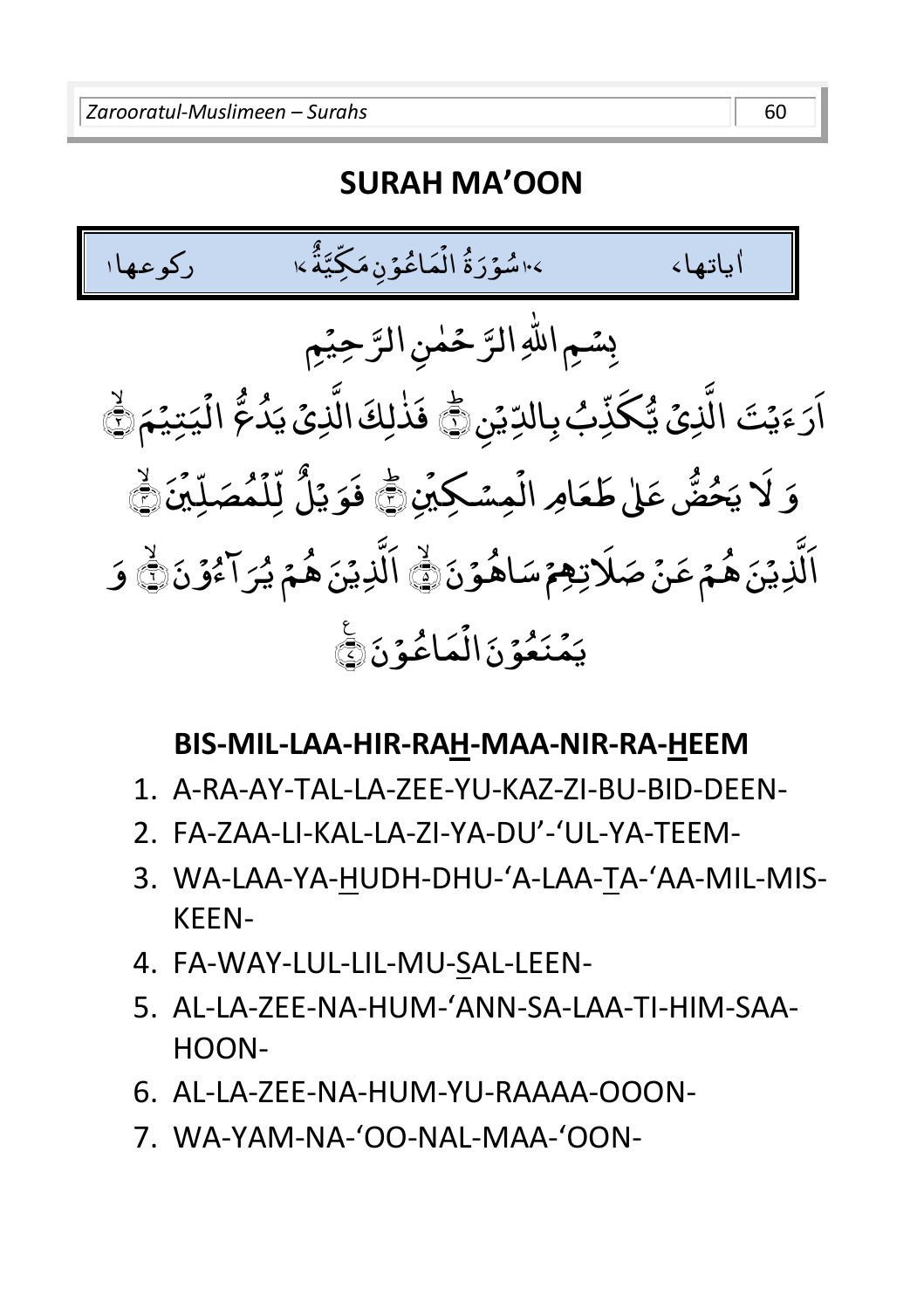## SURAH MA'OON

| | | |
|---|---|---|
| ركوعها ١ | ١٠٧ سُوْرَةُ الْمَاعُوْنِ مَكِّيَّةٌ ١٧ | اٰياتها ٧ |

بِسْمِ اللّٰهِ الرَّحْمٰنِ الرَّحِيْمِ

اَرَءَيْتَ الَّذِىْ يُكَذِّبُ بِالدِّيْنِ ۝١ فَذٰلِكَ الَّذِىْ يَدُعُّ الْيَتِيْمَ ۝٢ وَ لَا يَحُضُّ عَلٰى طَعَامِ الْمِسْكِيْنِ ۝٣ فَوَيْلٌ لِّلْمُصَلِّيْنَ ۝٤ اَلَّذِيْنَ هُمْ عَنْ صَلَاتِهِمْ سَاهُوْنَ ۝٥ اَلَّذِيْنَ هُمْ يُرَآءُوْنَ ۝٦ وَ يَمْنَعُوْنَ الْمَاعُوْنَ ۝٧

**BIS-MIL-LAA-HIR-RA<u>H</u>-MAA-NIR-RA-<u>H</u>EEM**

1. A-RA-AY-TAL-LA-ZEE-YU-KAZ-ZI-BU-BID-DEEN-
2. FA-ZAA-LI-KAL-LA-ZI-YA-DU'-'UL-YA-TEEM-
3. WA-LAA-YA-<u>H</u>UDH-DHU-'A-LAA-<u>T</u>A-'AA-MIL-MIS-KEEN-
4. FA-WAY-LUL-LIL-MU-<u>S</u>AL-LEEN-
5. AL-LA-ZEE-NA-HUM-'ANN-SA-LAA-TI-HIM-SAA-HOON-
6. AL-LA-ZEE-NA-HUM-YU-RAAAA-OOON-
7. WA-YAM-NA-'OO-NAL-MAA-'OON-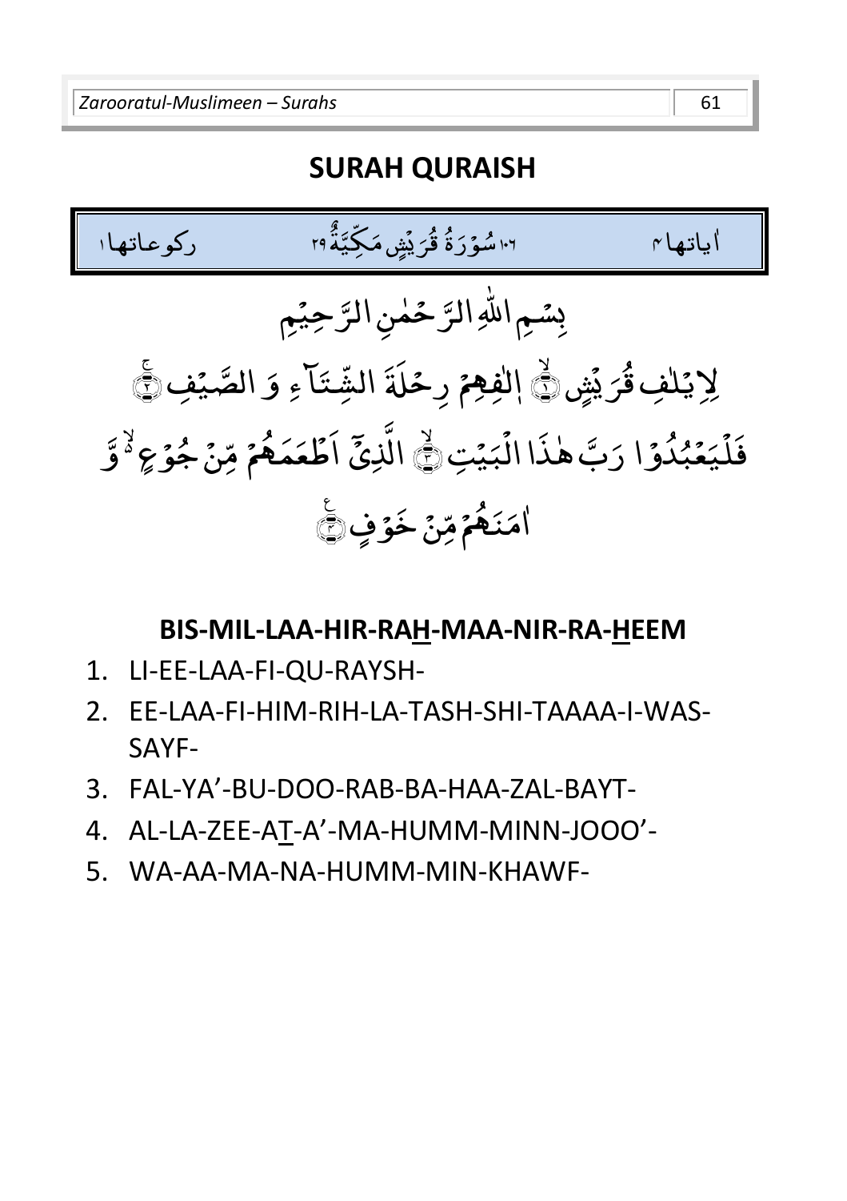# SURAH QURAISH

| ركوعاتها ١ | ١٠٦ سُوْرَةُ قُرَيْشٍ مَكِّيَّةٌ ٢٩ | اٰياتها ٤ |
|---|---|---|

بِسْمِ اللّٰهِ الرَّحْمٰنِ الرَّحِيْمِ

لِاِيْلٰفِ قُرَيْشٍ ۙ﴿۱﴾ اٖلٰفِهِمْ رِحْلَةَ الشِّتَآءِ وَ الصَّيْفِ ۚ﴿۲﴾ فَلْيَعْبُدُوْا رَبَّ هٰذَا الْبَيْتِ ۙ﴿۳﴾ الَّذِيْٓ اَطْعَمَهُمْ مِّنْ جُوْعٍ ۙ۵ وَّ اٰمَنَهُمْ مِّنْ خَوْفٍ ۧ﴿۴﴾

**BIS-MIL-LAA-HIR-RA<u>H</u>-MAA-NIR-RA-<u>H</u>EEM**

1. LI-EE-LAA-FI-QU-RAYSH-
2. EE-LAA-FI-HIM-RIH-LA-TASH-SHI-TAAAA-I-WAS-SAYF-
3. FAL-YA'-BU-DOO-RAB-BA-HAA-ZAL-BAYT-
4. AL-LA-ZEE-A<u>T</u>-A'-MA-HUMM-MINN-JOOO'-
5. WA-AA-MA-NA-HUMM-MIN-KHAWF-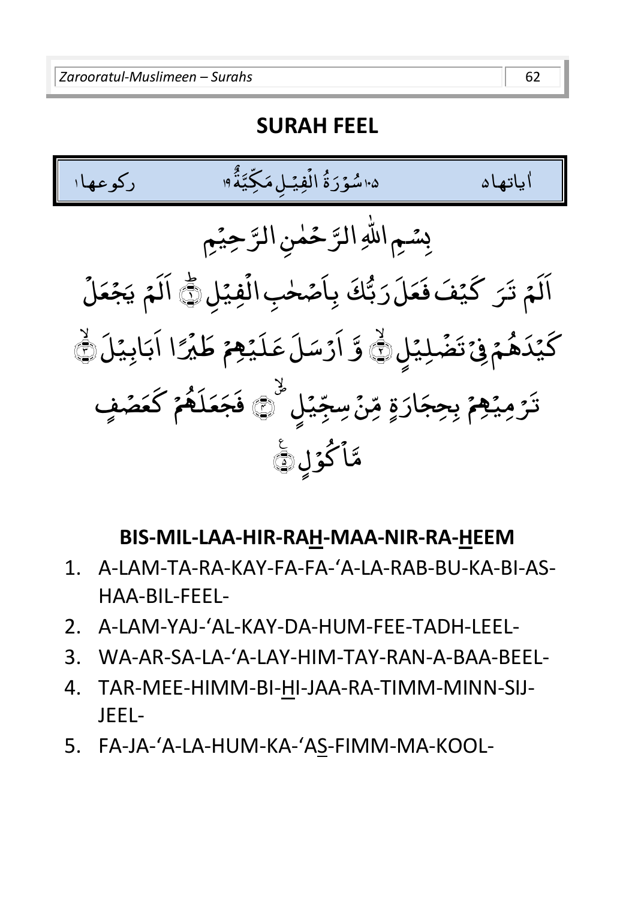## SURAH FEEL

| | | |
|---|---|---|
| ركوعها ١ | ١٠٥ سُوْرَةُ الْفِيْلِ مَكِّيَّةٌ ١٩ | اٰياتها ٥ |

بِسْمِ اللّٰهِ الرَّحْمٰنِ الرَّحِيْمِ

اَلَمْ تَرَ كَيْفَ فَعَلَ رَبُّكَ بِاَصْحٰبِ الْفِيْلِ ﴿١﴾ اَلَمْ يَجْعَلْ كَيْدَهُمْ فِيْ تَضْلِيْلٍ ﴿٢﴾ وَّ اَرْسَلَ عَلَيْهِمْ طَيْرًا اَبَابِيْلَ ﴿٣﴾ تَرْمِيْهِمْ بِحِجَارَةٍ مِّنْ سِجِّيْلٍ ﴿٤﴾ فَجَعَلَهُمْ كَعَصْفٍ مَّاْكُوْلٍ ﴿٥﴾

**BIS-MIL-LAA-HIR-RAH-MAA-NIR-RA-HEEM**

1. A-LAM-TA-RA-KAY-FA-FA-'A-LA-RAB-BU-KA-BI-AS-HAA-BIL-FEEL-
2. A-LAM-YAJ-'AL-KAY-DA-HUM-FEE-TADH-LEEL-
3. WA-AR-SA-LA-'A-LAY-HIM-TAY-RAN-A-BAA-BEEL-
4. TAR-MEE-HIMM-BI-HI-JAA-RA-TIMM-MINN-SIJ-JEEL-
5. FA-JA-'A-LA-HUM-KA-'AS-FIMM-MA-KOOL-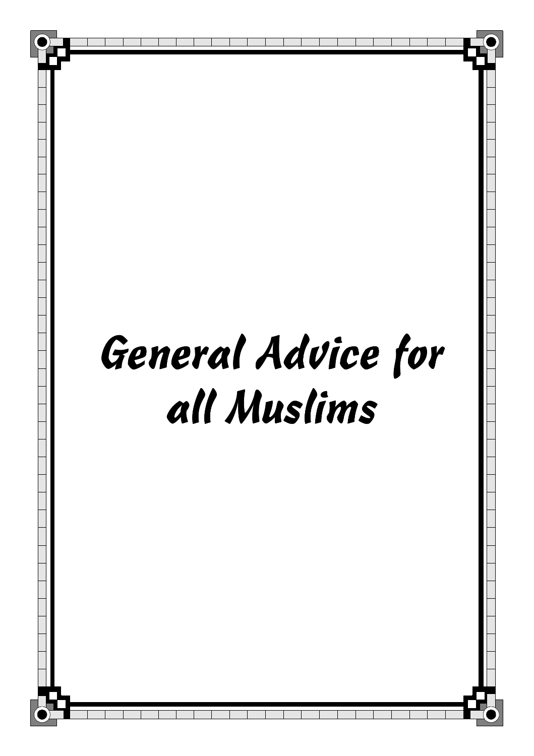# General Advice for all Muslims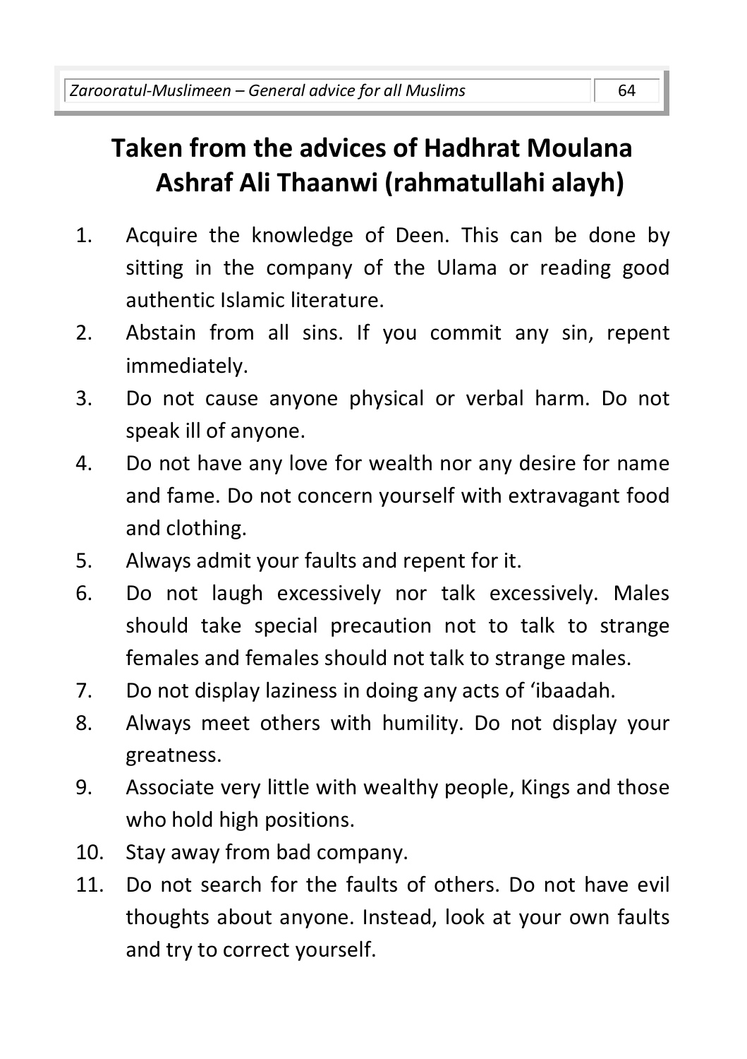## Taken from the advices of Hadhrat Moulana Ashraf Ali Thaanwi (rahmatullahi alayh)

1. Acquire the knowledge of Deen. This can be done by sitting in the company of the Ulama or reading good authentic Islamic literature.
2. Abstain from all sins. If you commit any sin, repent immediately.
3. Do not cause anyone physical or verbal harm. Do not speak ill of anyone.
4. Do not have any love for wealth nor any desire for name and fame. Do not concern yourself with extravagant food and clothing.
5. Always admit your faults and repent for it.
6. Do not laugh excessively nor talk excessively. Males should take special precaution not to talk to strange females and females should not talk to strange males.
7. Do not display laziness in doing any acts of 'ibaadah.
8. Always meet others with humility. Do not display your greatness.
9. Associate very little with wealthy people, Kings and those who hold high positions.
10. Stay away from bad company.
11. Do not search for the faults of others. Do not have evil thoughts about anyone. Instead, look at your own faults and try to correct yourself.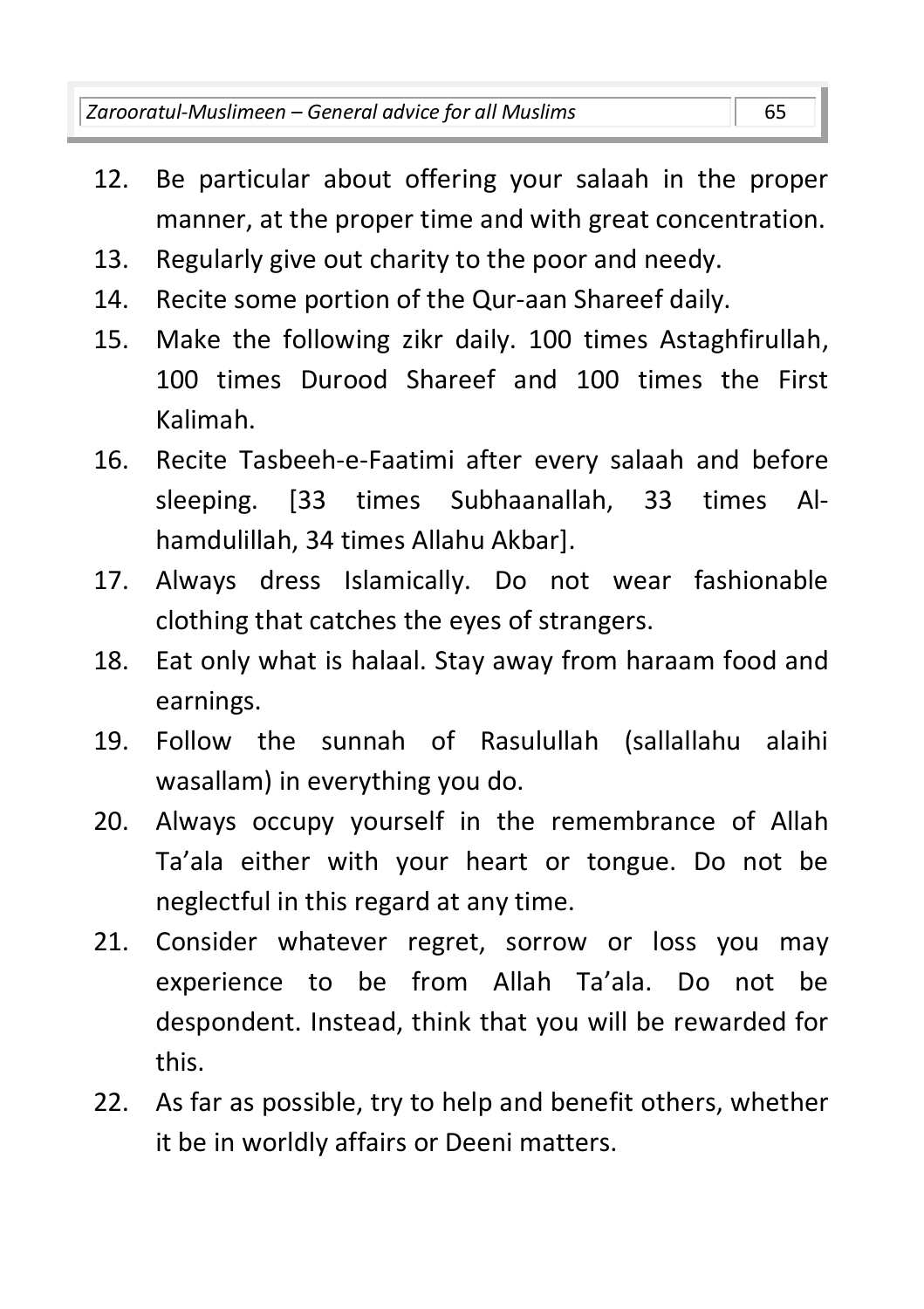12. Be particular about offering your salaah in the proper manner, at the proper time and with great concentration.
13. Regularly give out charity to the poor and needy.
14. Recite some portion of the Qur-aan Shareef daily.
15. Make the following zikr daily. 100 times Astaghfirullah, 100 times Durood Shareef and 100 times the First Kalimah.
16. Recite Tasbeeh-e-Faatimi after every salaah and before sleeping. [33 times Subhaanallah, 33 times Al-hamdulillah, 34 times Allahu Akbar].
17. Always dress Islamically. Do not wear fashionable clothing that catches the eyes of strangers.
18. Eat only what is halaal. Stay away from haraam food and earnings.
19. Follow the sunnah of Rasulullah (sallallahu alaihi wasallam) in everything you do.
20. Always occupy yourself in the remembrance of Allah Ta'ala either with your heart or tongue. Do not be neglectful in this regard at any time.
21. Consider whatever regret, sorrow or loss you may experience to be from Allah Ta'ala. Do not be despondent. Instead, think that you will be rewarded for this.
22. As far as possible, try to help and benefit others, whether it be in worldly affairs or Deeni matters.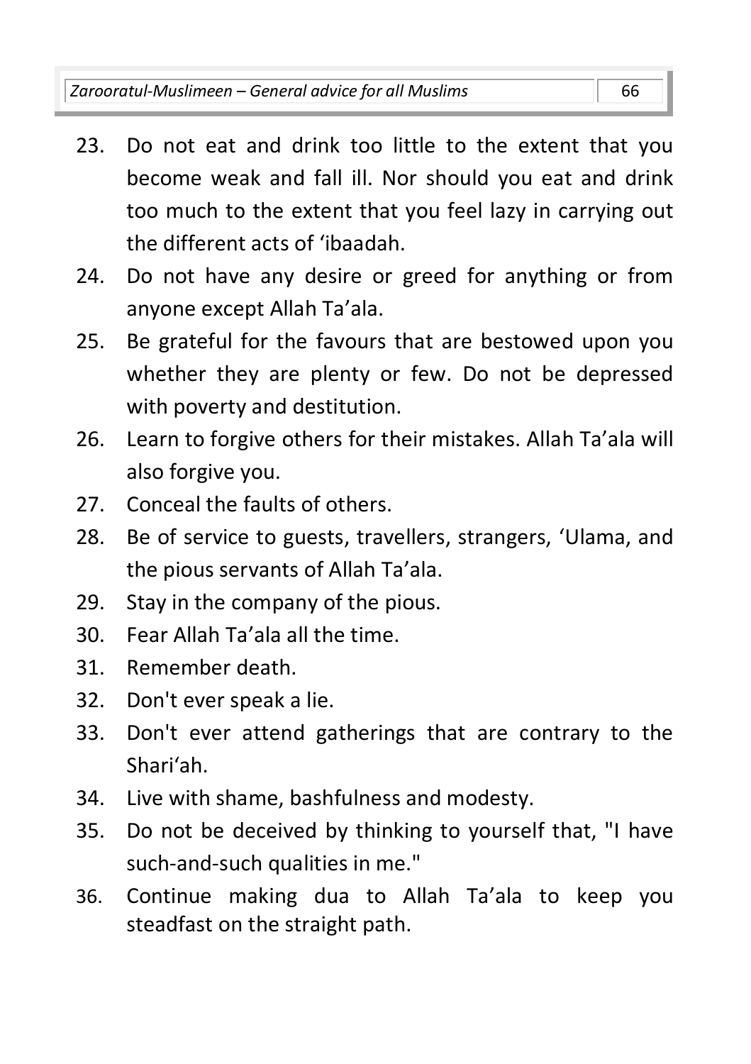23. Do not eat and drink too little to the extent that you become weak and fall ill. Nor should you eat and drink too much to the extent that you feel lazy in carrying out the different acts of 'ibaadah.
24. Do not have any desire or greed for anything or from anyone except Allah Ta'ala.
25. Be grateful for the favours that are bestowed upon you whether they are plenty or few. Do not be depressed with poverty and destitution.
26. Learn to forgive others for their mistakes. Allah Ta'ala will also forgive you.
27. Conceal the faults of others.
28. Be of service to guests, travellers, strangers, 'Ulama, and the pious servants of Allah Ta'ala.
29. Stay in the company of the pious.
30. Fear Allah Ta'ala all the time.
31. Remember death.
32. Don't ever speak a lie.
33. Don't ever attend gatherings that are contrary to the Shari'ah.
34. Live with shame, bashfulness and modesty.
35. Do not be deceived by thinking to yourself that, "I have such-and-such qualities in me."
36. Continue making dua to Allah Ta'ala to keep you steadfast on the straight path.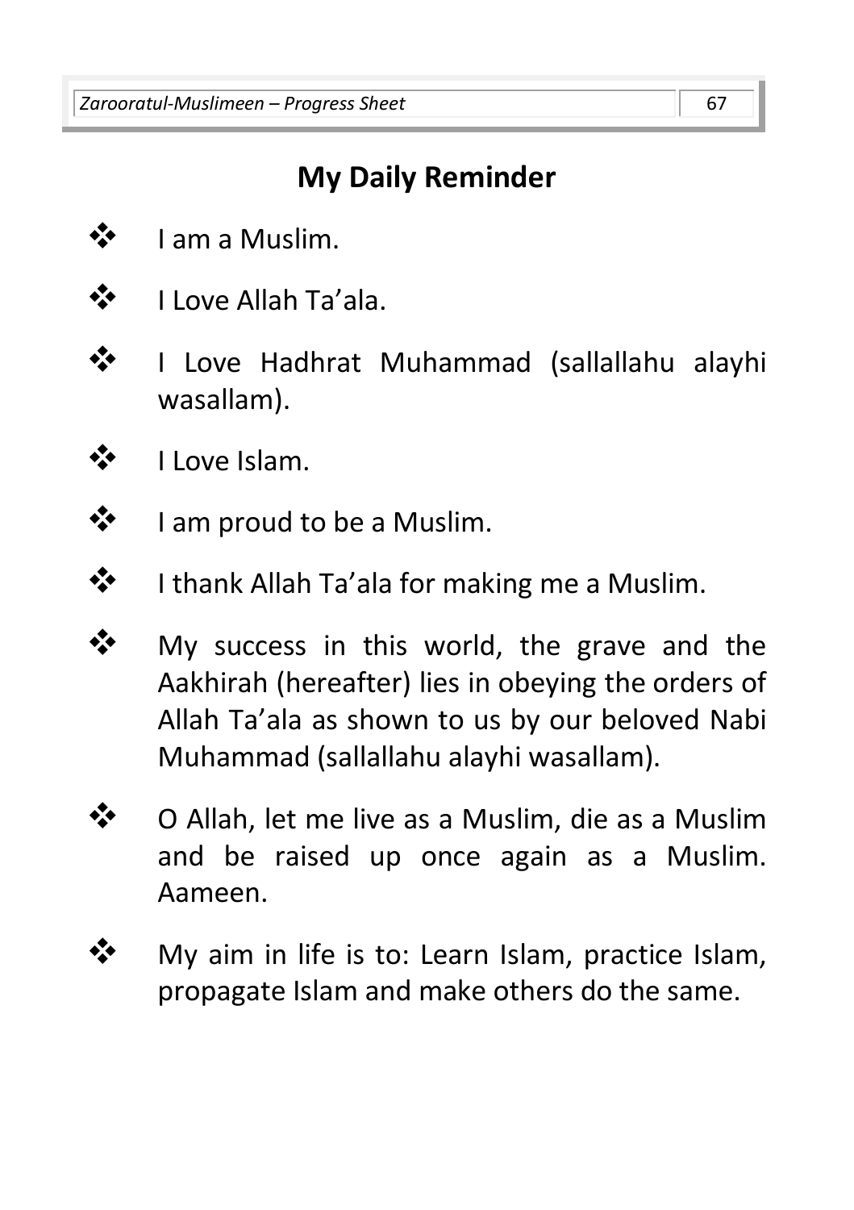## My Daily Reminder

- I am a Muslim.
- I Love Allah Ta'ala.
- I Love Hadhrat Muhammad (sallallahu alayhi wasallam).
- I Love Islam.
- I am proud to be a Muslim.
- I thank Allah Ta'ala for making me a Muslim.
- My success in this world, the grave and the Aakhirah (hereafter) lies in obeying the orders of Allah Ta'ala as shown to us by our beloved Nabi Muhammad (sallallahu alayhi wasallam).
- O Allah, let me live as a Muslim, die as a Muslim and be raised up once again as a Muslim. Aameen.
- My aim in life is to: Learn Islam, practice Islam, propagate Islam and make others do the same.